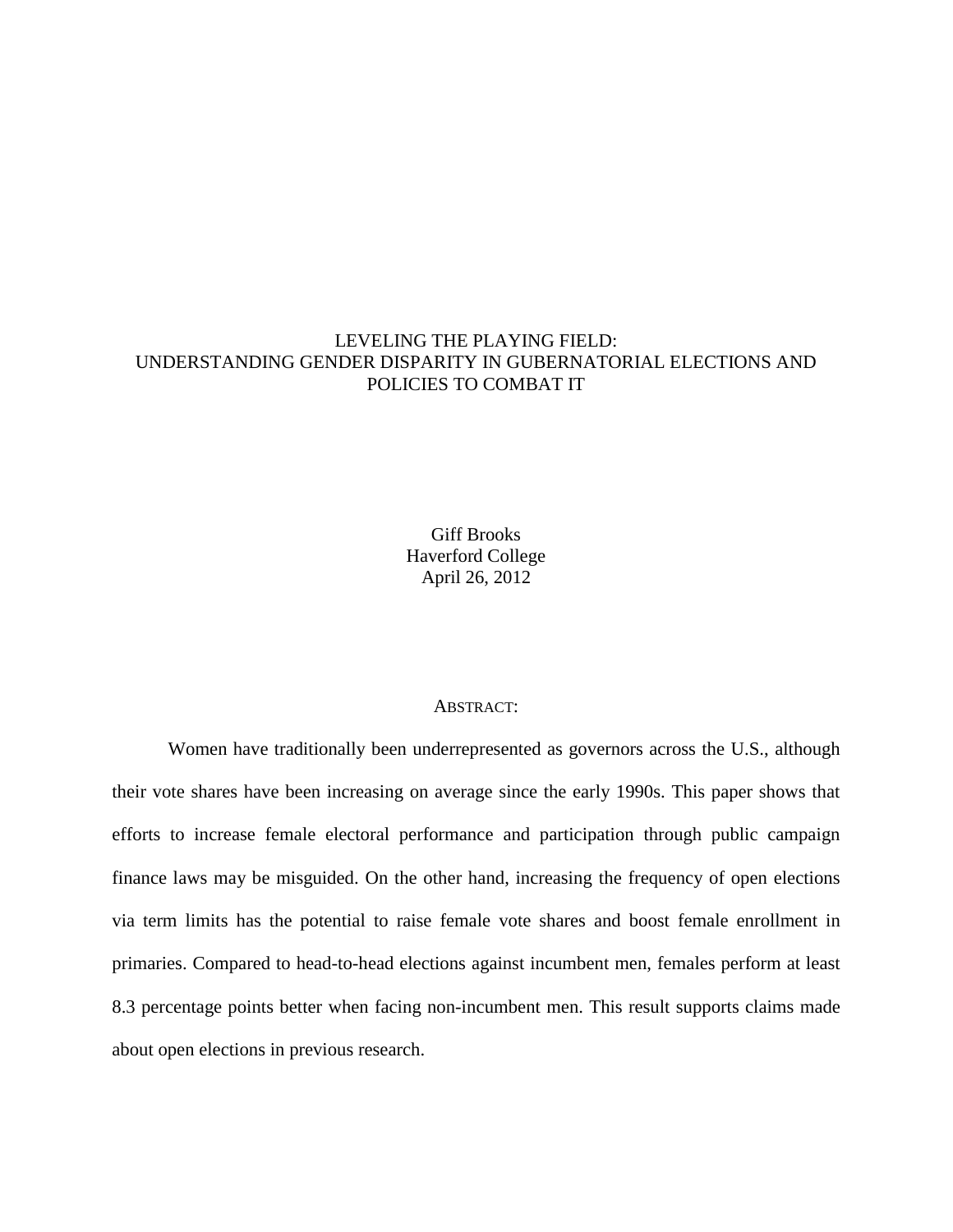# LEVELING THE PLAYING FIELD:
# UNDERSTANDING GENDER DISPARITY IN GUBERNATORIAL ELECTIONS AND POLICIES TO COMBAT IT

Giff Brooks
Haverford College
April 26, 2012

## ABSTRACT:

Women have traditionally been underrepresented as governors across the U.S., although their vote shares have been increasing on average since the early 1990s. This paper shows that efforts to increase female electoral performance and participation through public campaign finance laws may be misguided. On the other hand, increasing the frequency of open elections via term limits has the potential to raise female vote shares and boost female enrollment in primaries. Compared to head-to-head elections against incumbent men, females perform at least 8.3 percentage points better when facing non-incumbent men. This result supports claims made about open elections in previous research.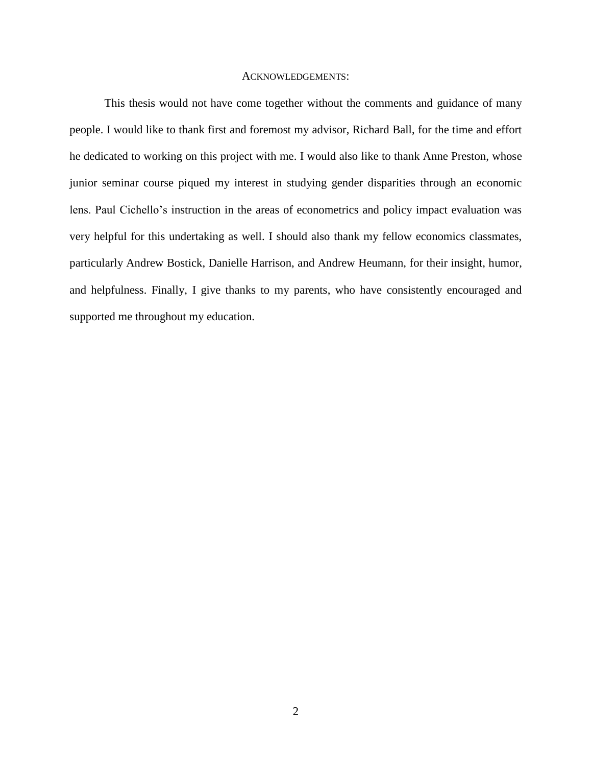## ACKNOWLEDGEMENTS:

This thesis would not have come together without the comments and guidance of many people. I would like to thank first and foremost my advisor, Richard Ball, for the time and effort he dedicated to working on this project with me. I would also like to thank Anne Preston, whose junior seminar course piqued my interest in studying gender disparities through an economic lens. Paul Cichello's instruction in the areas of econometrics and policy impact evaluation was very helpful for this undertaking as well. I should also thank my fellow economics classmates, particularly Andrew Bostick, Danielle Harrison, and Andrew Heumann, for their insight, humor, and helpfulness. Finally, I give thanks to my parents, who have consistently encouraged and supported me throughout my education.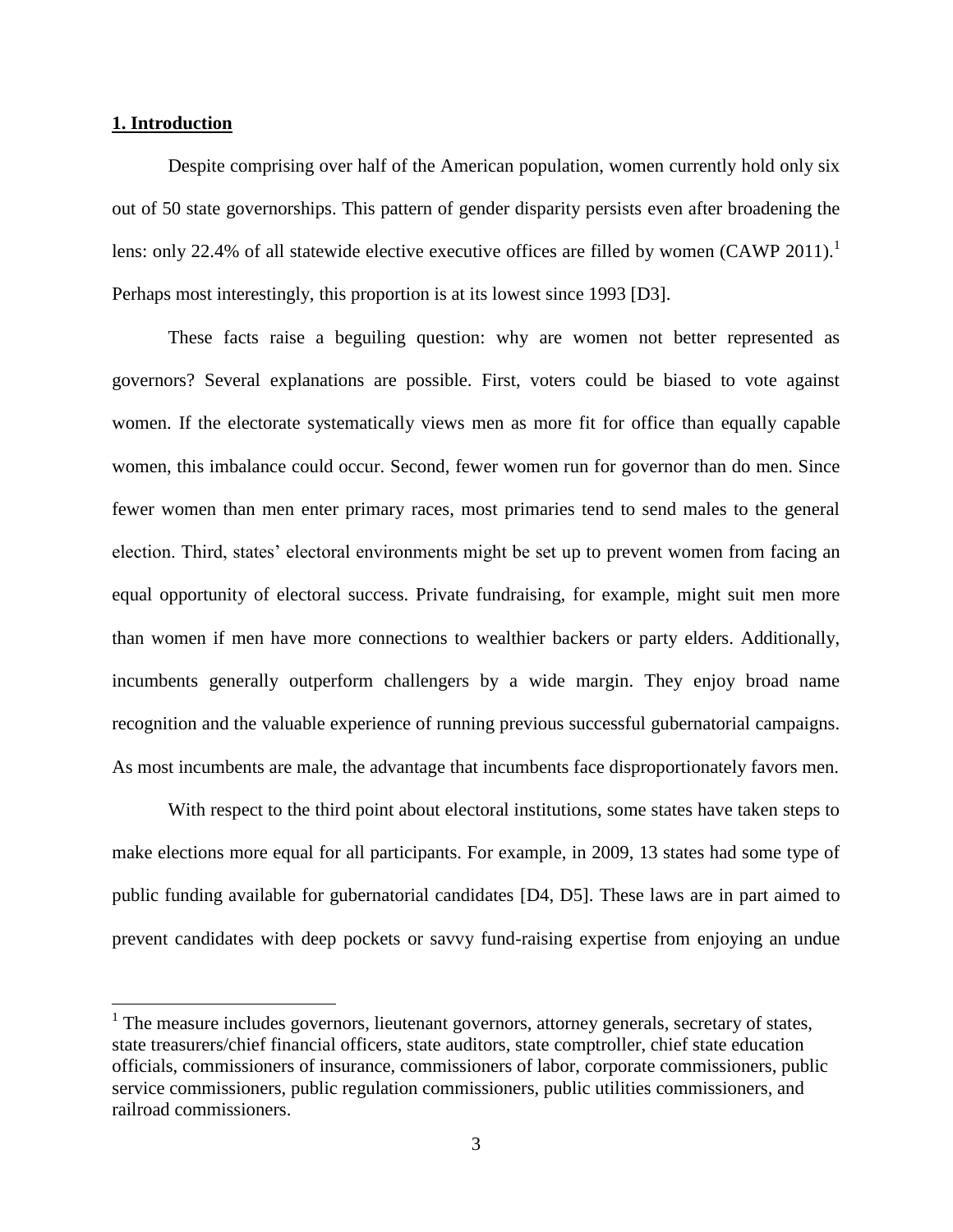## 1. Introduction

Despite comprising over half of the American population, women currently hold only six out of 50 state governorships. This pattern of gender disparity persists even after broadening the lens: only 22.4% of all statewide elective executive offices are filled by women (CAWP 2011).[1] Perhaps most interestingly, this proportion is at its lowest since 1993 [D3].

These facts raise a beguiling question: why are women not better represented as governors? Several explanations are possible. First, voters could be biased to vote against women. If the electorate systematically views men as more fit for office than equally capable women, this imbalance could occur. Second, fewer women run for governor than do men. Since fewer women than men enter primary races, most primaries tend to send males to the general election. Third, states' electoral environments might be set up to prevent women from facing an equal opportunity of electoral success. Private fundraising, for example, might suit men more than women if men have more connections to wealthier backers or party elders. Additionally, incumbents generally outperform challengers by a wide margin. They enjoy broad name recognition and the valuable experience of running previous successful gubernatorial campaigns. As most incumbents are male, the advantage that incumbents face disproportionately favors men.

With respect to the third point about electoral institutions, some states have taken steps to make elections more equal for all participants. For example, in 2009, 13 states had some type of public funding available for gubernatorial candidates [D4, D5]. These laws are in part aimed to prevent candidates with deep pockets or savvy fund-raising expertise from enjoying an undue

[1] The measure includes governors, lieutenant governors, attorney generals, secretary of states, state treasurers/chief financial officers, state auditors, state comptroller, chief state education officials, commissioners of insurance, commissioners of labor, corporate commissioners, public service commissioners, public regulation commissioners, public utilities commissioners, and railroad commissioners.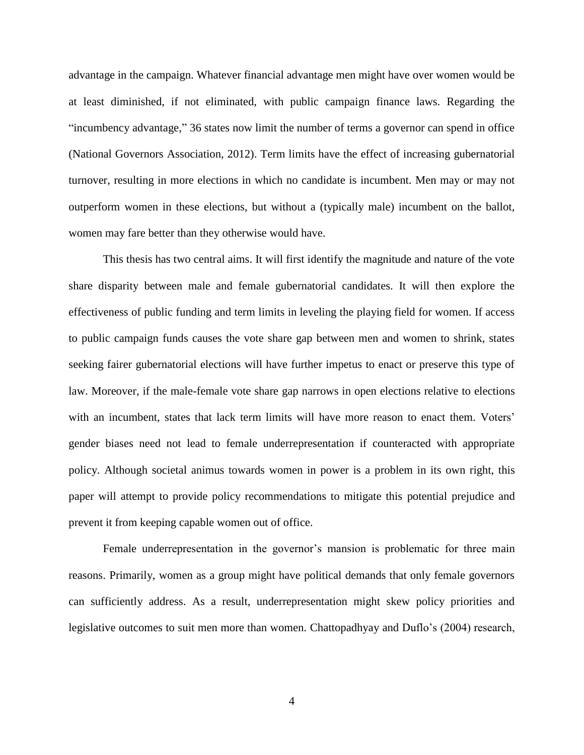advantage in the campaign. Whatever financial advantage men might have over women would be at least diminished, if not eliminated, with public campaign finance laws. Regarding the "incumbency advantage," 36 states now limit the number of terms a governor can spend in office (National Governors Association, 2012). Term limits have the effect of increasing gubernatorial turnover, resulting in more elections in which no candidate is incumbent. Men may or may not outperform women in these elections, but without a (typically male) incumbent on the ballot, women may fare better than they otherwise would have.

This thesis has two central aims. It will first identify the magnitude and nature of the vote share disparity between male and female gubernatorial candidates. It will then explore the effectiveness of public funding and term limits in leveling the playing field for women. If access to public campaign funds causes the vote share gap between men and women to shrink, states seeking fairer gubernatorial elections will have further impetus to enact or preserve this type of law. Moreover, if the male-female vote share gap narrows in open elections relative to elections with an incumbent, states that lack term limits will have more reason to enact them. Voters' gender biases need not lead to female underrepresentation if counteracted with appropriate policy. Although societal animus towards women in power is a problem in its own right, this paper will attempt to provide policy recommendations to mitigate this potential prejudice and prevent it from keeping capable women out of office.

Female underrepresentation in the governor's mansion is problematic for three main reasons. Primarily, women as a group might have political demands that only female governors can sufficiently address. As a result, underrepresentation might skew policy priorities and legislative outcomes to suit men more than women. Chattopadhyay and Duflo's (2004) research,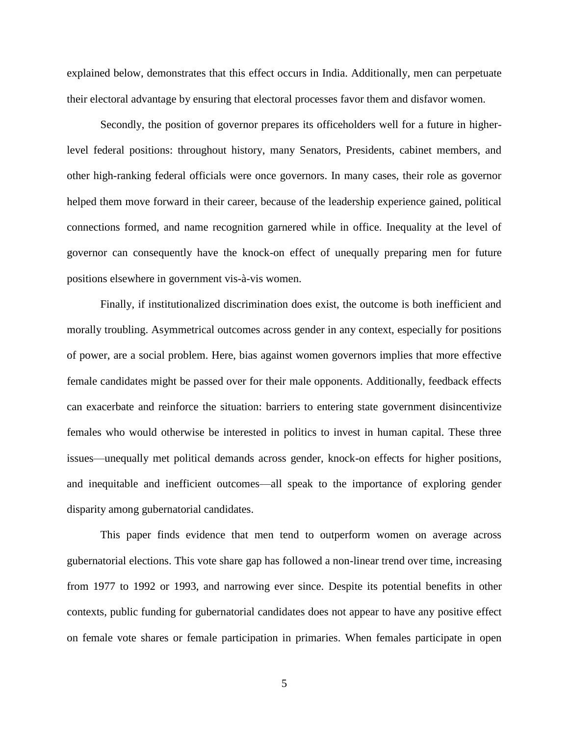explained below, demonstrates that this effect occurs in India. Additionally, men can perpetuate their electoral advantage by ensuring that electoral processes favor them and disfavor women.

Secondly, the position of governor prepares its officeholders well for a future in higher-level federal positions: throughout history, many Senators, Presidents, cabinet members, and other high-ranking federal officials were once governors. In many cases, their role as governor helped them move forward in their career, because of the leadership experience gained, political connections formed, and name recognition garnered while in office. Inequality at the level of governor can consequently have the knock-on effect of unequally preparing men for future positions elsewhere in government vis-à-vis women.

Finally, if institutionalized discrimination does exist, the outcome is both inefficient and morally troubling. Asymmetrical outcomes across gender in any context, especially for positions of power, are a social problem. Here, bias against women governors implies that more effective female candidates might be passed over for their male opponents. Additionally, feedback effects can exacerbate and reinforce the situation: barriers to entering state government disincentivize females who would otherwise be interested in politics to invest in human capital. These three issues—unequally met political demands across gender, knock-on effects for higher positions, and inequitable and inefficient outcomes—all speak to the importance of exploring gender disparity among gubernatorial candidates.

This paper finds evidence that men tend to outperform women on average across gubernatorial elections. This vote share gap has followed a non-linear trend over time, increasing from 1977 to 1992 or 1993, and narrowing ever since. Despite its potential benefits in other contexts, public funding for gubernatorial candidates does not appear to have any positive effect on female vote shares or female participation in primaries. When females participate in open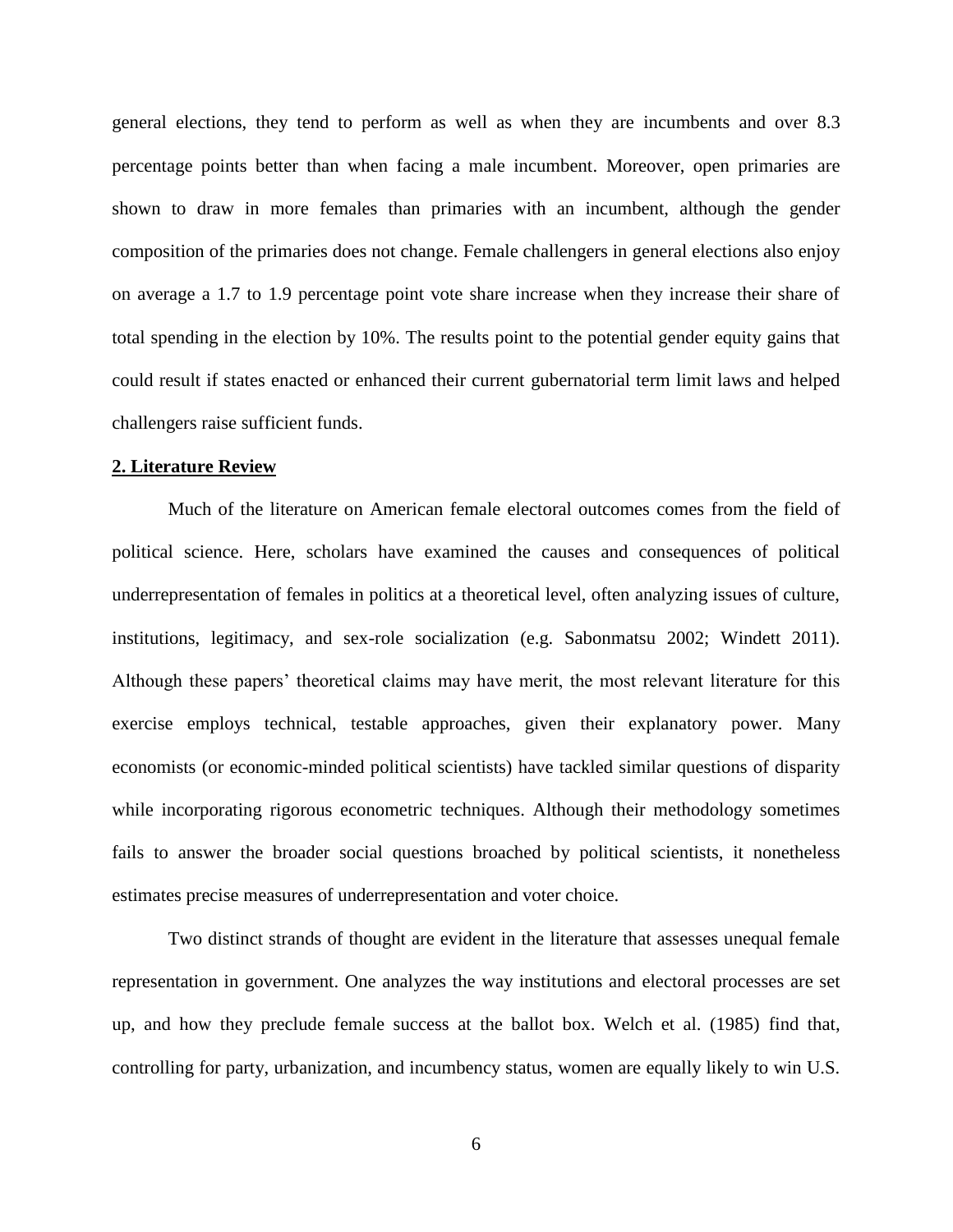general elections, they tend to perform as well as when they are incumbents and over 8.3 percentage points better than when facing a male incumbent. Moreover, open primaries are shown to draw in more females than primaries with an incumbent, although the gender composition of the primaries does not change. Female challengers in general elections also enjoy on average a 1.7 to 1.9 percentage point vote share increase when they increase their share of total spending in the election by 10%. The results point to the potential gender equity gains that could result if states enacted or enhanced their current gubernatorial term limit laws and helped challengers raise sufficient funds.

## 2. Literature Review

Much of the literature on American female electoral outcomes comes from the field of political science. Here, scholars have examined the causes and consequences of political underrepresentation of females in politics at a theoretical level, often analyzing issues of culture, institutions, legitimacy, and sex-role socialization (e.g. Sabonmatsu 2002; Windett 2011). Although these papers' theoretical claims may have merit, the most relevant literature for this exercise employs technical, testable approaches, given their explanatory power. Many economists (or economic-minded political scientists) have tackled similar questions of disparity while incorporating rigorous econometric techniques. Although their methodology sometimes fails to answer the broader social questions broached by political scientists, it nonetheless estimates precise measures of underrepresentation and voter choice.

Two distinct strands of thought are evident in the literature that assesses unequal female representation in government. One analyzes the way institutions and electoral processes are set up, and how they preclude female success at the ballot box. Welch et al. (1985) find that, controlling for party, urbanization, and incumbency status, women are equally likely to win U.S.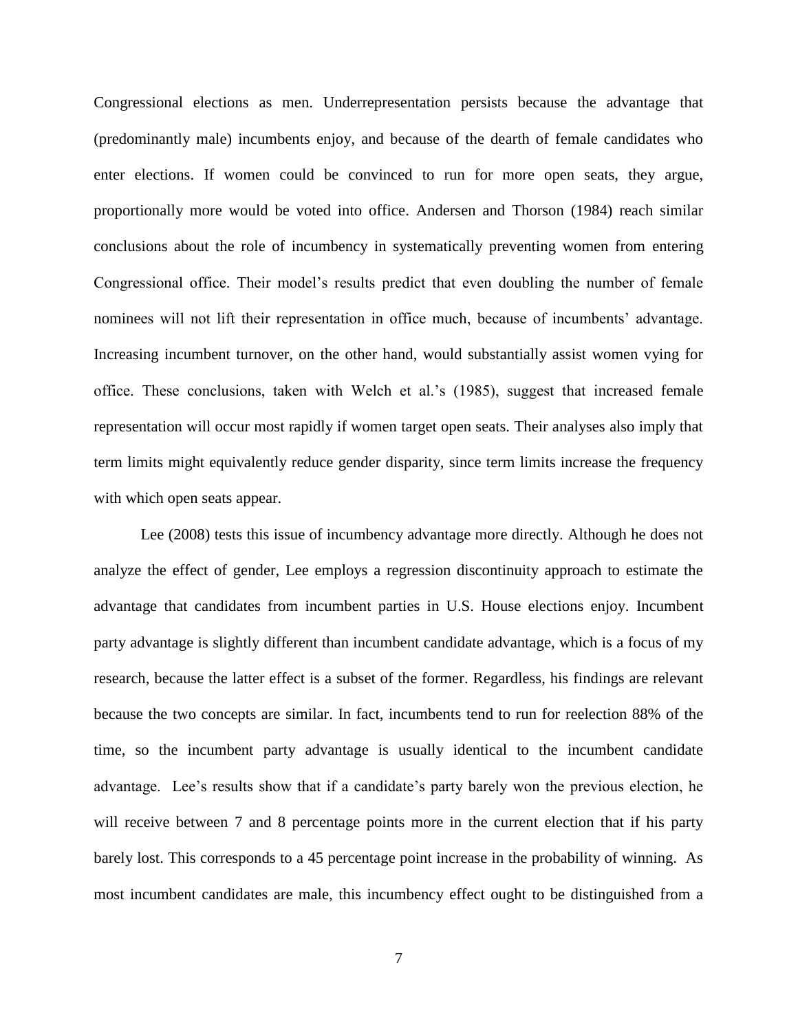Congressional elections as men. Underrepresentation persists because the advantage that (predominantly male) incumbents enjoy, and because of the dearth of female candidates who enter elections. If women could be convinced to run for more open seats, they argue, proportionally more would be voted into office. Andersen and Thorson (1984) reach similar conclusions about the role of incumbency in systematically preventing women from entering Congressional office. Their model's results predict that even doubling the number of female nominees will not lift their representation in office much, because of incumbents' advantage. Increasing incumbent turnover, on the other hand, would substantially assist women vying for office. These conclusions, taken with Welch et al.'s (1985), suggest that increased female representation will occur most rapidly if women target open seats. Their analyses also imply that term limits might equivalently reduce gender disparity, since term limits increase the frequency with which open seats appear.

Lee (2008) tests this issue of incumbency advantage more directly. Although he does not analyze the effect of gender, Lee employs a regression discontinuity approach to estimate the advantage that candidates from incumbent parties in U.S. House elections enjoy. Incumbent party advantage is slightly different than incumbent candidate advantage, which is a focus of my research, because the latter effect is a subset of the former. Regardless, his findings are relevant because the two concepts are similar. In fact, incumbents tend to run for reelection 88% of the time, so the incumbent party advantage is usually identical to the incumbent candidate advantage. Lee's results show that if a candidate's party barely won the previous election, he will receive between 7 and 8 percentage points more in the current election that if his party barely lost. This corresponds to a 45 percentage point increase in the probability of winning. As most incumbent candidates are male, this incumbency effect ought to be distinguished from a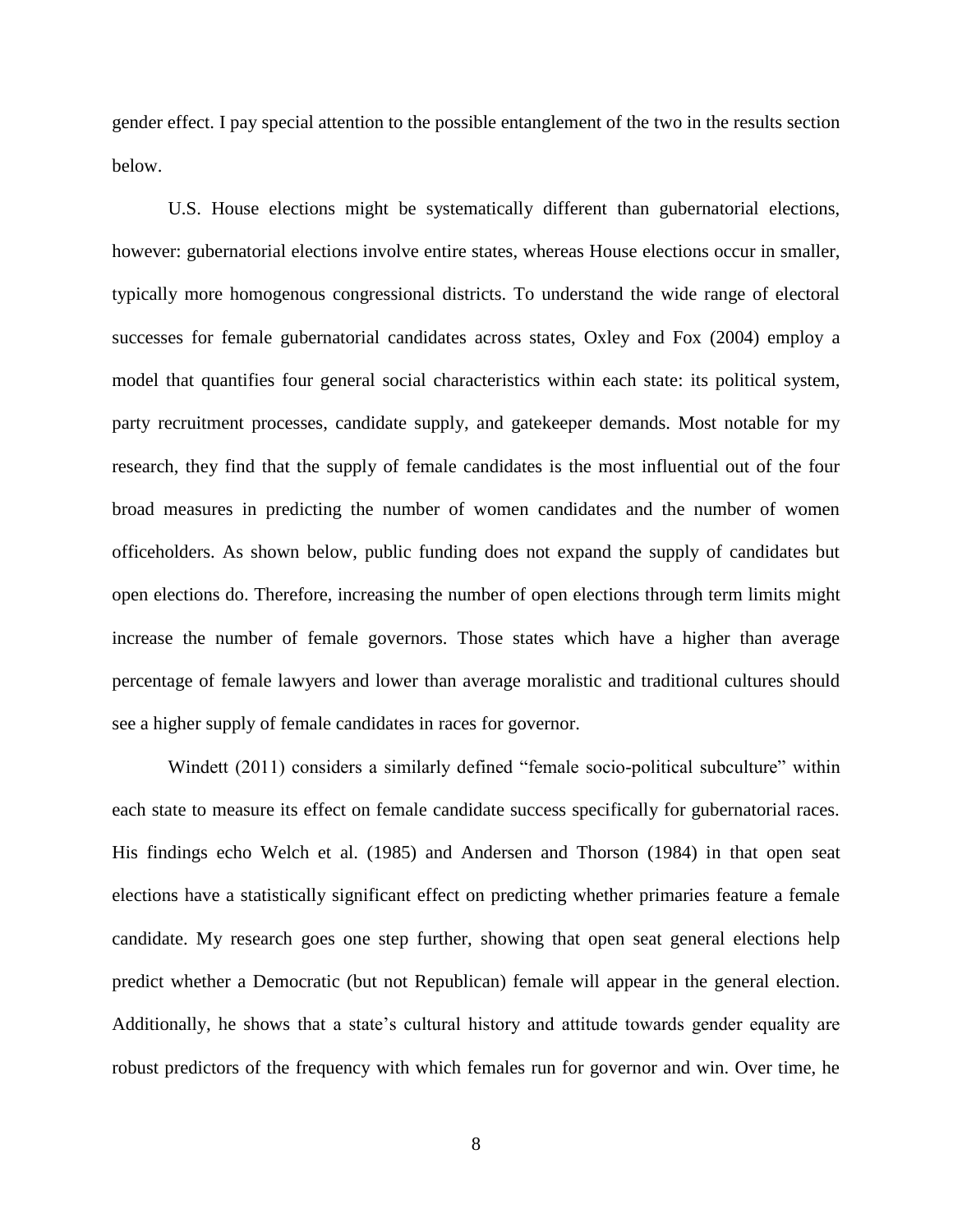gender effect. I pay special attention to the possible entanglement of the two in the results section below.

U.S. House elections might be systematically different than gubernatorial elections, however: gubernatorial elections involve entire states, whereas House elections occur in smaller, typically more homogenous congressional districts. To understand the wide range of electoral successes for female gubernatorial candidates across states, Oxley and Fox (2004) employ a model that quantifies four general social characteristics within each state: its political system, party recruitment processes, candidate supply, and gatekeeper demands. Most notable for my research, they find that the supply of female candidates is the most influential out of the four broad measures in predicting the number of women candidates and the number of women officeholders. As shown below, public funding does not expand the supply of candidates but open elections do. Therefore, increasing the number of open elections through term limits might increase the number of female governors. Those states which have a higher than average percentage of female lawyers and lower than average moralistic and traditional cultures should see a higher supply of female candidates in races for governor.

Windett (2011) considers a similarly defined "female socio-political subculture" within each state to measure its effect on female candidate success specifically for gubernatorial races. His findings echo Welch et al. (1985) and Andersen and Thorson (1984) in that open seat elections have a statistically significant effect on predicting whether primaries feature a female candidate. My research goes one step further, showing that open seat general elections help predict whether a Democratic (but not Republican) female will appear in the general election. Additionally, he shows that a state's cultural history and attitude towards gender equality are robust predictors of the frequency with which females run for governor and win. Over time, he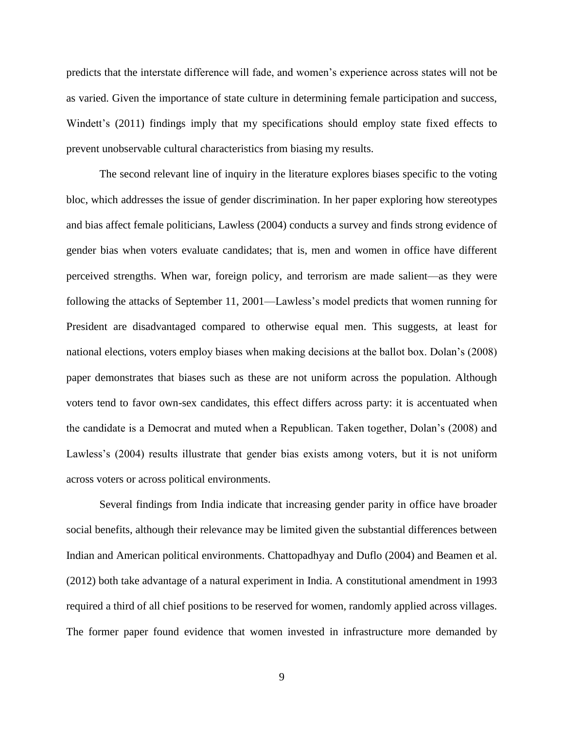predicts that the interstate difference will fade, and women's experience across states will not be as varied. Given the importance of state culture in determining female participation and success, Windett's (2011) findings imply that my specifications should employ state fixed effects to prevent unobservable cultural characteristics from biasing my results.

The second relevant line of inquiry in the literature explores biases specific to the voting bloc, which addresses the issue of gender discrimination. In her paper exploring how stereotypes and bias affect female politicians, Lawless (2004) conducts a survey and finds strong evidence of gender bias when voters evaluate candidates; that is, men and women in office have different perceived strengths. When war, foreign policy, and terrorism are made salient—as they were following the attacks of September 11, 2001—Lawless's model predicts that women running for President are disadvantaged compared to otherwise equal men. This suggests, at least for national elections, voters employ biases when making decisions at the ballot box. Dolan's (2008) paper demonstrates that biases such as these are not uniform across the population. Although voters tend to favor own-sex candidates, this effect differs across party: it is accentuated when the candidate is a Democrat and muted when a Republican. Taken together, Dolan's (2008) and Lawless's (2004) results illustrate that gender bias exists among voters, but it is not uniform across voters or across political environments.

Several findings from India indicate that increasing gender parity in office have broader social benefits, although their relevance may be limited given the substantial differences between Indian and American political environments. Chattopadhyay and Duflo (2004) and Beamen et al. (2012) both take advantage of a natural experiment in India. A constitutional amendment in 1993 required a third of all chief positions to be reserved for women, randomly applied across villages. The former paper found evidence that women invested in infrastructure more demanded by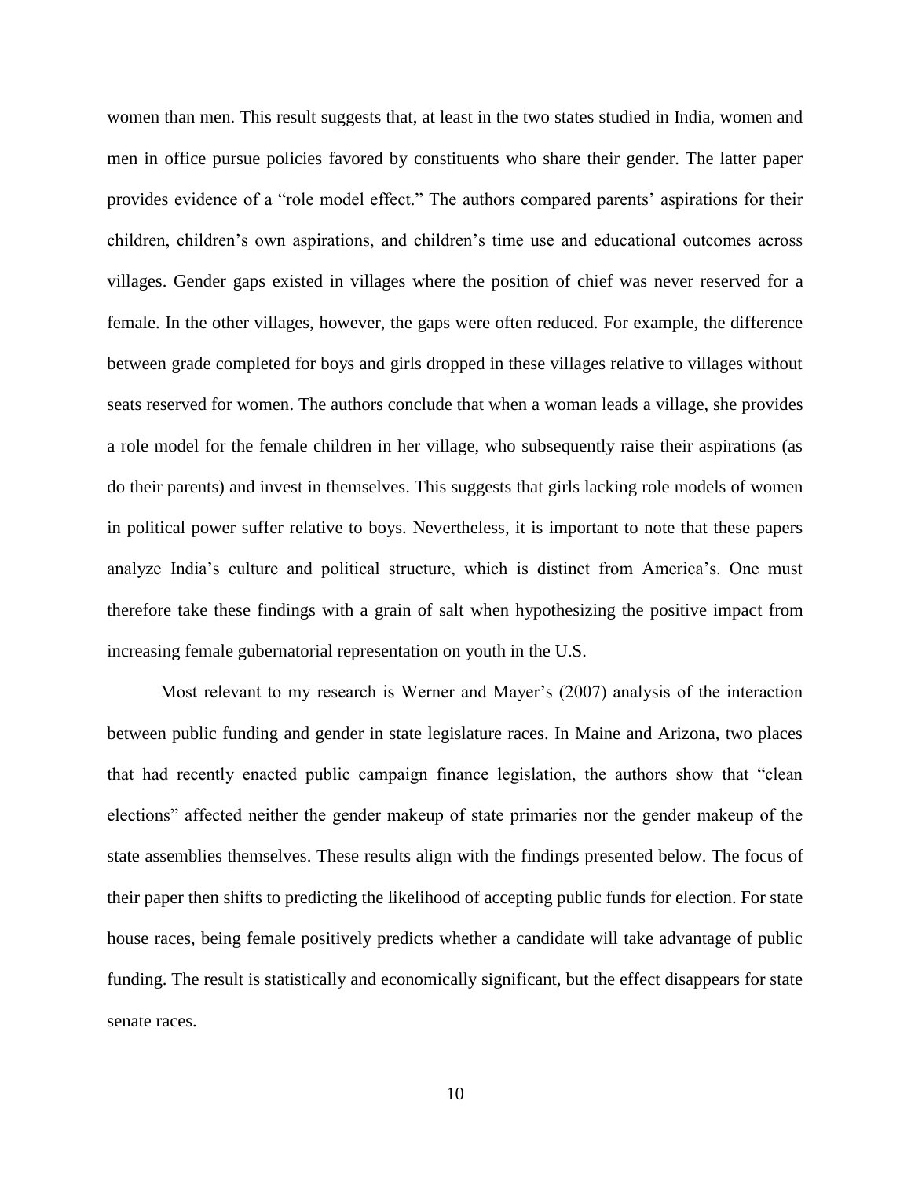women than men. This result suggests that, at least in the two states studied in India, women and men in office pursue policies favored by constituents who share their gender. The latter paper provides evidence of a "role model effect." The authors compared parents' aspirations for their children, children's own aspirations, and children's time use and educational outcomes across villages. Gender gaps existed in villages where the position of chief was never reserved for a female. In the other villages, however, the gaps were often reduced. For example, the difference between grade completed for boys and girls dropped in these villages relative to villages without seats reserved for women. The authors conclude that when a woman leads a village, she provides a role model for the female children in her village, who subsequently raise their aspirations (as do their parents) and invest in themselves. This suggests that girls lacking role models of women in political power suffer relative to boys. Nevertheless, it is important to note that these papers analyze India's culture and political structure, which is distinct from America's. One must therefore take these findings with a grain of salt when hypothesizing the positive impact from increasing female gubernatorial representation on youth in the U.S.

Most relevant to my research is Werner and Mayer's (2007) analysis of the interaction between public funding and gender in state legislature races. In Maine and Arizona, two places that had recently enacted public campaign finance legislation, the authors show that "clean elections" affected neither the gender makeup of state primaries nor the gender makeup of the state assemblies themselves. These results align with the findings presented below. The focus of their paper then shifts to predicting the likelihood of accepting public funds for election. For state house races, being female positively predicts whether a candidate will take advantage of public funding. The result is statistically and economically significant, but the effect disappears for state senate races.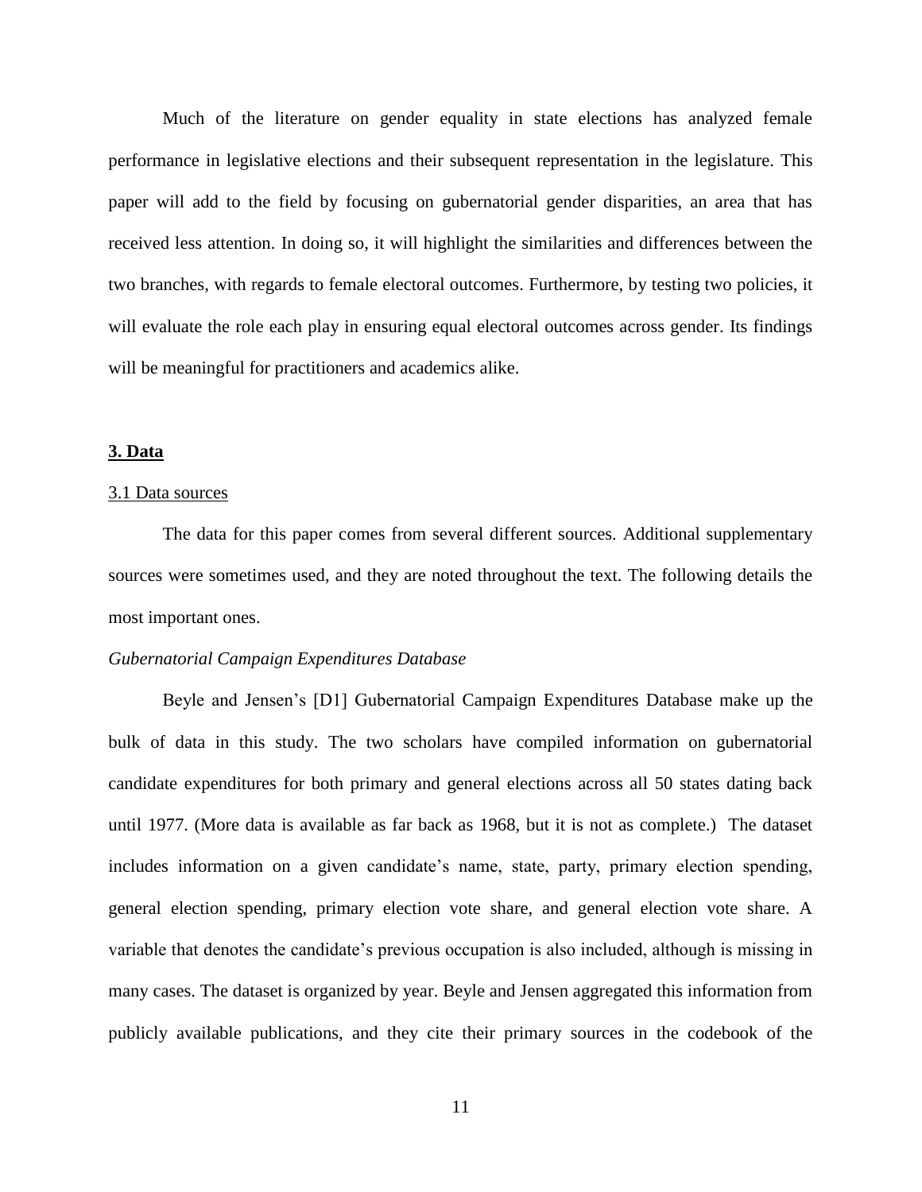Much of the literature on gender equality in state elections has analyzed female performance in legislative elections and their subsequent representation in the legislature. This paper will add to the field by focusing on gubernatorial gender disparities, an area that has received less attention. In doing so, it will highlight the similarities and differences between the two branches, with regards to female electoral outcomes. Furthermore, by testing two policies, it will evaluate the role each play in ensuring equal electoral outcomes across gender. Its findings will be meaningful for practitioners and academics alike.

## **3. Data**

### 3.1 Data sources

The data for this paper comes from several different sources. Additional supplementary sources were sometimes used, and they are noted throughout the text. The following details the most important ones.

*Gubernatorial Campaign Expenditures Database*

Beyle and Jensen's [D1] Gubernatorial Campaign Expenditures Database make up the bulk of data in this study. The two scholars have compiled information on gubernatorial candidate expenditures for both primary and general elections across all 50 states dating back until 1977. (More data is available as far back as 1968, but it is not as complete.) The dataset includes information on a given candidate's name, state, party, primary election spending, general election spending, primary election vote share, and general election vote share. A variable that denotes the candidate's previous occupation is also included, although is missing in many cases. The dataset is organized by year. Beyle and Jensen aggregated this information from publicly available publications, and they cite their primary sources in the codebook of the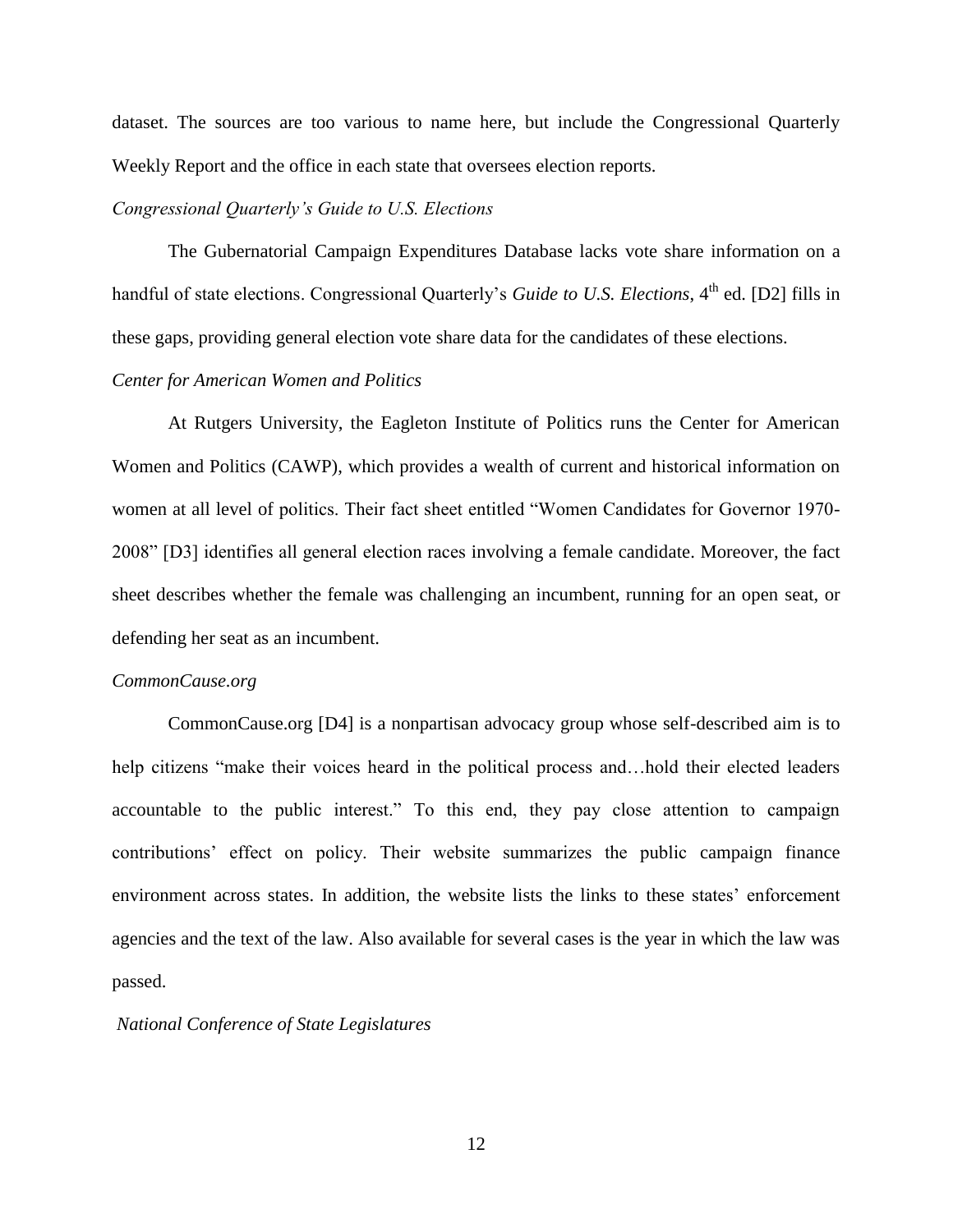dataset. The sources are too various to name here, but include the Congressional Quarterly Weekly Report and the office in each state that oversees election reports.

*Congressional Quarterly's Guide to U.S. Elections*

The Gubernatorial Campaign Expenditures Database lacks vote share information on a handful of state elections. Congressional Quarterly's *Guide to U.S. Elections*, 4th ed. [D2] fills in these gaps, providing general election vote share data for the candidates of these elections.

*Center for American Women and Politics*

At Rutgers University, the Eagleton Institute of Politics runs the Center for American Women and Politics (CAWP), which provides a wealth of current and historical information on women at all level of politics. Their fact sheet entitled "Women Candidates for Governor 1970-2008" [D3] identifies all general election races involving a female candidate. Moreover, the fact sheet describes whether the female was challenging an incumbent, running for an open seat, or defending her seat as an incumbent.

*CommonCause.org*

CommonCause.org [D4] is a nonpartisan advocacy group whose self-described aim is to help citizens "make their voices heard in the political process and…hold their elected leaders accountable to the public interest." To this end, they pay close attention to campaign contributions' effect on policy. Their website summarizes the public campaign finance environment across states. In addition, the website lists the links to these states' enforcement agencies and the text of the law. Also available for several cases is the year in which the law was passed.

*National Conference of State Legislatures*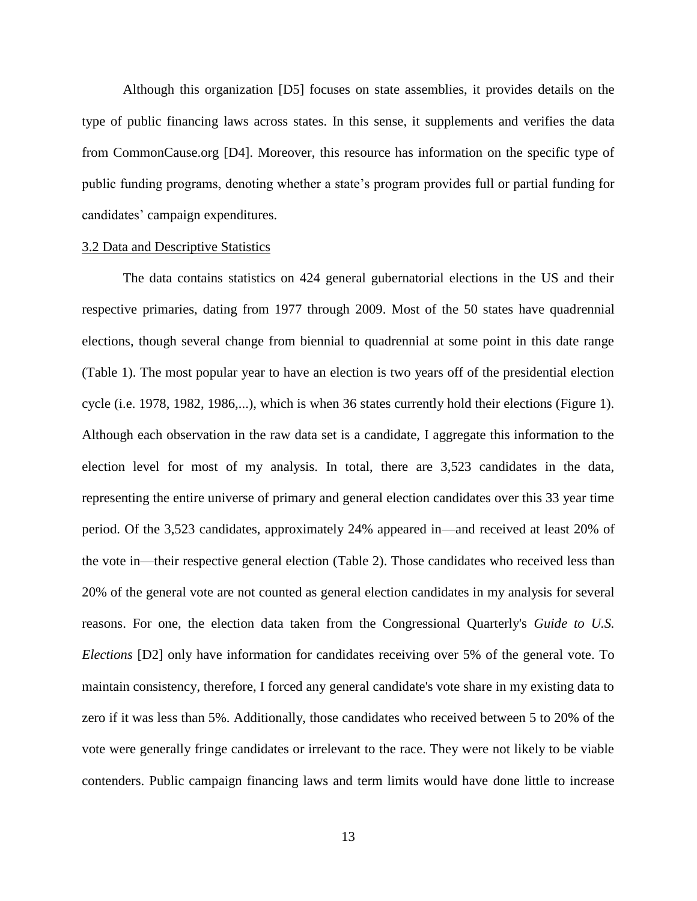Although this organization [D5] focuses on state assemblies, it provides details on the type of public financing laws across states. In this sense, it supplements and verifies the data from CommonCause.org [D4]. Moreover, this resource has information on the specific type of public funding programs, denoting whether a state's program provides full or partial funding for candidates' campaign expenditures.

## 3.2 Data and Descriptive Statistics

The data contains statistics on 424 general gubernatorial elections in the US and their respective primaries, dating from 1977 through 2009. Most of the 50 states have quadrennial elections, though several change from biennial to quadrennial at some point in this date range (Table 1). The most popular year to have an election is two years off of the presidential election cycle (i.e. 1978, 1982, 1986,...), which is when 36 states currently hold their elections (Figure 1). Although each observation in the raw data set is a candidate, I aggregate this information to the election level for most of my analysis. In total, there are 3,523 candidates in the data, representing the entire universe of primary and general election candidates over this 33 year time period. Of the 3,523 candidates, approximately 24% appeared in—and received at least 20% of the vote in—their respective general election (Table 2). Those candidates who received less than 20% of the general vote are not counted as general election candidates in my analysis for several reasons. For one, the election data taken from the Congressional Quarterly's *Guide to U.S. Elections* [D2] only have information for candidates receiving over 5% of the general vote. To maintain consistency, therefore, I forced any general candidate's vote share in my existing data to zero if it was less than 5%. Additionally, those candidates who received between 5 to 20% of the vote were generally fringe candidates or irrelevant to the race. They were not likely to be viable contenders. Public campaign financing laws and term limits would have done little to increase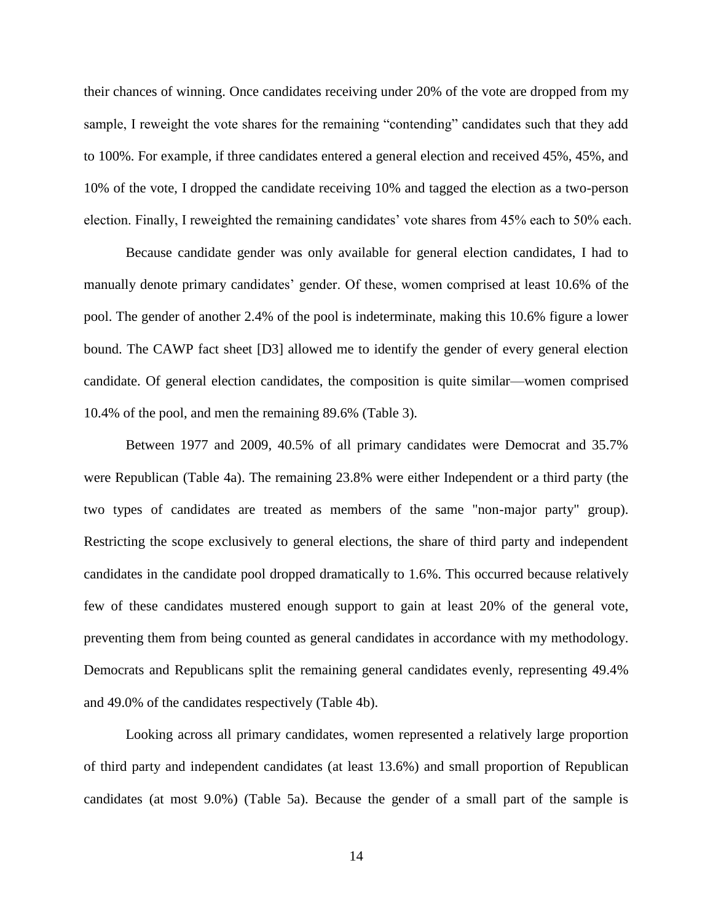their chances of winning. Once candidates receiving under 20% of the vote are dropped from my sample, I reweight the vote shares for the remaining "contending" candidates such that they add to 100%. For example, if three candidates entered a general election and received 45%, 45%, and 10% of the vote, I dropped the candidate receiving 10% and tagged the election as a two-person election. Finally, I reweighted the remaining candidates' vote shares from 45% each to 50% each.

Because candidate gender was only available for general election candidates, I had to manually denote primary candidates' gender. Of these, women comprised at least 10.6% of the pool. The gender of another 2.4% of the pool is indeterminate, making this 10.6% figure a lower bound. The CAWP fact sheet [D3] allowed me to identify the gender of every general election candidate. Of general election candidates, the composition is quite similar—women comprised 10.4% of the pool, and men the remaining 89.6% (Table 3).

Between 1977 and 2009, 40.5% of all primary candidates were Democrat and 35.7% were Republican (Table 4a). The remaining 23.8% were either Independent or a third party (the two types of candidates are treated as members of the same "non-major party" group). Restricting the scope exclusively to general elections, the share of third party and independent candidates in the candidate pool dropped dramatically to 1.6%. This occurred because relatively few of these candidates mustered enough support to gain at least 20% of the general vote, preventing them from being counted as general candidates in accordance with my methodology. Democrats and Republicans split the remaining general candidates evenly, representing 49.4% and 49.0% of the candidates respectively (Table 4b).

Looking across all primary candidates, women represented a relatively large proportion of third party and independent candidates (at least 13.6%) and small proportion of Republican candidates (at most 9.0%) (Table 5a). Because the gender of a small part of the sample is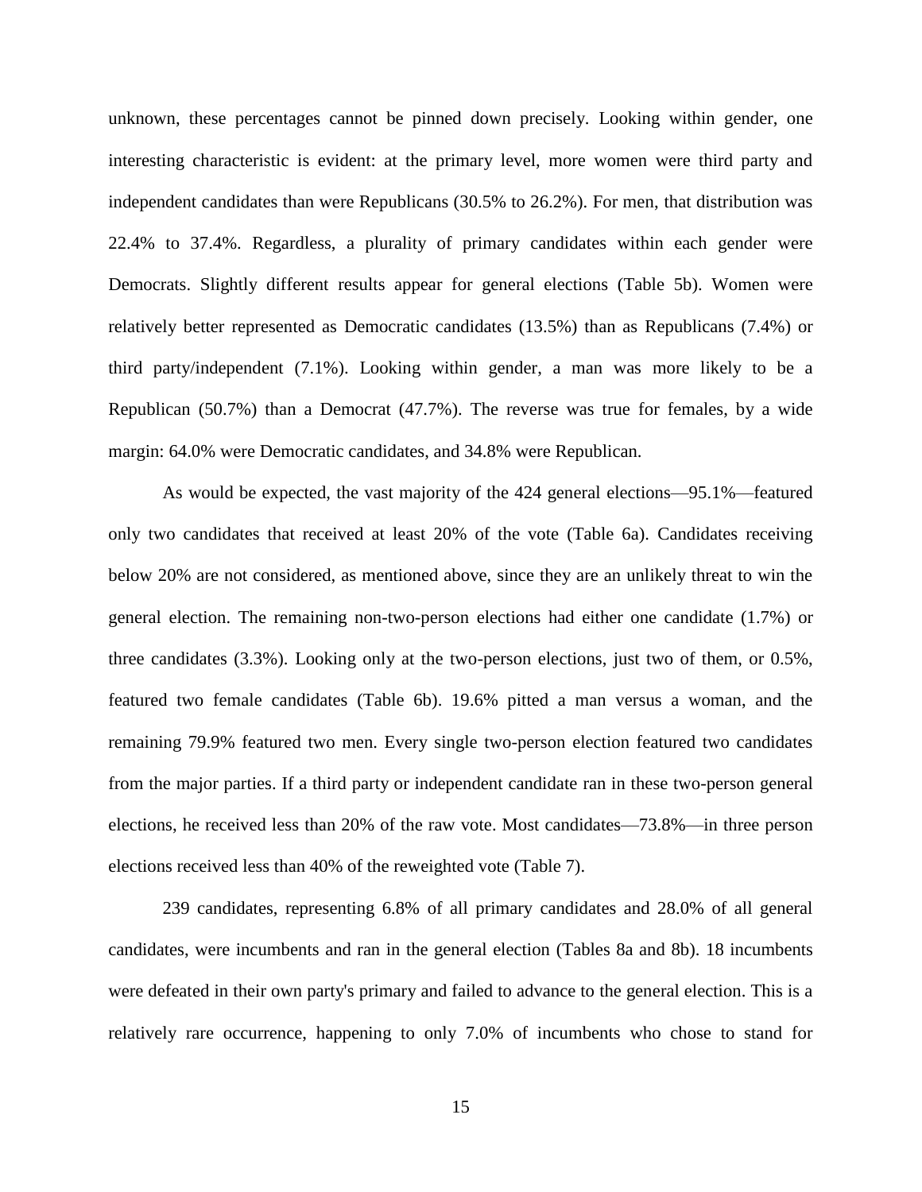unknown, these percentages cannot be pinned down precisely. Looking within gender, one interesting characteristic is evident: at the primary level, more women were third party and independent candidates than were Republicans (30.5% to 26.2%). For men, that distribution was 22.4% to 37.4%. Regardless, a plurality of primary candidates within each gender were Democrats. Slightly different results appear for general elections (Table 5b). Women were relatively better represented as Democratic candidates (13.5%) than as Republicans (7.4%) or third party/independent (7.1%). Looking within gender, a man was more likely to be a Republican (50.7%) than a Democrat (47.7%). The reverse was true for females, by a wide margin: 64.0% were Democratic candidates, and 34.8% were Republican.

As would be expected, the vast majority of the 424 general elections—95.1%—featured only two candidates that received at least 20% of the vote (Table 6a). Candidates receiving below 20% are not considered, as mentioned above, since they are an unlikely threat to win the general election. The remaining non-two-person elections had either one candidate (1.7%) or three candidates (3.3%). Looking only at the two-person elections, just two of them, or 0.5%, featured two female candidates (Table 6b). 19.6% pitted a man versus a woman, and the remaining 79.9% featured two men. Every single two-person election featured two candidates from the major parties. If a third party or independent candidate ran in these two-person general elections, he received less than 20% of the raw vote. Most candidates—73.8%—in three person elections received less than 40% of the reweighted vote (Table 7).

239 candidates, representing 6.8% of all primary candidates and 28.0% of all general candidates, were incumbents and ran in the general election (Tables 8a and 8b). 18 incumbents were defeated in their own party's primary and failed to advance to the general election. This is a relatively rare occurrence, happening to only 7.0% of incumbents who chose to stand for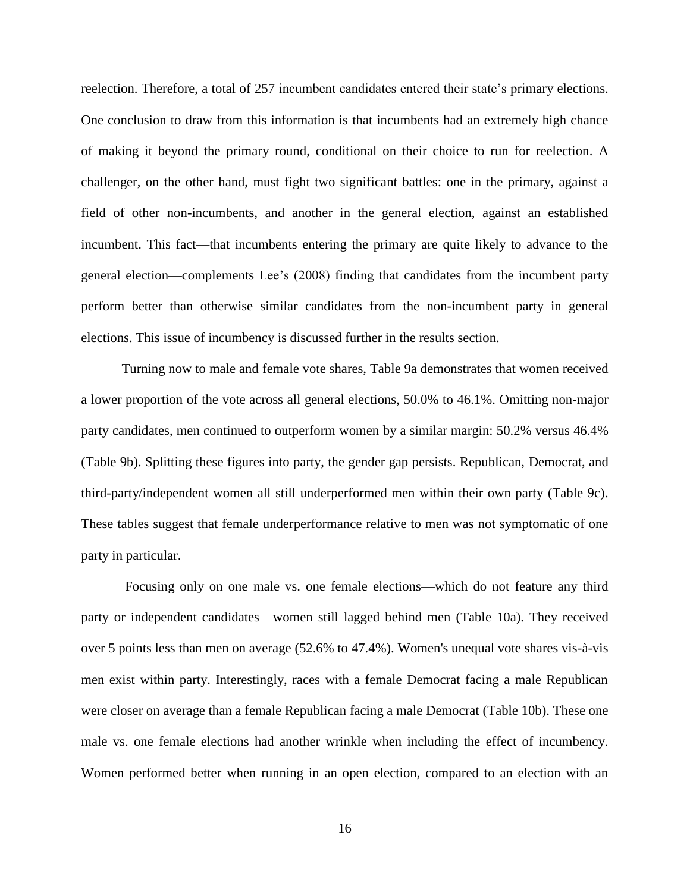reelection. Therefore, a total of 257 incumbent candidates entered their state's primary elections. One conclusion to draw from this information is that incumbents had an extremely high chance of making it beyond the primary round, conditional on their choice to run for reelection. A challenger, on the other hand, must fight two significant battles: one in the primary, against a field of other non-incumbents, and another in the general election, against an established incumbent. This fact—that incumbents entering the primary are quite likely to advance to the general election—complements Lee's (2008) finding that candidates from the incumbent party perform better than otherwise similar candidates from the non-incumbent party in general elections. This issue of incumbency is discussed further in the results section.

Turning now to male and female vote shares, Table 9a demonstrates that women received a lower proportion of the vote across all general elections, 50.0% to 46.1%. Omitting non-major party candidates, men continued to outperform women by a similar margin: 50.2% versus 46.4% (Table 9b). Splitting these figures into party, the gender gap persists. Republican, Democrat, and third-party/independent women all still underperformed men within their own party (Table 9c). These tables suggest that female underperformance relative to men was not symptomatic of one party in particular.

Focusing only on one male vs. one female elections—which do not feature any third party or independent candidates—women still lagged behind men (Table 10a). They received over 5 points less than men on average (52.6% to 47.4%). Women's unequal vote shares vis-à-vis men exist within party. Interestingly, races with a female Democrat facing a male Republican were closer on average than a female Republican facing a male Democrat (Table 10b). These one male vs. one female elections had another wrinkle when including the effect of incumbency. Women performed better when running in an open election, compared to an election with an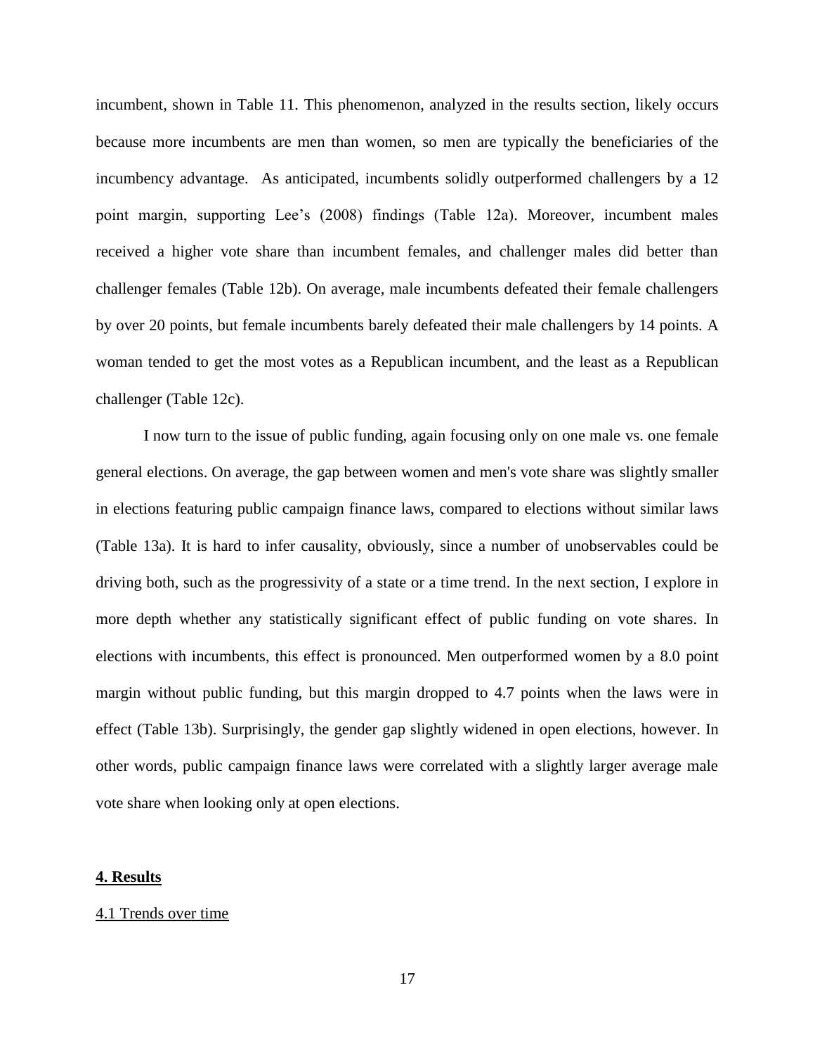incumbent, shown in Table 11. This phenomenon, analyzed in the results section, likely occurs because more incumbents are men than women, so men are typically the beneficiaries of the incumbency advantage. As anticipated, incumbents solidly outperformed challengers by a 12 point margin, supporting Lee's (2008) findings (Table 12a). Moreover, incumbent males received a higher vote share than incumbent females, and challenger males did better than challenger females (Table 12b). On average, male incumbents defeated their female challengers by over 20 points, but female incumbents barely defeated their male challengers by 14 points. A woman tended to get the most votes as a Republican incumbent, and the least as a Republican challenger (Table 12c).

I now turn to the issue of public funding, again focusing only on one male vs. one female general elections. On average, the gap between women and men's vote share was slightly smaller in elections featuring public campaign finance laws, compared to elections without similar laws (Table 13a). It is hard to infer causality, obviously, since a number of unobservables could be driving both, such as the progressivity of a state or a time trend. In the next section, I explore in more depth whether any statistically significant effect of public funding on vote shares. In elections with incumbents, this effect is pronounced. Men outperformed women by a 8.0 point margin without public funding, but this margin dropped to 4.7 points when the laws were in effect (Table 13b). Surprisingly, the gender gap slightly widened in open elections, however. In other words, public campaign finance laws were correlated with a slightly larger average male vote share when looking only at open elections.

## 4. Results

### 4.1 Trends over time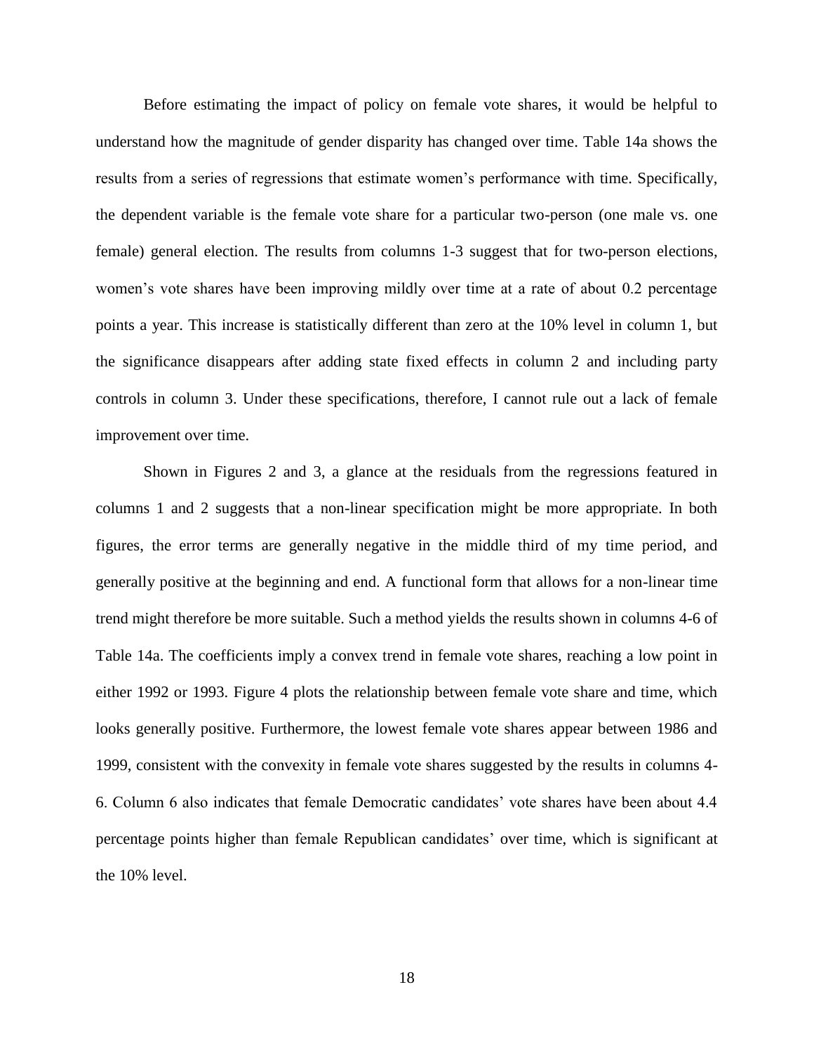Before estimating the impact of policy on female vote shares, it would be helpful to understand how the magnitude of gender disparity has changed over time. Table 14a shows the results from a series of regressions that estimate women's performance with time. Specifically, the dependent variable is the female vote share for a particular two-person (one male vs. one female) general election. The results from columns 1-3 suggest that for two-person elections, women's vote shares have been improving mildly over time at a rate of about 0.2 percentage points a year. This increase is statistically different than zero at the 10% level in column 1, but the significance disappears after adding state fixed effects in column 2 and including party controls in column 3. Under these specifications, therefore, I cannot rule out a lack of female improvement over time.

Shown in Figures 2 and 3, a glance at the residuals from the regressions featured in columns 1 and 2 suggests that a non-linear specification might be more appropriate. In both figures, the error terms are generally negative in the middle third of my time period, and generally positive at the beginning and end. A functional form that allows for a non-linear time trend might therefore be more suitable. Such a method yields the results shown in columns 4-6 of Table 14a. The coefficients imply a convex trend in female vote shares, reaching a low point in either 1992 or 1993. Figure 4 plots the relationship between female vote share and time, which looks generally positive. Furthermore, the lowest female vote shares appear between 1986 and 1999, consistent with the convexity in female vote shares suggested by the results in columns 4-6. Column 6 also indicates that female Democratic candidates' vote shares have been about 4.4 percentage points higher than female Republican candidates' over time, which is significant at the 10% level.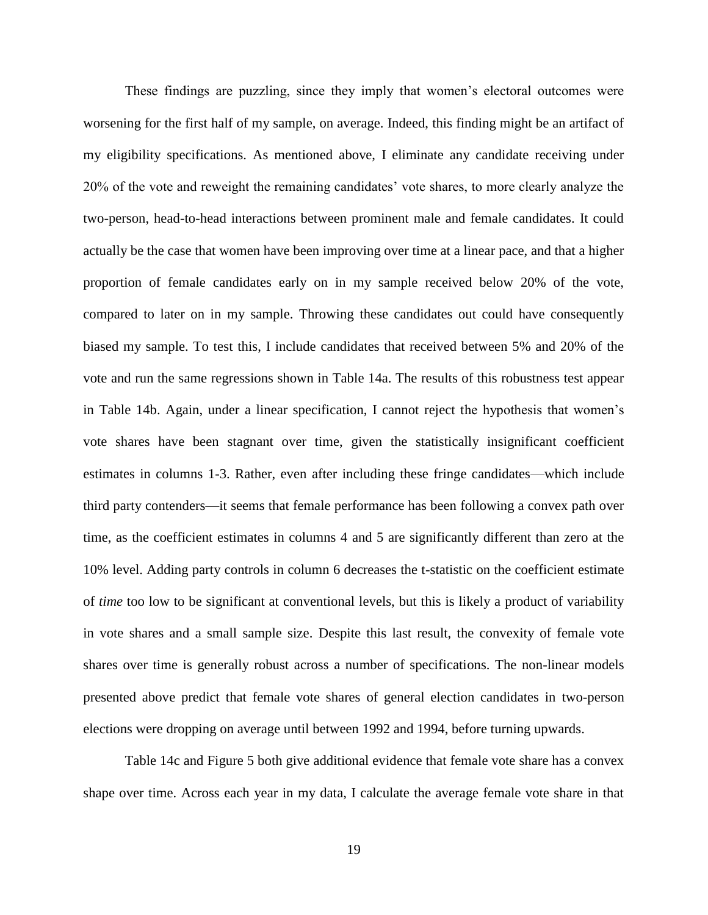These findings are puzzling, since they imply that women's electoral outcomes were worsening for the first half of my sample, on average. Indeed, this finding might be an artifact of my eligibility specifications. As mentioned above, I eliminate any candidate receiving under 20% of the vote and reweight the remaining candidates' vote shares, to more clearly analyze the two-person, head-to-head interactions between prominent male and female candidates. It could actually be the case that women have been improving over time at a linear pace, and that a higher proportion of female candidates early on in my sample received below 20% of the vote, compared to later on in my sample. Throwing these candidates out could have consequently biased my sample. To test this, I include candidates that received between 5% and 20% of the vote and run the same regressions shown in Table 14a. The results of this robustness test appear in Table 14b. Again, under a linear specification, I cannot reject the hypothesis that women's vote shares have been stagnant over time, given the statistically insignificant coefficient estimates in columns 1-3. Rather, even after including these fringe candidates—which include third party contenders—it seems that female performance has been following a convex path over time, as the coefficient estimates in columns 4 and 5 are significantly different than zero at the 10% level. Adding party controls in column 6 decreases the t-statistic on the coefficient estimate of *time* too low to be significant at conventional levels, but this is likely a product of variability in vote shares and a small sample size. Despite this last result, the convexity of female vote shares over time is generally robust across a number of specifications. The non-linear models presented above predict that female vote shares of general election candidates in two-person elections were dropping on average until between 1992 and 1994, before turning upwards.

Table 14c and Figure 5 both give additional evidence that female vote share has a convex shape over time. Across each year in my data, I calculate the average female vote share in that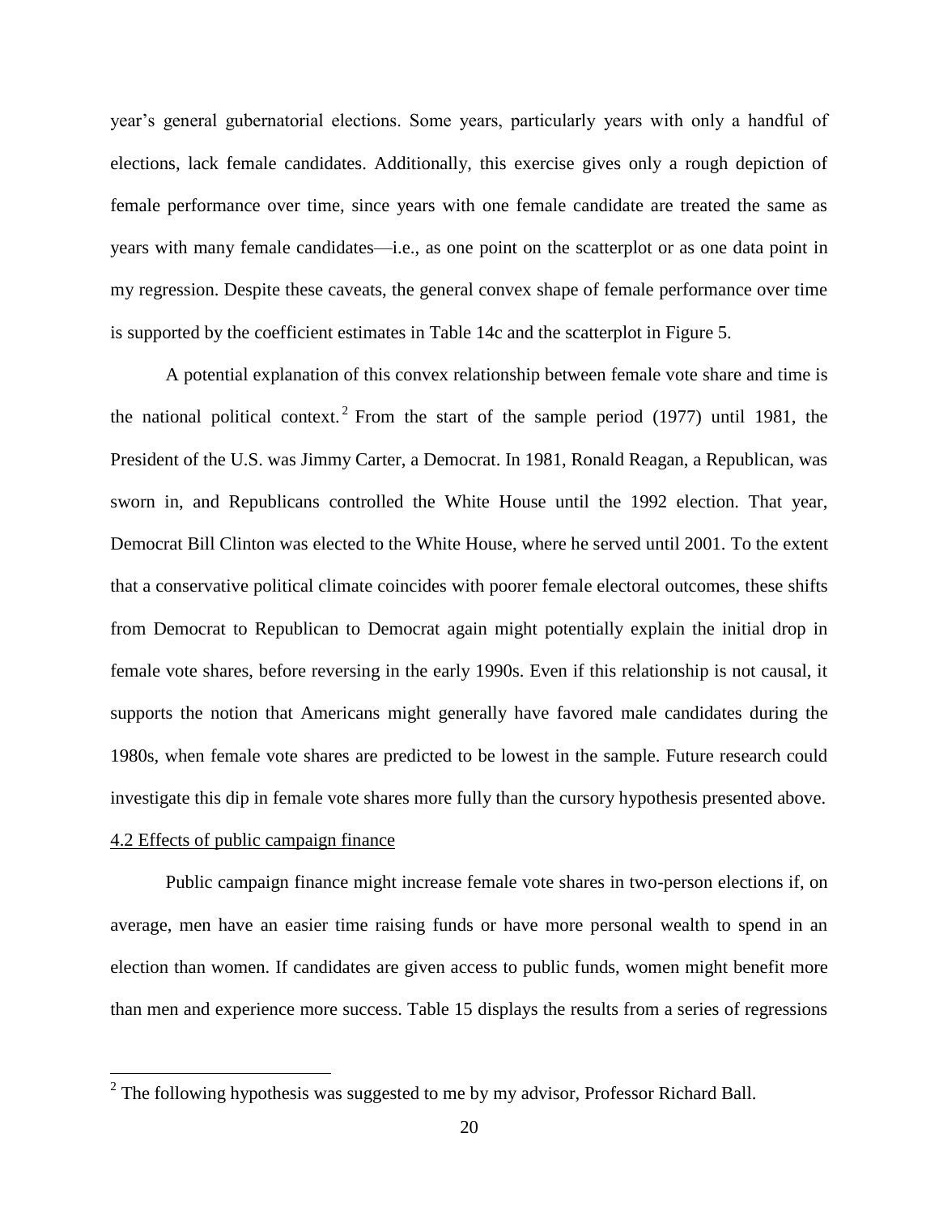year's general gubernatorial elections. Some years, particularly years with only a handful of elections, lack female candidates. Additionally, this exercise gives only a rough depiction of female performance over time, since years with one female candidate are treated the same as years with many female candidates—i.e., as one point on the scatterplot or as one data point in my regression. Despite these caveats, the general convex shape of female performance over time is supported by the coefficient estimates in Table 14c and the scatterplot in Figure 5.

A potential explanation of this convex relationship between female vote share and time is the national political context.[2] From the start of the sample period (1977) until 1981, the President of the U.S. was Jimmy Carter, a Democrat. In 1981, Ronald Reagan, a Republican, was sworn in, and Republicans controlled the White House until the 1992 election. That year, Democrat Bill Clinton was elected to the White House, where he served until 2001. To the extent that a conservative political climate coincides with poorer female electoral outcomes, these shifts from Democrat to Republican to Democrat again might potentially explain the initial drop in female vote shares, before reversing in the early 1990s. Even if this relationship is not causal, it supports the notion that Americans might generally have favored male candidates during the 1980s, when female vote shares are predicted to be lowest in the sample. Future research could investigate this dip in female vote shares more fully than the cursory hypothesis presented above.

### 4.2 Effects of public campaign finance

Public campaign finance might increase female vote shares in two-person elections if, on average, men have an easier time raising funds or have more personal wealth to spend in an election than women. If candidates are given access to public funds, women might benefit more than men and experience more success. Table 15 displays the results from a series of regressions

---

[2] The following hypothesis was suggested to me by my advisor, Professor Richard Ball.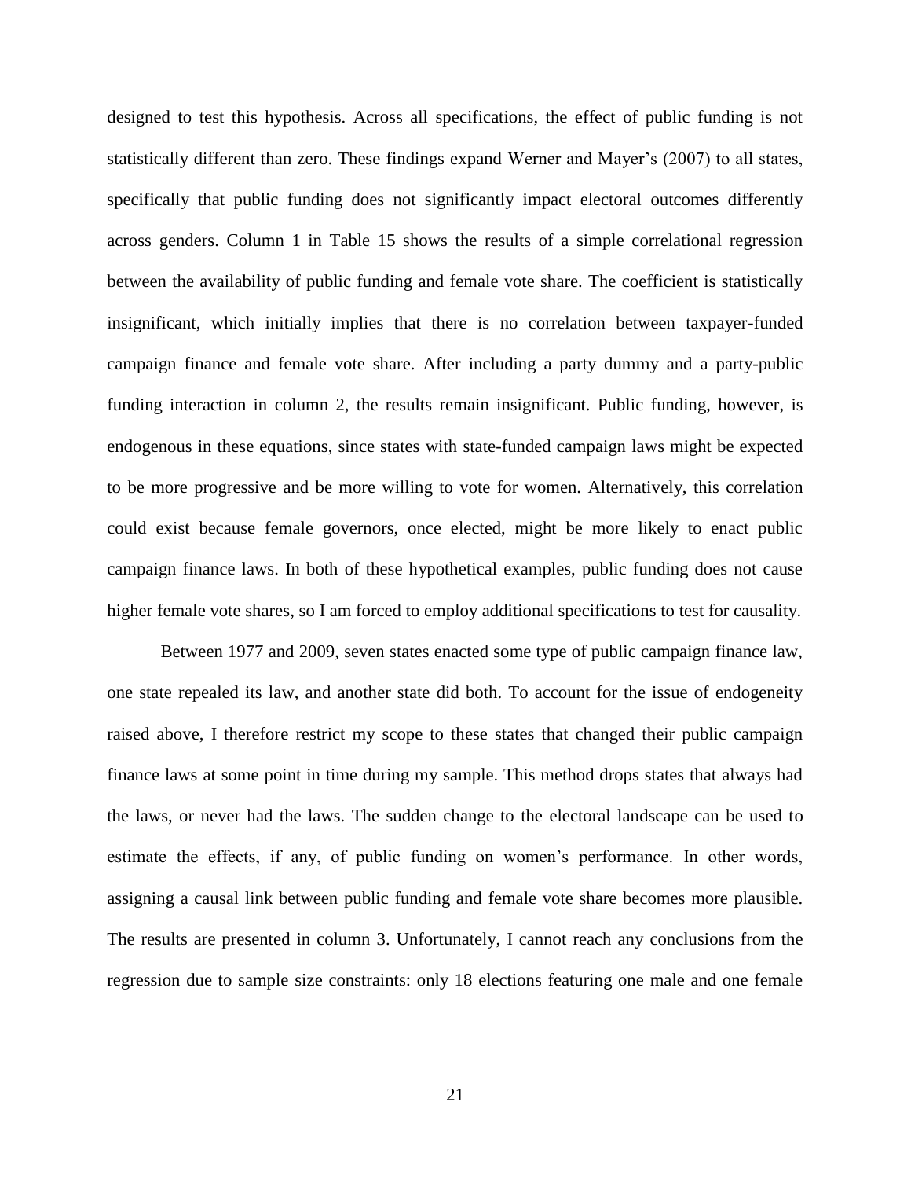designed to test this hypothesis. Across all specifications, the effect of public funding is not statistically different than zero. These findings expand Werner and Mayer's (2007) to all states, specifically that public funding does not significantly impact electoral outcomes differently across genders. Column 1 in Table 15 shows the results of a simple correlational regression between the availability of public funding and female vote share. The coefficient is statistically insignificant, which initially implies that there is no correlation between taxpayer-funded campaign finance and female vote share. After including a party dummy and a party-public funding interaction in column 2, the results remain insignificant. Public funding, however, is endogenous in these equations, since states with state-funded campaign laws might be expected to be more progressive and be more willing to vote for women. Alternatively, this correlation could exist because female governors, once elected, might be more likely to enact public campaign finance laws. In both of these hypothetical examples, public funding does not cause higher female vote shares, so I am forced to employ additional specifications to test for causality.

Between 1977 and 2009, seven states enacted some type of public campaign finance law, one state repealed its law, and another state did both. To account for the issue of endogeneity raised above, I therefore restrict my scope to these states that changed their public campaign finance laws at some point in time during my sample. This method drops states that always had the laws, or never had the laws. The sudden change to the electoral landscape can be used to estimate the effects, if any, of public funding on women's performance. In other words, assigning a causal link between public funding and female vote share becomes more plausible. The results are presented in column 3. Unfortunately, I cannot reach any conclusions from the regression due to sample size constraints: only 18 elections featuring one male and one female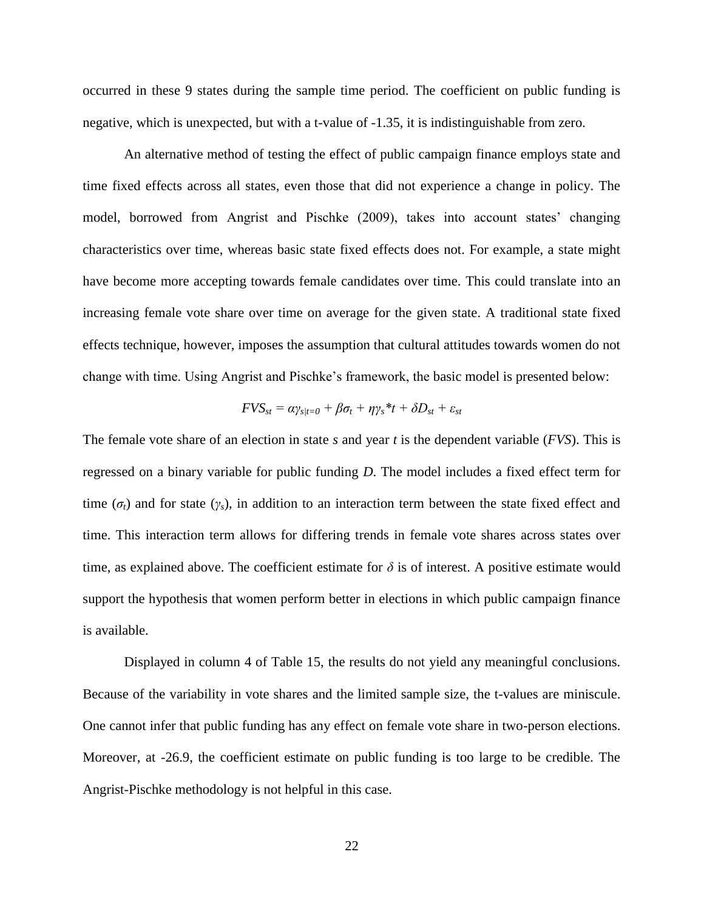occurred in these 9 states during the sample time period. The coefficient on public funding is negative, which is unexpected, but with a t-value of -1.35, it is indistinguishable from zero.

An alternative method of testing the effect of public campaign finance employs state and time fixed effects across all states, even those that did not experience a change in policy. The model, borrowed from Angrist and Pischke (2009), takes into account states' changing characteristics over time, whereas basic state fixed effects does not. For example, a state might have become more accepting towards female candidates over time. This could translate into an increasing female vote share over time on average for the given state. A traditional state fixed effects technique, however, imposes the assumption that cultural attitudes towards women do not change with time. Using Angrist and Pischke's framework, the basic model is presented below:

$$FVS_{st} = \alpha\gamma_{s|t=0} + \beta\sigma_t + \eta\gamma_s{*}t + \delta D_{st} + \varepsilon_{st}$$

The female vote share of an election in state *s* and year *t* is the dependent variable (*FVS*). This is regressed on a binary variable for public funding *D*. The model includes a fixed effect term for time ($\sigma_t$) and for state ($\gamma_s$), in addition to an interaction term between the state fixed effect and time. This interaction term allows for differing trends in female vote shares across states over time, as explained above. The coefficient estimate for $\delta$ is of interest. A positive estimate would support the hypothesis that women perform better in elections in which public campaign finance is available.

Displayed in column 4 of Table 15, the results do not yield any meaningful conclusions. Because of the variability in vote shares and the limited sample size, the t-values are miniscule. One cannot infer that public funding has any effect on female vote share in two-person elections. Moreover, at -26.9, the coefficient estimate on public funding is too large to be credible. The Angrist-Pischke methodology is not helpful in this case.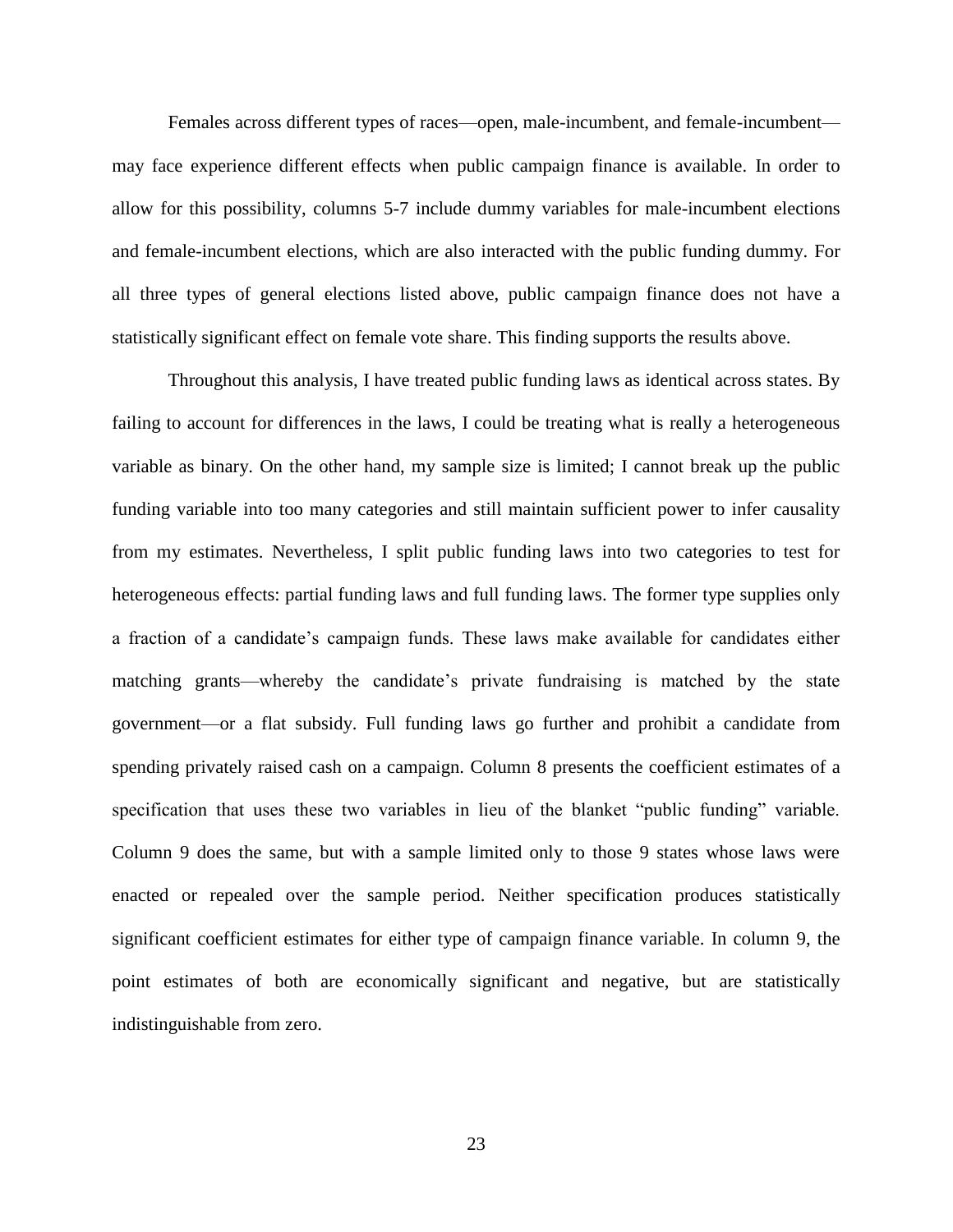Females across different types of races—open, male-incumbent, and female-incumbent—may face experience different effects when public campaign finance is available. In order to allow for this possibility, columns 5-7 include dummy variables for male-incumbent elections and female-incumbent elections, which are also interacted with the public funding dummy. For all three types of general elections listed above, public campaign finance does not have a statistically significant effect on female vote share. This finding supports the results above.

Throughout this analysis, I have treated public funding laws as identical across states. By failing to account for differences in the laws, I could be treating what is really a heterogeneous variable as binary. On the other hand, my sample size is limited; I cannot break up the public funding variable into too many categories and still maintain sufficient power to infer causality from my estimates. Nevertheless, I split public funding laws into two categories to test for heterogeneous effects: partial funding laws and full funding laws. The former type supplies only a fraction of a candidate's campaign funds. These laws make available for candidates either matching grants—whereby the candidate's private fundraising is matched by the state government—or a flat subsidy. Full funding laws go further and prohibit a candidate from spending privately raised cash on a campaign. Column 8 presents the coefficient estimates of a specification that uses these two variables in lieu of the blanket "public funding" variable. Column 9 does the same, but with a sample limited only to those 9 states whose laws were enacted or repealed over the sample period. Neither specification produces statistically significant coefficient estimates for either type of campaign finance variable. In column 9, the point estimates of both are economically significant and negative, but are statistically indistinguishable from zero.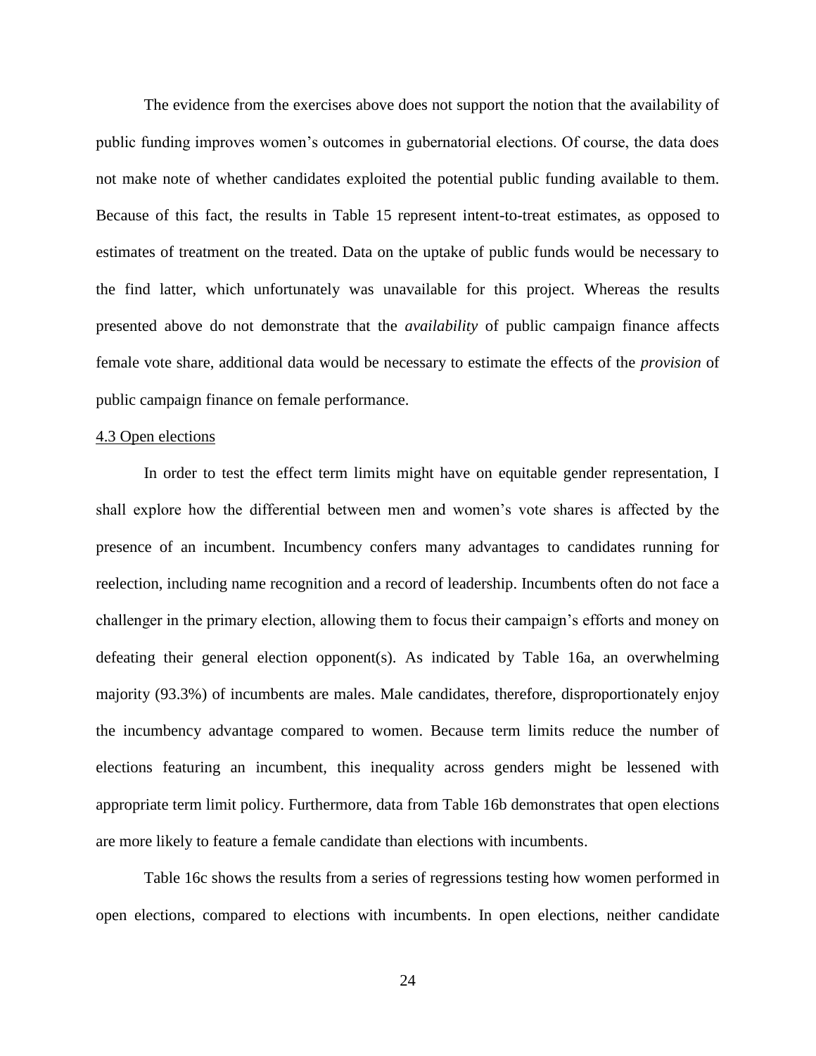The evidence from the exercises above does not support the notion that the availability of public funding improves women's outcomes in gubernatorial elections. Of course, the data does not make note of whether candidates exploited the potential public funding available to them. Because of this fact, the results in Table 15 represent intent-to-treat estimates, as opposed to estimates of treatment on the treated. Data on the uptake of public funds would be necessary to the find latter, which unfortunately was unavailable for this project. Whereas the results presented above do not demonstrate that the *availability* of public campaign finance affects female vote share, additional data would be necessary to estimate the effects of the *provision* of public campaign finance on female performance.

## 4.3 Open elections

In order to test the effect term limits might have on equitable gender representation, I shall explore how the differential between men and women's vote shares is affected by the presence of an incumbent. Incumbency confers many advantages to candidates running for reelection, including name recognition and a record of leadership. Incumbents often do not face a challenger in the primary election, allowing them to focus their campaign's efforts and money on defeating their general election opponent(s). As indicated by Table 16a, an overwhelming majority (93.3%) of incumbents are males. Male candidates, therefore, disproportionately enjoy the incumbency advantage compared to women. Because term limits reduce the number of elections featuring an incumbent, this inequality across genders might be lessened with appropriate term limit policy. Furthermore, data from Table 16b demonstrates that open elections are more likely to feature a female candidate than elections with incumbents.

Table 16c shows the results from a series of regressions testing how women performed in open elections, compared to elections with incumbents. In open elections, neither candidate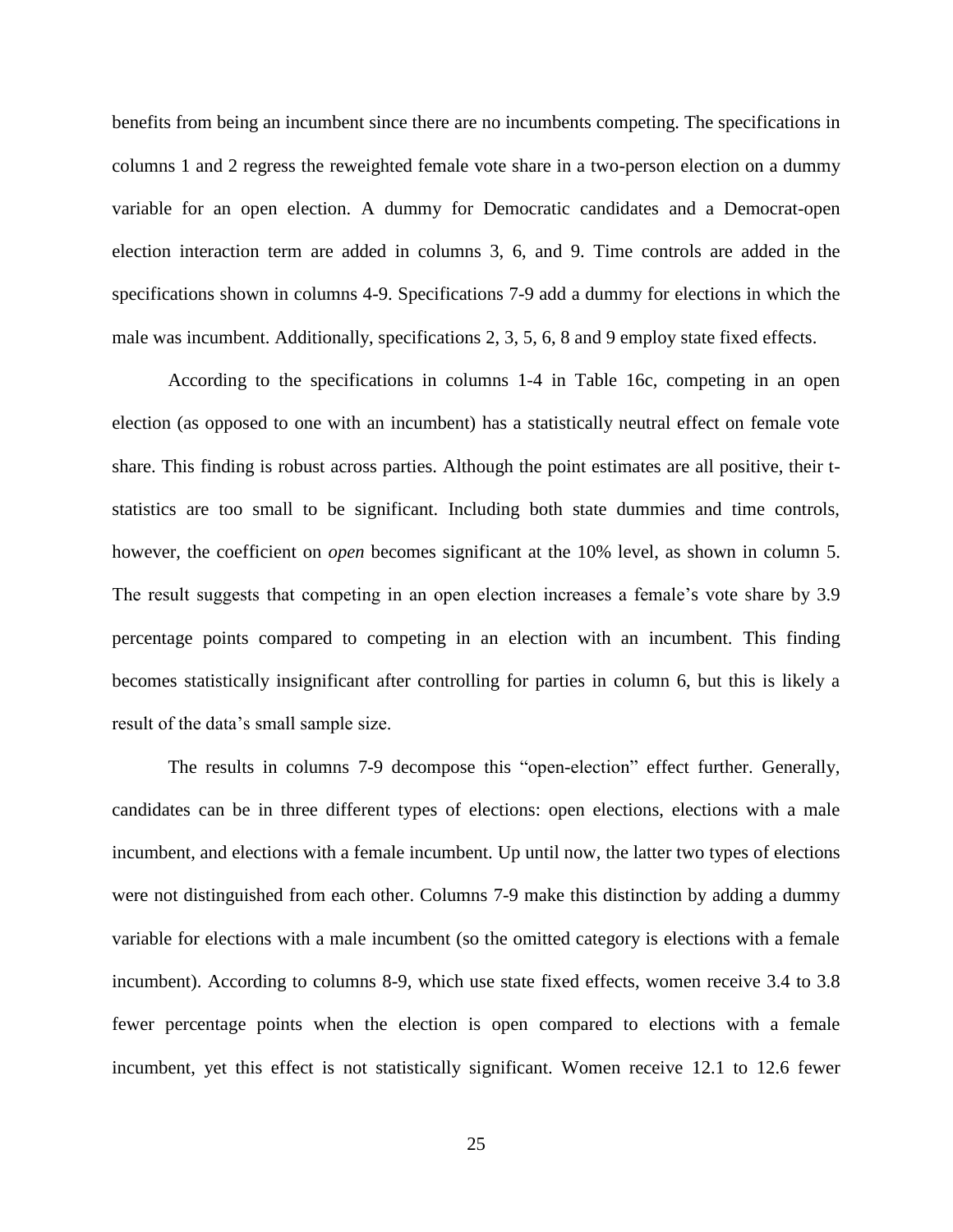benefits from being an incumbent since there are no incumbents competing. The specifications in columns 1 and 2 regress the reweighted female vote share in a two-person election on a dummy variable for an open election. A dummy for Democratic candidates and a Democrat-open election interaction term are added in columns 3, 6, and 9. Time controls are added in the specifications shown in columns 4-9. Specifications 7-9 add a dummy for elections in which the male was incumbent. Additionally, specifications 2, 3, 5, 6, 8 and 9 employ state fixed effects.

According to the specifications in columns 1-4 in Table 16c, competing in an open election (as opposed to one with an incumbent) has a statistically neutral effect on female vote share. This finding is robust across parties. Although the point estimates are all positive, their t-statistics are too small to be significant. Including both state dummies and time controls, however, the coefficient on *open* becomes significant at the 10% level, as shown in column 5. The result suggests that competing in an open election increases a female's vote share by 3.9 percentage points compared to competing in an election with an incumbent. This finding becomes statistically insignificant after controlling for parties in column 6, but this is likely a result of the data's small sample size.

The results in columns 7-9 decompose this "open-election" effect further. Generally, candidates can be in three different types of elections: open elections, elections with a male incumbent, and elections with a female incumbent. Up until now, the latter two types of elections were not distinguished from each other. Columns 7-9 make this distinction by adding a dummy variable for elections with a male incumbent (so the omitted category is elections with a female incumbent). According to columns 8-9, which use state fixed effects, women receive 3.4 to 3.8 fewer percentage points when the election is open compared to elections with a female incumbent, yet this effect is not statistically significant. Women receive 12.1 to 12.6 fewer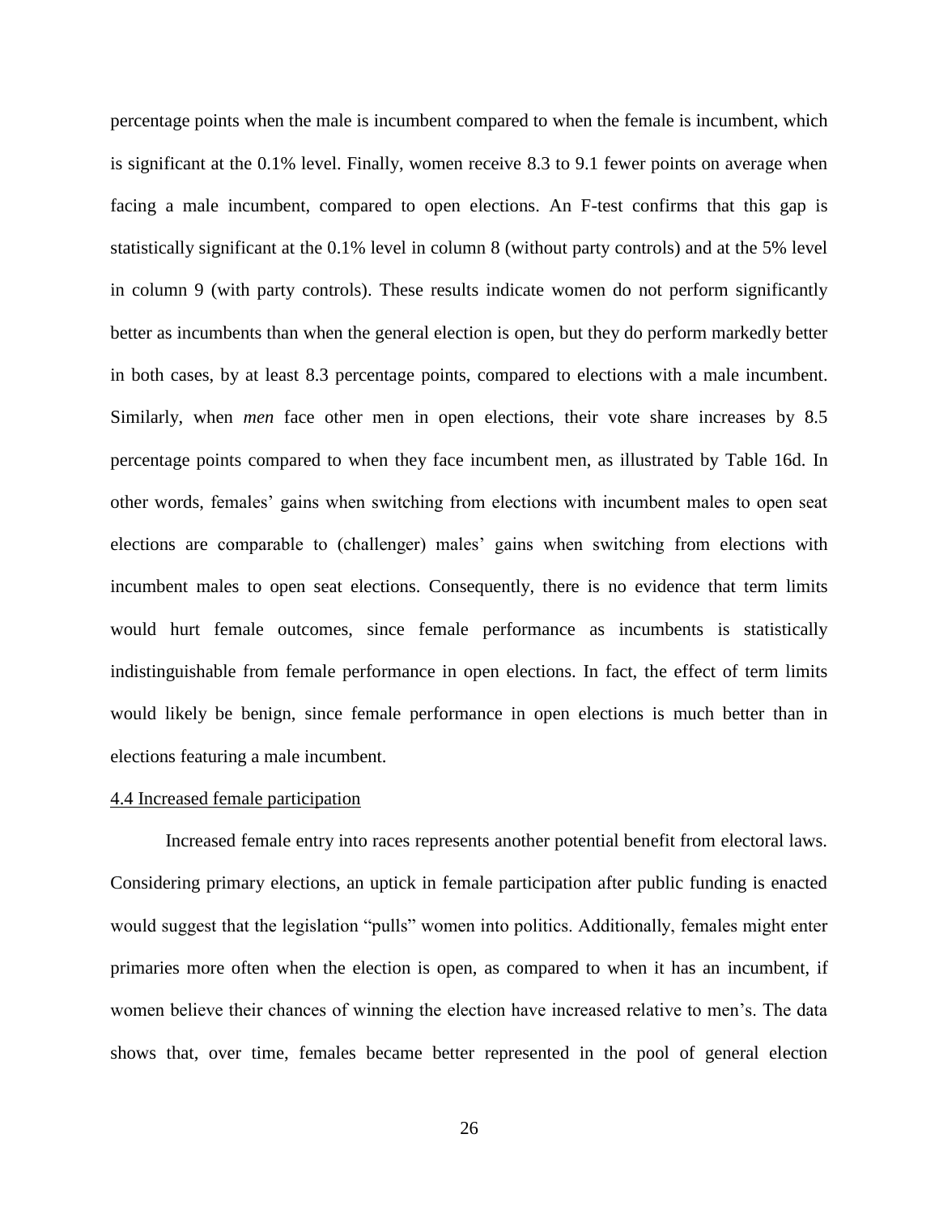percentage points when the male is incumbent compared to when the female is incumbent, which is significant at the 0.1% level. Finally, women receive 8.3 to 9.1 fewer points on average when facing a male incumbent, compared to open elections. An F-test confirms that this gap is statistically significant at the 0.1% level in column 8 (without party controls) and at the 5% level in column 9 (with party controls). These results indicate women do not perform significantly better as incumbents than when the general election is open, but they do perform markedly better in both cases, by at least 8.3 percentage points, compared to elections with a male incumbent. Similarly, when *men* face other men in open elections, their vote share increases by 8.5 percentage points compared to when they face incumbent men, as illustrated by Table 16d. In other words, females' gains when switching from elections with incumbent males to open seat elections are comparable to (challenger) males' gains when switching from elections with incumbent males to open seat elections. Consequently, there is no evidence that term limits would hurt female outcomes, since female performance as incumbents is statistically indistinguishable from female performance in open elections. In fact, the effect of term limits would likely be benign, since female performance in open elections is much better than in elections featuring a male incumbent.

### 4.4 Increased female participation

Increased female entry into races represents another potential benefit from electoral laws. Considering primary elections, an uptick in female participation after public funding is enacted would suggest that the legislation "pulls" women into politics. Additionally, females might enter primaries more often when the election is open, as compared to when it has an incumbent, if women believe their chances of winning the election have increased relative to men's. The data shows that, over time, females became better represented in the pool of general election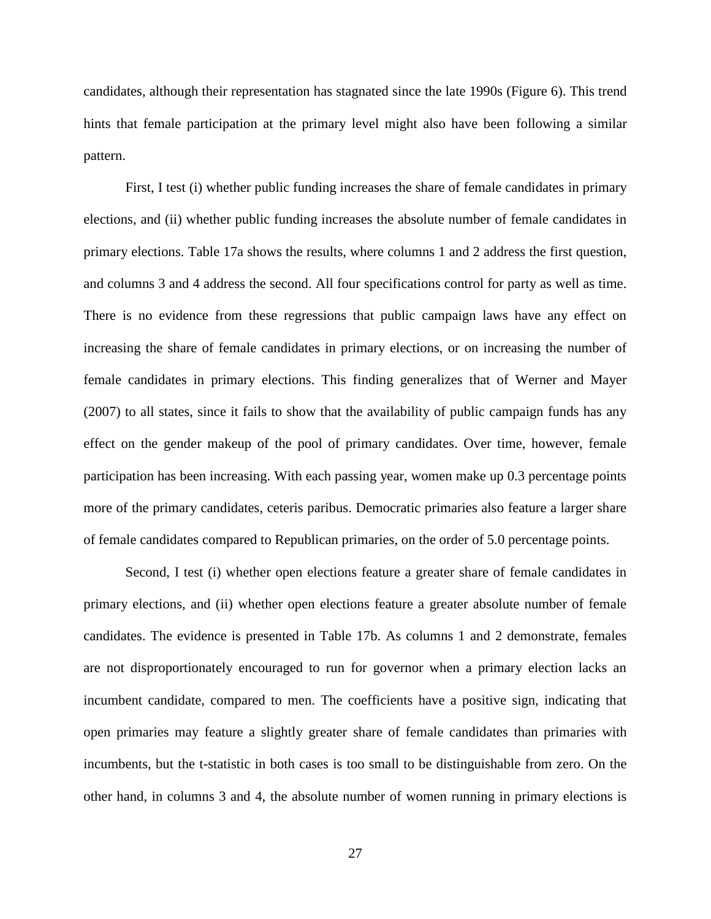candidates, although their representation has stagnated since the late 1990s (Figure 6). This trend hints that female participation at the primary level might also have been following a similar pattern.

First, I test (i) whether public funding increases the share of female candidates in primary elections, and (ii) whether public funding increases the absolute number of female candidates in primary elections. Table 17a shows the results, where columns 1 and 2 address the first question, and columns 3 and 4 address the second. All four specifications control for party as well as time. There is no evidence from these regressions that public campaign laws have any effect on increasing the share of female candidates in primary elections, or on increasing the number of female candidates in primary elections. This finding generalizes that of Werner and Mayer (2007) to all states, since it fails to show that the availability of public campaign funds has any effect on the gender makeup of the pool of primary candidates. Over time, however, female participation has been increasing. With each passing year, women make up 0.3 percentage points more of the primary candidates, ceteris paribus. Democratic primaries also feature a larger share of female candidates compared to Republican primaries, on the order of 5.0 percentage points.

Second, I test (i) whether open elections feature a greater share of female candidates in primary elections, and (ii) whether open elections feature a greater absolute number of female candidates. The evidence is presented in Table 17b. As columns 1 and 2 demonstrate, females are not disproportionately encouraged to run for governor when a primary election lacks an incumbent candidate, compared to men. The coefficients have a positive sign, indicating that open primaries may feature a slightly greater share of female candidates than primaries with incumbents, but the t-statistic in both cases is too small to be distinguishable from zero. On the other hand, in columns 3 and 4, the absolute number of women running in primary elections is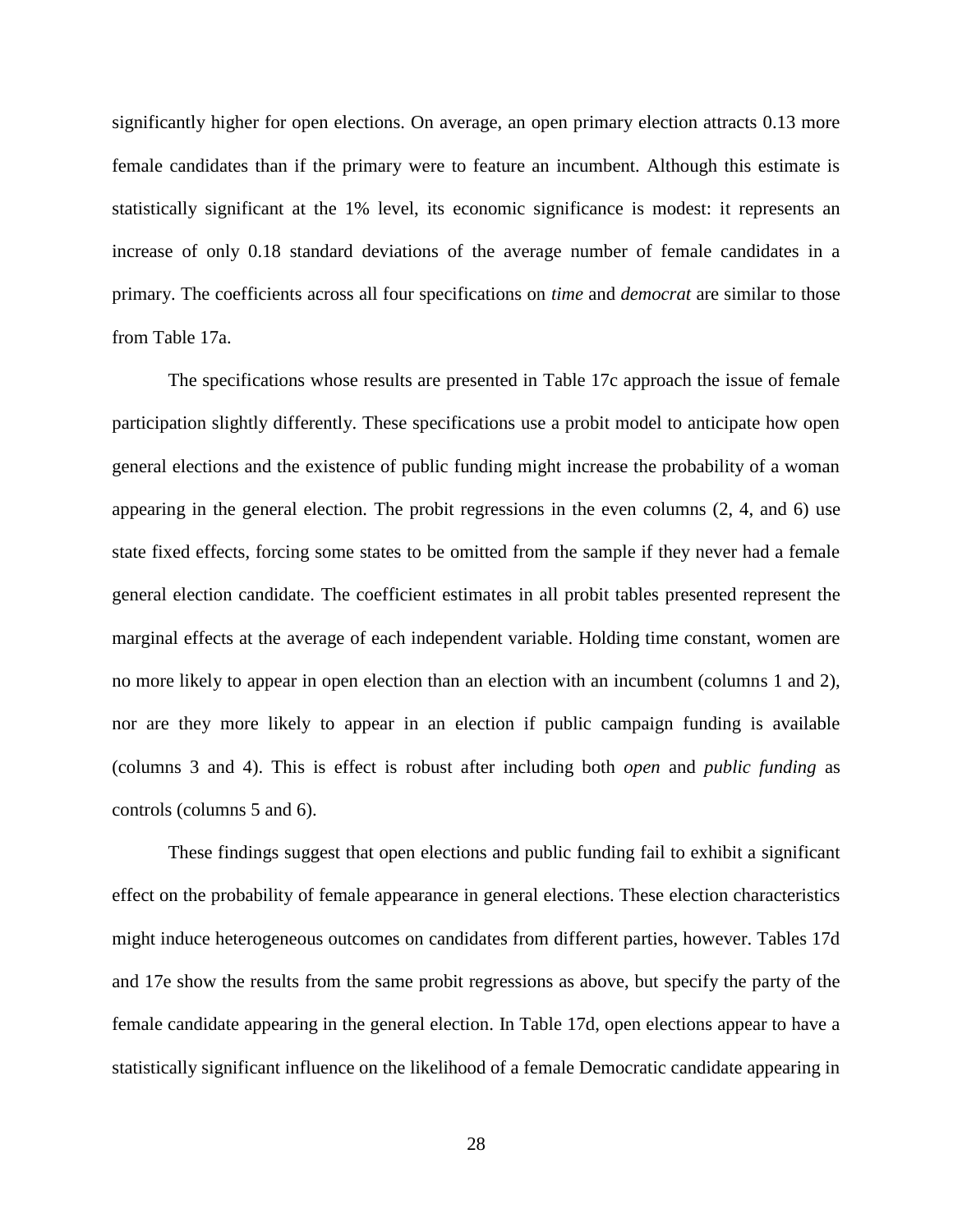significantly higher for open elections. On average, an open primary election attracts 0.13 more female candidates than if the primary were to feature an incumbent. Although this estimate is statistically significant at the 1% level, its economic significance is modest: it represents an increase of only 0.18 standard deviations of the average number of female candidates in a primary. The coefficients across all four specifications on *time* and *democrat* are similar to those from Table 17a.

The specifications whose results are presented in Table 17c approach the issue of female participation slightly differently. These specifications use a probit model to anticipate how open general elections and the existence of public funding might increase the probability of a woman appearing in the general election. The probit regressions in the even columns (2, 4, and 6) use state fixed effects, forcing some states to be omitted from the sample if they never had a female general election candidate. The coefficient estimates in all probit tables presented represent the marginal effects at the average of each independent variable. Holding time constant, women are no more likely to appear in open election than an election with an incumbent (columns 1 and 2), nor are they more likely to appear in an election if public campaign funding is available (columns 3 and 4). This is effect is robust after including both *open* and *public funding* as controls (columns 5 and 6).

These findings suggest that open elections and public funding fail to exhibit a significant effect on the probability of female appearance in general elections. These election characteristics might induce heterogeneous outcomes on candidates from different parties, however. Tables 17d and 17e show the results from the same probit regressions as above, but specify the party of the female candidate appearing in the general election. In Table 17d, open elections appear to have a statistically significant influence on the likelihood of a female Democratic candidate appearing in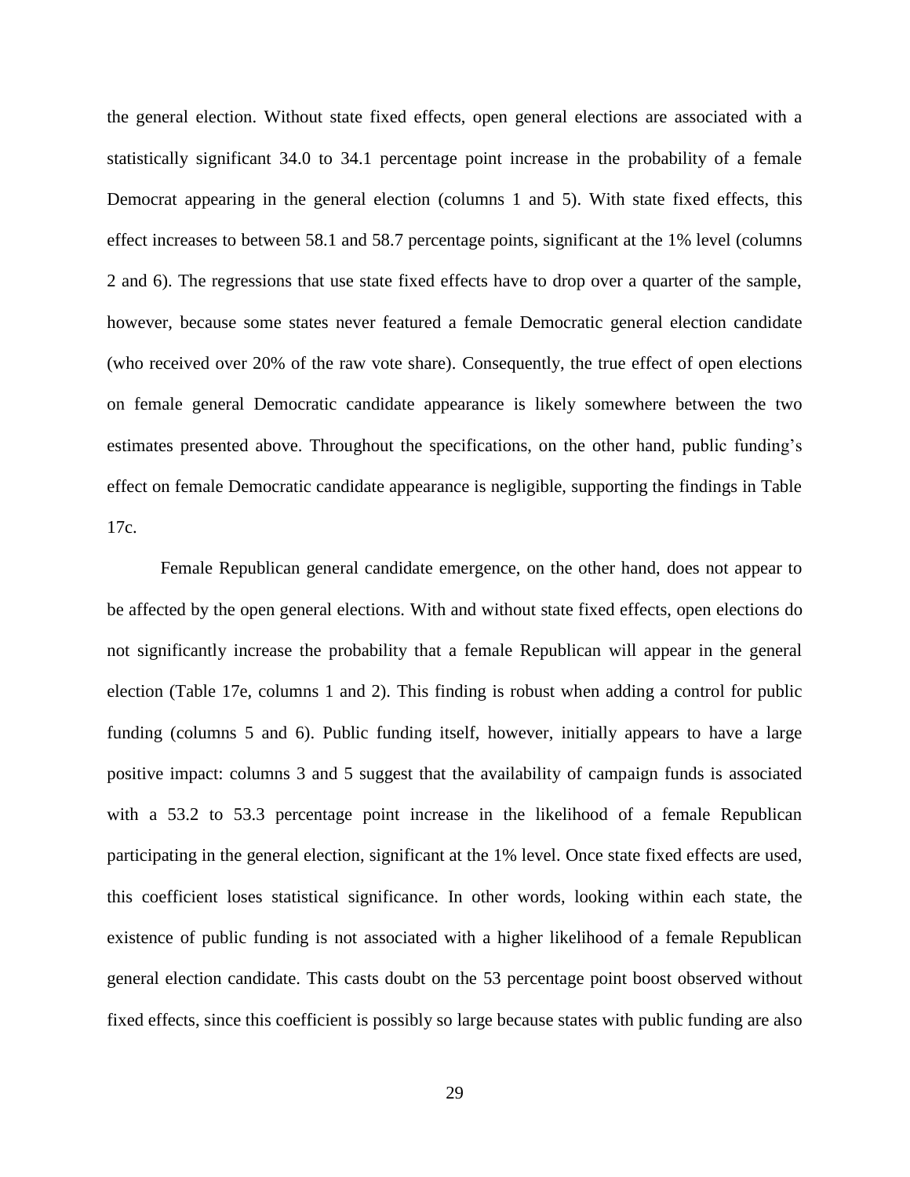the general election. Without state fixed effects, open general elections are associated with a statistically significant 34.0 to 34.1 percentage point increase in the probability of a female Democrat appearing in the general election (columns 1 and 5). With state fixed effects, this effect increases to between 58.1 and 58.7 percentage points, significant at the 1% level (columns 2 and 6). The regressions that use state fixed effects have to drop over a quarter of the sample, however, because some states never featured a female Democratic general election candidate (who received over 20% of the raw vote share). Consequently, the true effect of open elections on female general Democratic candidate appearance is likely somewhere between the two estimates presented above. Throughout the specifications, on the other hand, public funding's effect on female Democratic candidate appearance is negligible, supporting the findings in Table 17c.

Female Republican general candidate emergence, on the other hand, does not appear to be affected by the open general elections. With and without state fixed effects, open elections do not significantly increase the probability that a female Republican will appear in the general election (Table 17e, columns 1 and 2). This finding is robust when adding a control for public funding (columns 5 and 6). Public funding itself, however, initially appears to have a large positive impact: columns 3 and 5 suggest that the availability of campaign funds is associated with a 53.2 to 53.3 percentage point increase in the likelihood of a female Republican participating in the general election, significant at the 1% level. Once state fixed effects are used, this coefficient loses statistical significance. In other words, looking within each state, the existence of public funding is not associated with a higher likelihood of a female Republican general election candidate. This casts doubt on the 53 percentage point boost observed without fixed effects, since this coefficient is possibly so large because states with public funding are also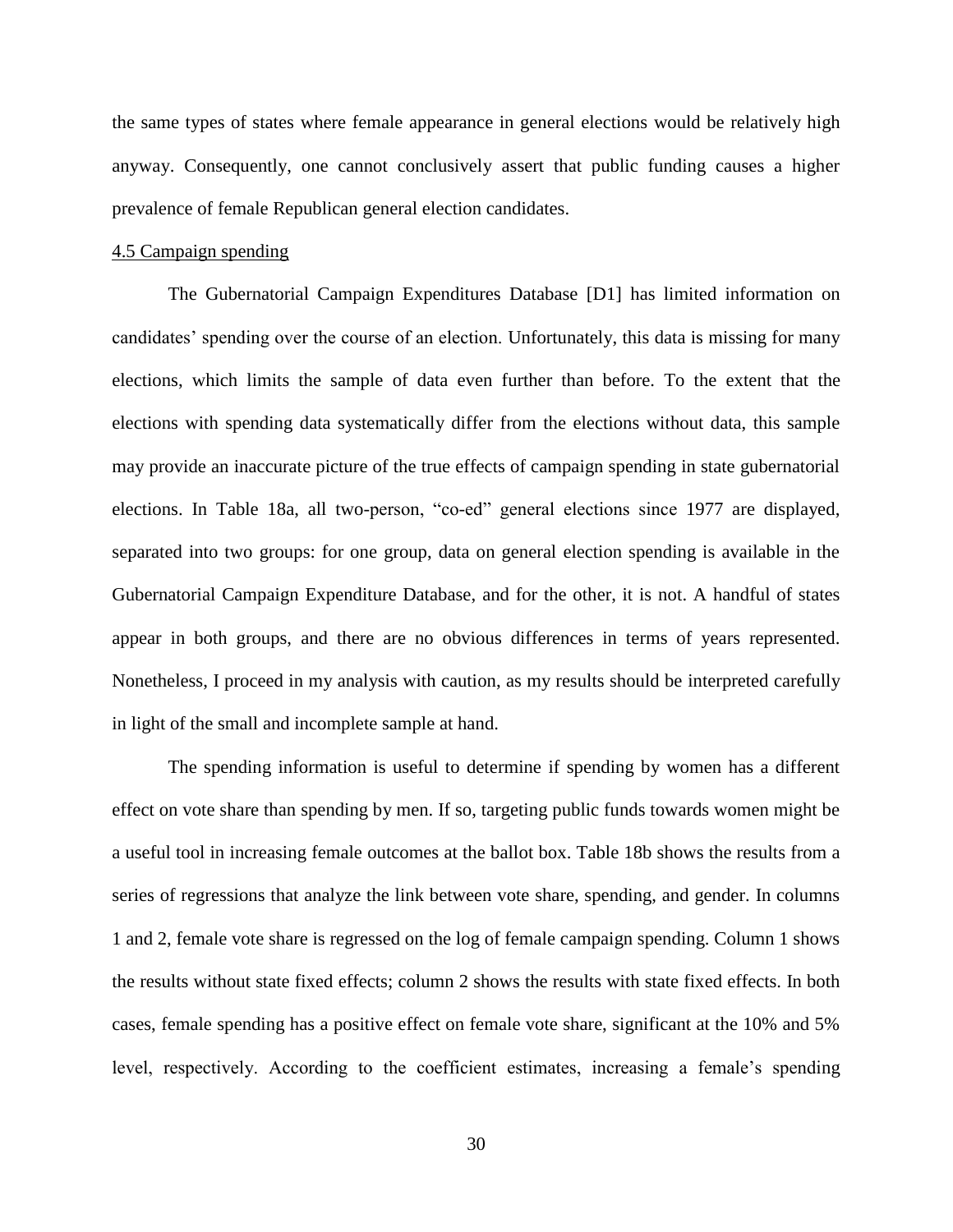the same types of states where female appearance in general elections would be relatively high anyway. Consequently, one cannot conclusively assert that public funding causes a higher prevalence of female Republican general election candidates.

4.5 Campaign spending

The Gubernatorial Campaign Expenditures Database [D1] has limited information on candidates' spending over the course of an election. Unfortunately, this data is missing for many elections, which limits the sample of data even further than before. To the extent that the elections with spending data systematically differ from the elections without data, this sample may provide an inaccurate picture of the true effects of campaign spending in state gubernatorial elections. In Table 18a, all two-person, "co-ed" general elections since 1977 are displayed, separated into two groups: for one group, data on general election spending is available in the Gubernatorial Campaign Expenditure Database, and for the other, it is not. A handful of states appear in both groups, and there are no obvious differences in terms of years represented. Nonetheless, I proceed in my analysis with caution, as my results should be interpreted carefully in light of the small and incomplete sample at hand.

The spending information is useful to determine if spending by women has a different effect on vote share than spending by men. If so, targeting public funds towards women might be a useful tool in increasing female outcomes at the ballot box. Table 18b shows the results from a series of regressions that analyze the link between vote share, spending, and gender. In columns 1 and 2, female vote share is regressed on the log of female campaign spending. Column 1 shows the results without state fixed effects; column 2 shows the results with state fixed effects. In both cases, female spending has a positive effect on female vote share, significant at the 10% and 5% level, respectively. According to the coefficient estimates, increasing a female's spending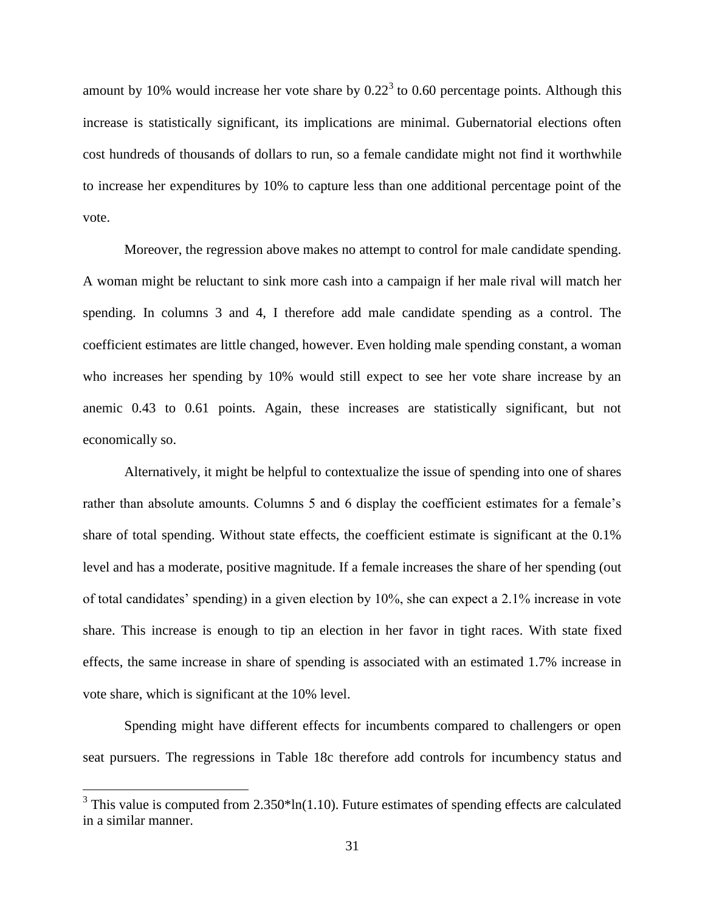amount by 10% would increase her vote share by 0.22[3] to 0.60 percentage points. Although this increase is statistically significant, its implications are minimal. Gubernatorial elections often cost hundreds of thousands of dollars to run, so a female candidate might not find it worthwhile to increase her expenditures by 10% to capture less than one additional percentage point of the vote.

Moreover, the regression above makes no attempt to control for male candidate spending. A woman might be reluctant to sink more cash into a campaign if her male rival will match her spending. In columns 3 and 4, I therefore add male candidate spending as a control. The coefficient estimates are little changed, however. Even holding male spending constant, a woman who increases her spending by 10% would still expect to see her vote share increase by an anemic 0.43 to 0.61 points. Again, these increases are statistically significant, but not economically so.

Alternatively, it might be helpful to contextualize the issue of spending into one of shares rather than absolute amounts. Columns 5 and 6 display the coefficient estimates for a female's share of total spending. Without state effects, the coefficient estimate is significant at the 0.1% level and has a moderate, positive magnitude. If a female increases the share of her spending (out of total candidates' spending) in a given election by 10%, she can expect a 2.1% increase in vote share. This increase is enough to tip an election in her favor in tight races. With state fixed effects, the same increase in share of spending is associated with an estimated 1.7% increase in vote share, which is significant at the 10% level.

Spending might have different effects for incumbents compared to challengers or open seat pursuers. The regressions in Table 18c therefore add controls for incumbency status and

[3] This value is computed from $2.350*\ln(1.10)$. Future estimates of spending effects are calculated in a similar manner.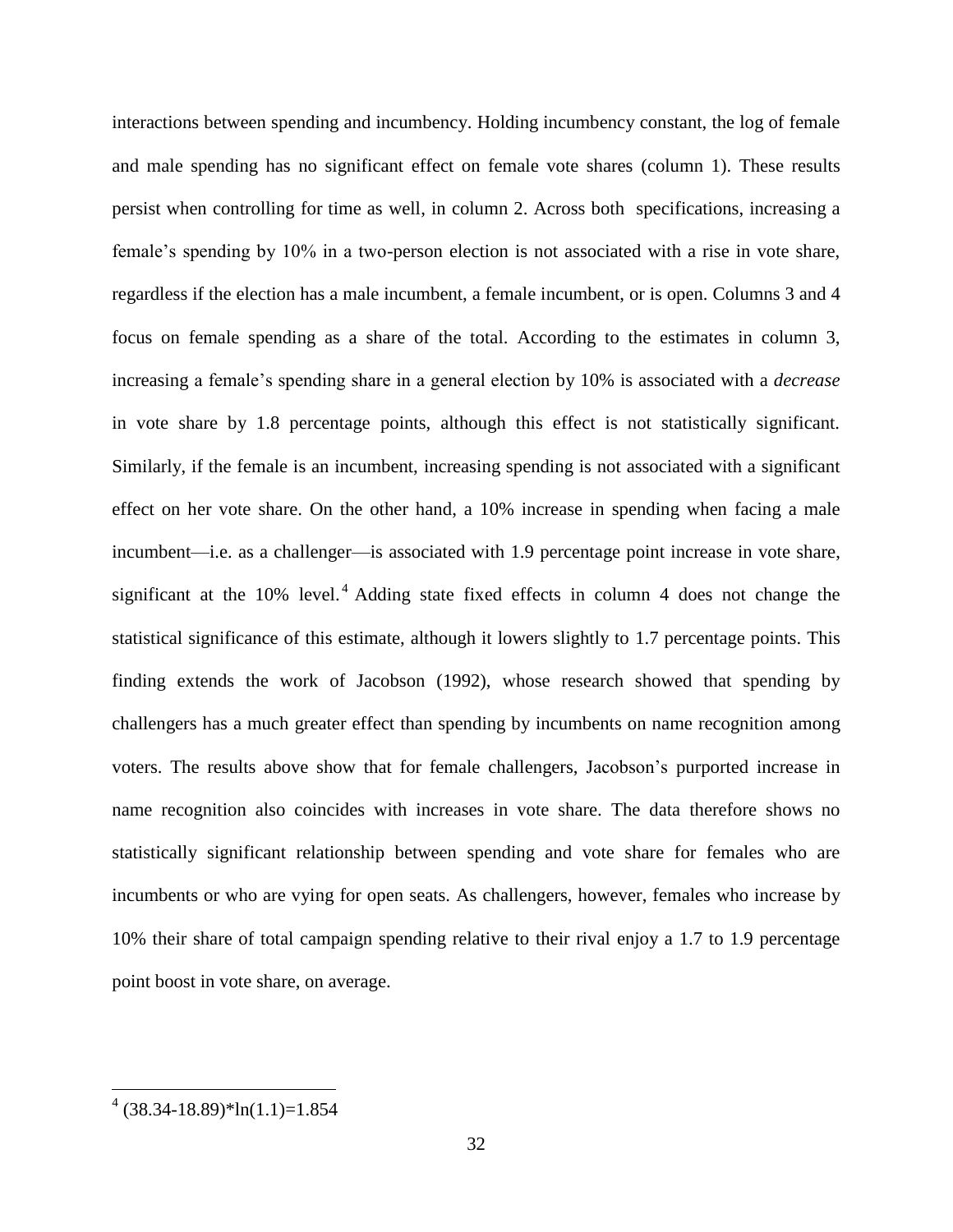interactions between spending and incumbency. Holding incumbency constant, the log of female and male spending has no significant effect on female vote shares (column 1). These results persist when controlling for time as well, in column 2. Across both specifications, increasing a female's spending by 10% in a two-person election is not associated with a rise in vote share, regardless if the election has a male incumbent, a female incumbent, or is open. Columns 3 and 4 focus on female spending as a share of the total. According to the estimates in column 3, increasing a female's spending share in a general election by 10% is associated with a *decrease* in vote share by 1.8 percentage points, although this effect is not statistically significant. Similarly, if the female is an incumbent, increasing spending is not associated with a significant effect on her vote share. On the other hand, a 10% increase in spending when facing a male incumbent—i.e. as a challenger—is associated with 1.9 percentage point increase in vote share, significant at the 10% level.[4] Adding state fixed effects in column 4 does not change the statistical significance of this estimate, although it lowers slightly to 1.7 percentage points. This finding extends the work of Jacobson (1992), whose research showed that spending by challengers has a much greater effect than spending by incumbents on name recognition among voters. The results above show that for female challengers, Jacobson's purported increase in name recognition also coincides with increases in vote share. The data therefore shows no statistically significant relationship between spending and vote share for females who are incumbents or who are vying for open seats. As challengers, however, females who increase by 10% their share of total campaign spending relative to their rival enjoy a 1.7 to 1.9 percentage point boost in vote share, on average.

[4] $(38.34-18.89)*\ln(1.1)=1.854$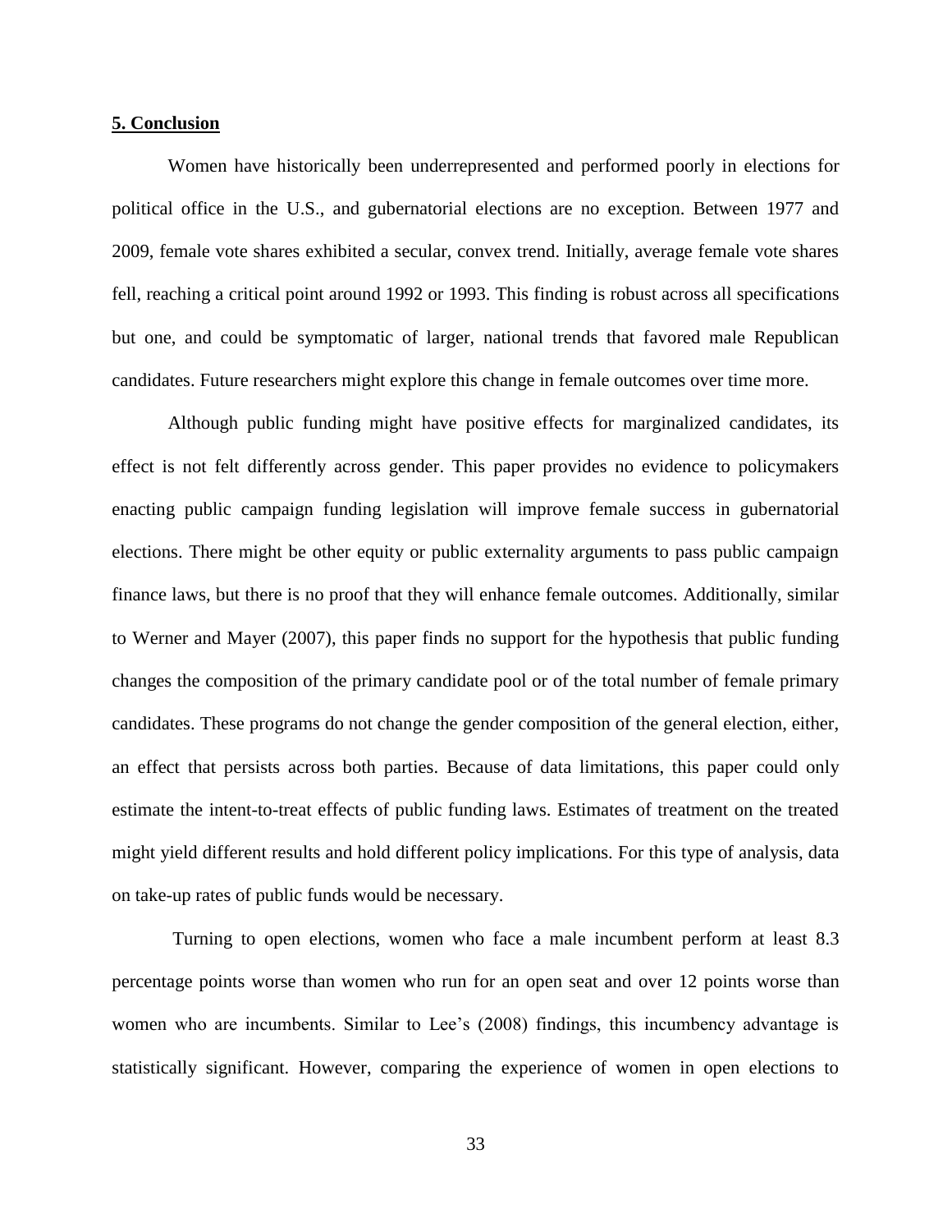## 5. Conclusion

Women have historically been underrepresented and performed poorly in elections for political office in the U.S., and gubernatorial elections are no exception. Between 1977 and 2009, female vote shares exhibited a secular, convex trend. Initially, average female vote shares fell, reaching a critical point around 1992 or 1993. This finding is robust across all specifications but one, and could be symptomatic of larger, national trends that favored male Republican candidates. Future researchers might explore this change in female outcomes over time more.

Although public funding might have positive effects for marginalized candidates, its effect is not felt differently across gender. This paper provides no evidence to policymakers enacting public campaign funding legislation will improve female success in gubernatorial elections. There might be other equity or public externality arguments to pass public campaign finance laws, but there is no proof that they will enhance female outcomes. Additionally, similar to Werner and Mayer (2007), this paper finds no support for the hypothesis that public funding changes the composition of the primary candidate pool or of the total number of female primary candidates. These programs do not change the gender composition of the general election, either, an effect that persists across both parties. Because of data limitations, this paper could only estimate the intent-to-treat effects of public funding laws. Estimates of treatment on the treated might yield different results and hold different policy implications. For this type of analysis, data on take-up rates of public funds would be necessary.

Turning to open elections, women who face a male incumbent perform at least 8.3 percentage points worse than women who run for an open seat and over 12 points worse than women who are incumbents. Similar to Lee's (2008) findings, this incumbency advantage is statistically significant. However, comparing the experience of women in open elections to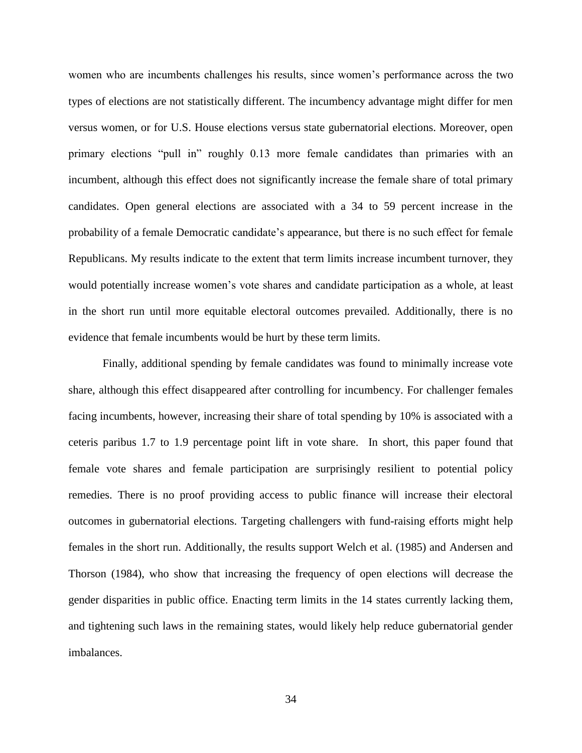women who are incumbents challenges his results, since women's performance across the two types of elections are not statistically different. The incumbency advantage might differ for men versus women, or for U.S. House elections versus state gubernatorial elections. Moreover, open primary elections "pull in" roughly 0.13 more female candidates than primaries with an incumbent, although this effect does not significantly increase the female share of total primary candidates. Open general elections are associated with a 34 to 59 percent increase in the probability of a female Democratic candidate's appearance, but there is no such effect for female Republicans. My results indicate to the extent that term limits increase incumbent turnover, they would potentially increase women's vote shares and candidate participation as a whole, at least in the short run until more equitable electoral outcomes prevailed. Additionally, there is no evidence that female incumbents would be hurt by these term limits.

Finally, additional spending by female candidates was found to minimally increase vote share, although this effect disappeared after controlling for incumbency. For challenger females facing incumbents, however, increasing their share of total spending by 10% is associated with a ceteris paribus 1.7 to 1.9 percentage point lift in vote share. In short, this paper found that female vote shares and female participation are surprisingly resilient to potential policy remedies. There is no proof providing access to public finance will increase their electoral outcomes in gubernatorial elections. Targeting challengers with fund-raising efforts might help females in the short run. Additionally, the results support Welch et al. (1985) and Andersen and Thorson (1984), who show that increasing the frequency of open elections will decrease the gender disparities in public office. Enacting term limits in the 14 states currently lacking them, and tightening such laws in the remaining states, would likely help reduce gubernatorial gender imbalances.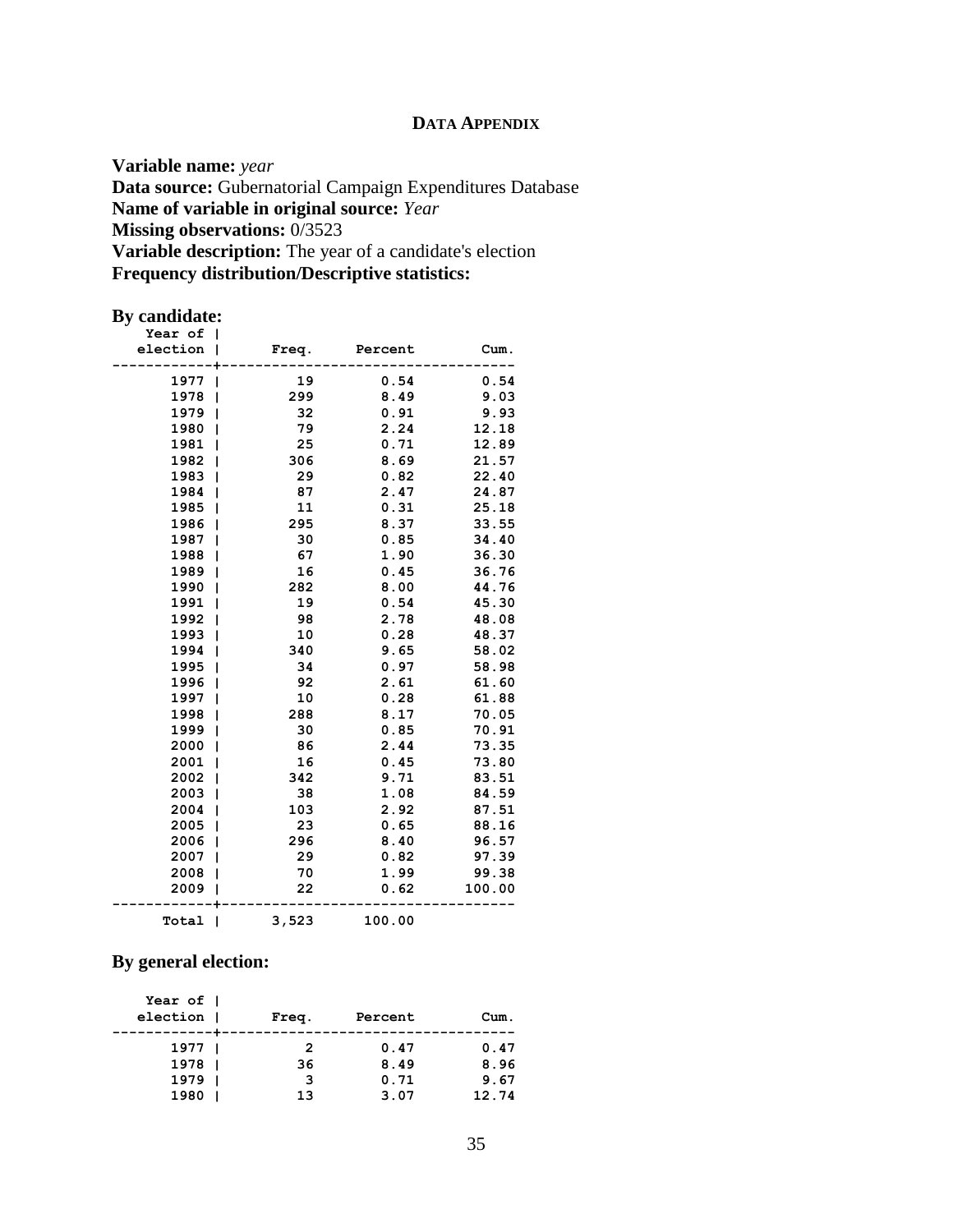**DATA APPENDIX**

**Variable name:** *year*
**Data source:** Gubernatorial Campaign Expenditures Database
**Name of variable in original source:** *Year*
**Missing observations:** 0/3523
**Variable description:** The year of a candidate's election
**Frequency distribution/Descriptive statistics:**

**By candidate:**

| Year of election | Freq. | Percent | Cum. |
|---|---|---|---|
| 1977 | 19 | 0.54 | 0.54 |
| 1978 | 299 | 8.49 | 9.03 |
| 1979 | 32 | 0.91 | 9.93 |
| 1980 | 79 | 2.24 | 12.18 |
| 1981 | 25 | 0.71 | 12.89 |
| 1982 | 306 | 8.69 | 21.57 |
| 1983 | 29 | 0.82 | 22.40 |
| 1984 | 87 | 2.47 | 24.87 |
| 1985 | 11 | 0.31 | 25.18 |
| 1986 | 295 | 8.37 | 33.55 |
| 1987 | 30 | 0.85 | 34.40 |
| 1988 | 67 | 1.90 | 36.30 |
| 1989 | 16 | 0.45 | 36.76 |
| 1990 | 282 | 8.00 | 44.76 |
| 1991 | 19 | 0.54 | 45.30 |
| 1992 | 98 | 2.78 | 48.08 |
| 1993 | 10 | 0.28 | 48.37 |
| 1994 | 340 | 9.65 | 58.02 |
| 1995 | 34 | 0.97 | 58.98 |
| 1996 | 92 | 2.61 | 61.60 |
| 1997 | 10 | 0.28 | 61.88 |
| 1998 | 288 | 8.17 | 70.05 |
| 1999 | 30 | 0.85 | 70.91 |
| 2000 | 86 | 2.44 | 73.35 |
| 2001 | 16 | 0.45 | 73.80 |
| 2002 | 342 | 9.71 | 83.51 |
| 2003 | 38 | 1.08 | 84.59 |
| 2004 | 103 | 2.92 | 87.51 |
| 2005 | 23 | 0.65 | 88.16 |
| 2006 | 296 | 8.40 | 96.57 |
| 2007 | 29 | 0.82 | 97.39 |
| 2008 | 70 | 1.99 | 99.38 |
| 2009 | 22 | 0.62 | 100.00 |
| Total | 3,523 | 100.00 | |

**By general election:**

| Year of election | Freq. | Percent | Cum. |
|---|---|---|---|
| 1977 | 2 | 0.47 | 0.47 |
| 1978 | 36 | 8.49 | 8.96 |
| 1979 | 3 | 0.71 | 9.67 |
| 1980 | 13 | 3.07 | 12.74 |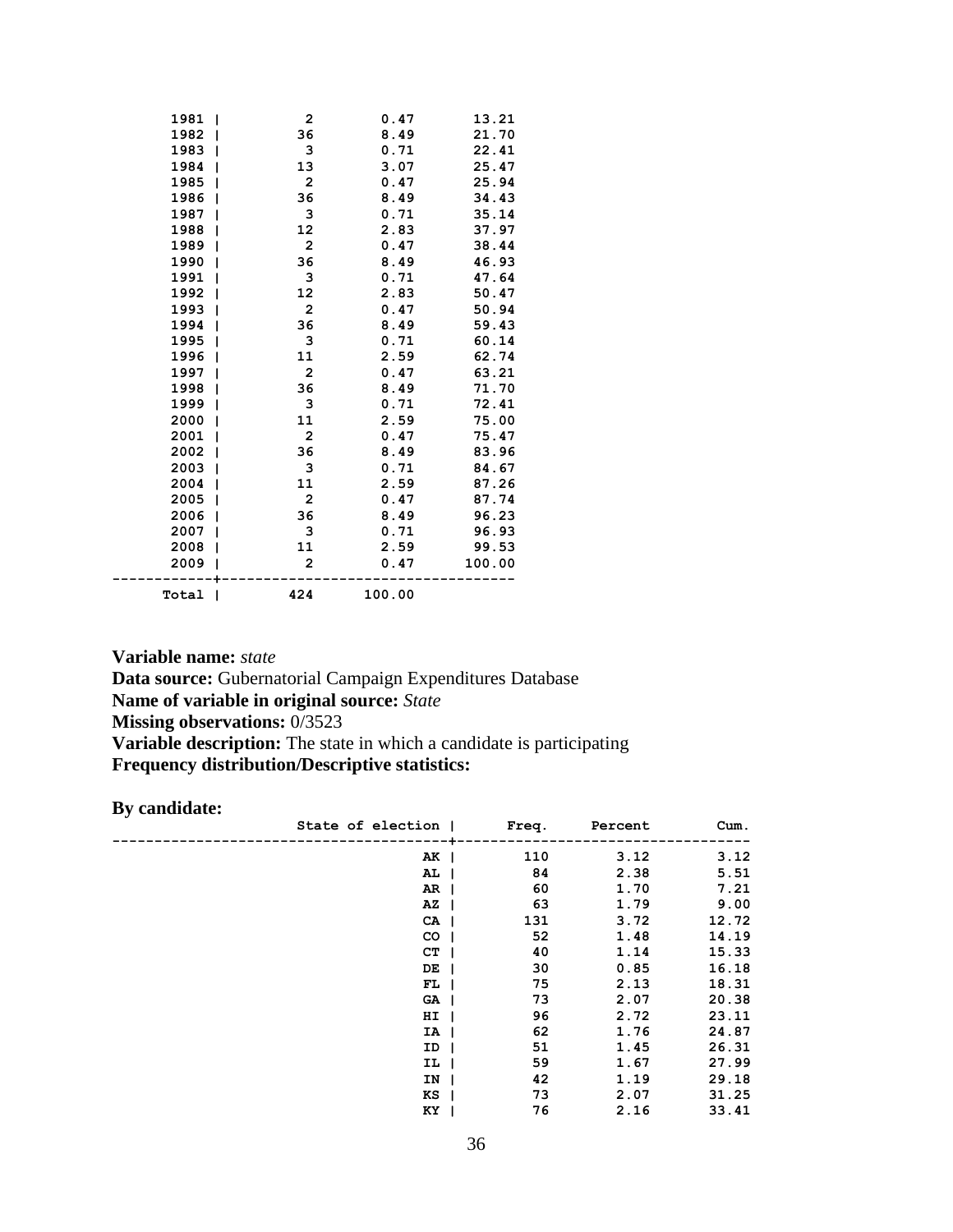| | Freq. | Percent | Cum. |
|---|---|---|---|
| 1981 | 2 | 0.47 | 13.21 |
| 1982 | 36 | 8.49 | 21.70 |
| 1983 | 3 | 0.71 | 22.41 |
| 1984 | 13 | 3.07 | 25.47 |
| 1985 | 2 | 0.47 | 25.94 |
| 1986 | 36 | 8.49 | 34.43 |
| 1987 | 3 | 0.71 | 35.14 |
| 1988 | 12 | 2.83 | 37.97 |
| 1989 | 2 | 0.47 | 38.44 |
| 1990 | 36 | 8.49 | 46.93 |
| 1991 | 3 | 0.71 | 47.64 |
| 1992 | 12 | 2.83 | 50.47 |
| 1993 | 2 | 0.47 | 50.94 |
| 1994 | 36 | 8.49 | 59.43 |
| 1995 | 3 | 0.71 | 60.14 |
| 1996 | 11 | 2.59 | 62.74 |
| 1997 | 2 | 0.47 | 63.21 |
| 1998 | 36 | 8.49 | 71.70 |
| 1999 | 3 | 0.71 | 72.41 |
| 2000 | 11 | 2.59 | 75.00 |
| 2001 | 2 | 0.47 | 75.47 |
| 2002 | 36 | 8.49 | 83.96 |
| 2003 | 3 | 0.71 | 84.67 |
| 2004 | 11 | 2.59 | 87.26 |
| 2005 | 2 | 0.47 | 87.74 |
| 2006 | 36 | 8.49 | 96.23 |
| 2007 | 3 | 0.71 | 96.93 |
| 2008 | 11 | 2.59 | 99.53 |
| 2009 | 2 | 0.47 | 100.00 |
| Total | 424 | 100.00 | |

**Variable name:** *state*
**Data source:** Gubernatorial Campaign Expenditures Database
**Name of variable in original source:** *State*
**Missing observations:** 0/3523
**Variable description:** The state in which a candidate is participating
**Frequency distribution/Descriptive statistics:**

**By candidate:**

| State of election | Freq. | Percent | Cum. |
|---|---|---|---|
| AK | 110 | 3.12 | 3.12 |
| AL | 84 | 2.38 | 5.51 |
| AR | 60 | 1.70 | 7.21 |
| AZ | 63 | 1.79 | 9.00 |
| CA | 131 | 3.72 | 12.72 |
| CO | 52 | 1.48 | 14.19 |
| CT | 40 | 1.14 | 15.33 |
| DE | 30 | 0.85 | 16.18 |
| FL | 75 | 2.13 | 18.31 |
| GA | 73 | 2.07 | 20.38 |
| HI | 96 | 2.72 | 23.11 |
| IA | 62 | 1.76 | 24.87 |
| ID | 51 | 1.45 | 26.31 |
| IL | 59 | 1.67 | 27.99 |
| IN | 42 | 1.19 | 29.18 |
| KS | 73 | 2.07 | 31.25 |
| KY | 76 | 2.16 | 33.41 |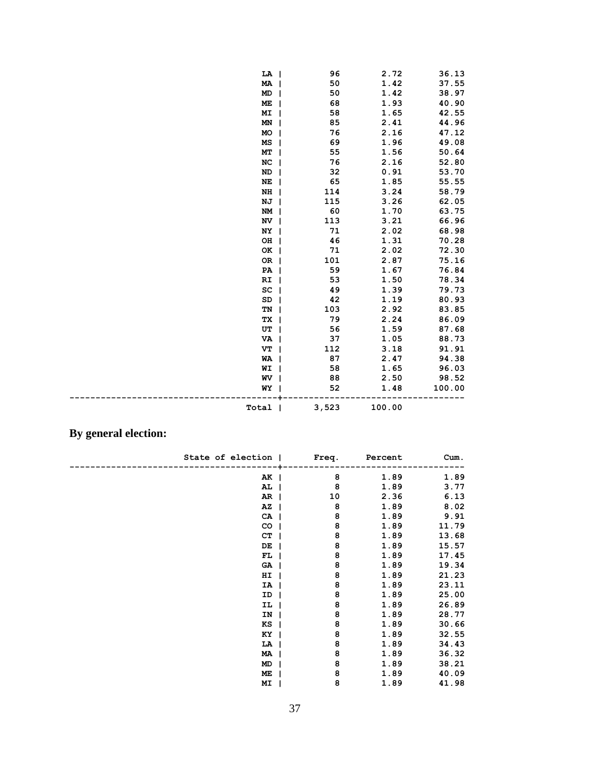| | Freq. | Percent | Cum. |
|---|---|---|---|
| LA | 96 | 2.72 | 36.13 |
| MA | 50 | 1.42 | 37.55 |
| MD | 50 | 1.42 | 38.97 |
| ME | 68 | 1.93 | 40.90 |
| MI | 58 | 1.65 | 42.55 |
| MN | 85 | 2.41 | 44.96 |
| MO | 76 | 2.16 | 47.12 |
| MS | 69 | 1.96 | 49.08 |
| MT | 55 | 1.56 | 50.64 |
| NC | 76 | 2.16 | 52.80 |
| ND | 32 | 0.91 | 53.70 |
| NE | 65 | 1.85 | 55.55 |
| NH | 114 | 3.24 | 58.79 |
| NJ | 115 | 3.26 | 62.05 |
| NM | 60 | 1.70 | 63.75 |
| NV | 113 | 3.21 | 66.96 |
| NY | 71 | 2.02 | 68.98 |
| OH | 46 | 1.31 | 70.28 |
| OK | 71 | 2.02 | 72.30 |
| OR | 101 | 2.87 | 75.16 |
| PA | 59 | 1.67 | 76.84 |
| RI | 53 | 1.50 | 78.34 |
| SC | 49 | 1.39 | 79.73 |
| SD | 42 | 1.19 | 80.93 |
| TN | 103 | 2.92 | 83.85 |
| TX | 79 | 2.24 | 86.09 |
| UT | 56 | 1.59 | 87.68 |
| VA | 37 | 1.05 | 88.73 |
| VT | 112 | 3.18 | 91.91 |
| WA | 87 | 2.47 | 94.38 |
| WI | 58 | 1.65 | 96.03 |
| WV | 88 | 2.50 | 98.52 |
| WY | 52 | 1.48 | 100.00 |
| Total | 3,523 | 100.00 | |

## By general election:

| State of election | Freq. | Percent | Cum. |
|---|---|---|---|
| AK | 8 | 1.89 | 1.89 |
| AL | 8 | 1.89 | 3.77 |
| AR | 10 | 2.36 | 6.13 |
| AZ | 8 | 1.89 | 8.02 |
| CA | 8 | 1.89 | 9.91 |
| CO | 8 | 1.89 | 11.79 |
| CT | 8 | 1.89 | 13.68 |
| DE | 8 | 1.89 | 15.57 |
| FL | 8 | 1.89 | 17.45 |
| GA | 8 | 1.89 | 19.34 |
| HI | 8 | 1.89 | 21.23 |
| IA | 8 | 1.89 | 23.11 |
| ID | 8 | 1.89 | 25.00 |
| IL | 8 | 1.89 | 26.89 |
| IN | 8 | 1.89 | 28.77 |
| KS | 8 | 1.89 | 30.66 |
| KY | 8 | 1.89 | 32.55 |
| LA | 8 | 1.89 | 34.43 |
| MA | 8 | 1.89 | 36.32 |
| MD | 8 | 1.89 | 38.21 |
| ME | 8 | 1.89 | 40.09 |
| MI | 8 | 1.89 | 41.98 |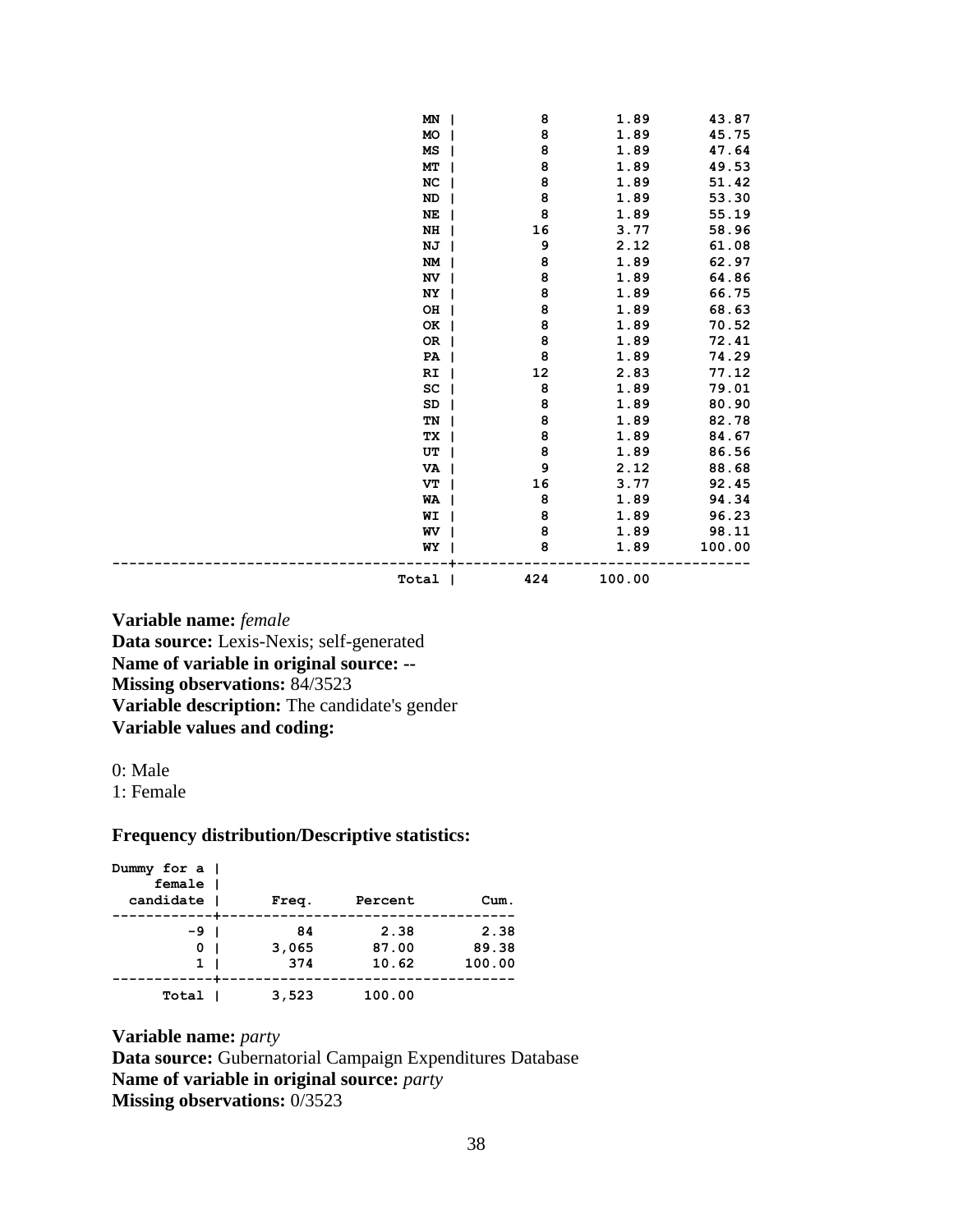| | Freq. | Percent | Cum. |
|---|---|---|---|
| MN | 8 | 1.89 | 43.87 |
| MO | 8 | 1.89 | 45.75 |
| MS | 8 | 1.89 | 47.64 |
| MT | 8 | 1.89 | 49.53 |
| NC | 8 | 1.89 | 51.42 |
| ND | 8 | 1.89 | 53.30 |
| NE | 8 | 1.89 | 55.19 |
| NH | 16 | 3.77 | 58.96 |
| NJ | 9 | 2.12 | 61.08 |
| NM | 8 | 1.89 | 62.97 |
| NV | 8 | 1.89 | 64.86 |
| NY | 8 | 1.89 | 66.75 |
| OH | 8 | 1.89 | 68.63 |
| OK | 8 | 1.89 | 70.52 |
| OR | 8 | 1.89 | 72.41 |
| PA | 8 | 1.89 | 74.29 |
| RI | 12 | 2.83 | 77.12 |
| SC | 8 | 1.89 | 79.01 |
| SD | 8 | 1.89 | 80.90 |
| TN | 8 | 1.89 | 82.78 |
| TX | 8 | 1.89 | 84.67 |
| UT | 8 | 1.89 | 86.56 |
| VA | 9 | 2.12 | 88.68 |
| VT | 16 | 3.77 | 92.45 |
| WA | 8 | 1.89 | 94.34 |
| WI | 8 | 1.89 | 96.23 |
| WV | 8 | 1.89 | 98.11 |
| WY | 8 | 1.89 | 100.00 |
| Total | 424 | 100.00 | |

**Variable name:** *female*
**Data source:** Lexis-Nexis; self-generated
**Name of variable in original source:** --
**Missing observations:** 84/3523
**Variable description:** The candidate's gender
**Variable values and coding:**

0: Male
1: Female

**Frequency distribution/Descriptive statistics:**

| Dummy for a female candidate | Freq. | Percent | Cum. |
|---|---|---|---|
| -9 | 84 | 2.38 | 2.38 |
| 0 | 3,065 | 87.00 | 89.38 |
| 1 | 374 | 10.62 | 100.00 |
| Total | 3,523 | 100.00 | |

**Variable name:** *party*
**Data source:** Gubernatorial Campaign Expenditures Database
**Name of variable in original source:** *party*
**Missing observations:** 0/3523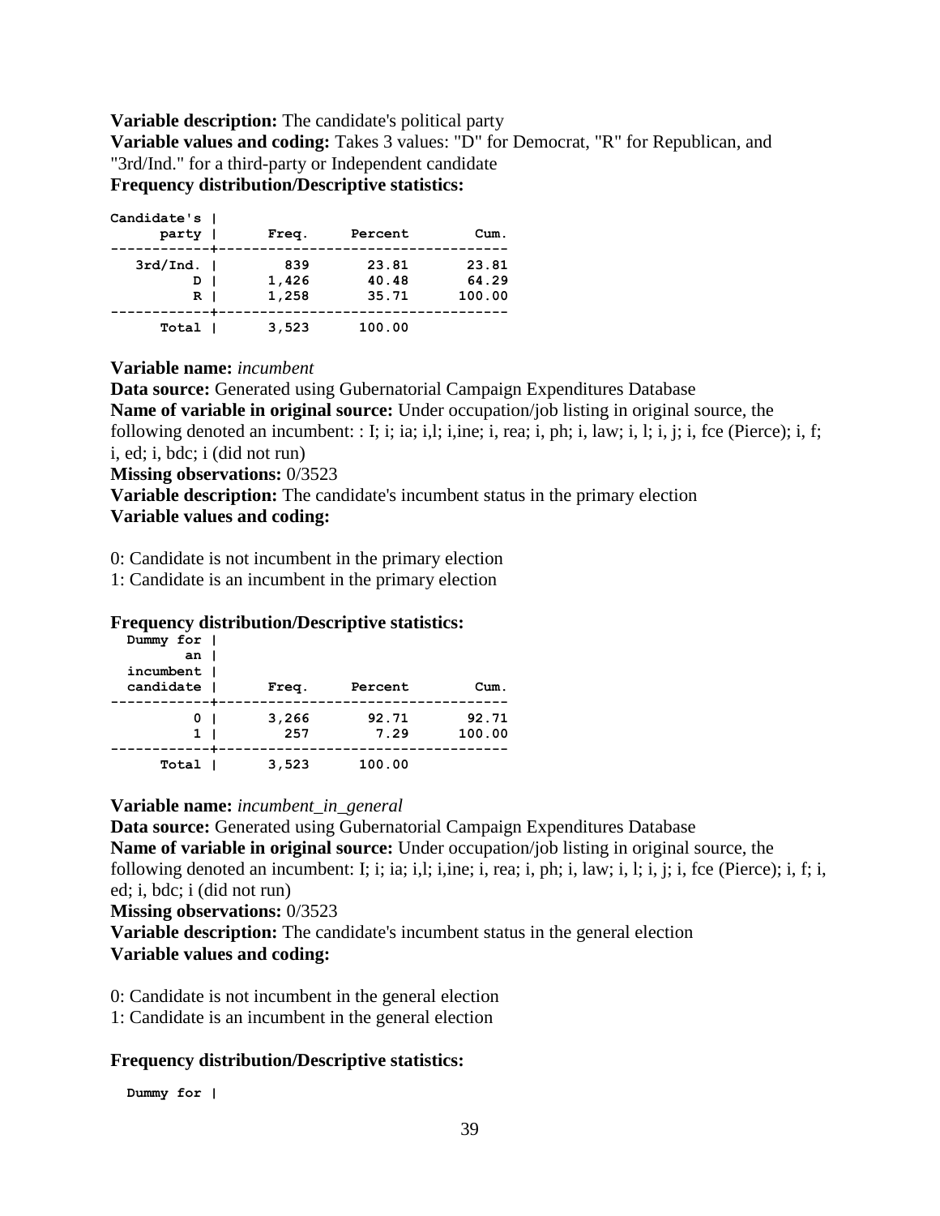**Variable description:** The candidate's political party

**Variable values and coding:** Takes 3 values: "D" for Democrat, "R" for Republican, and "3rd/Ind." for a third-party or Independent candidate

**Frequency distribution/Descriptive statistics:**

| Candidate's party | Freq. | Percent | Cum. |
|---|---|---|---|
| 3rd/Ind. | 839 | 23.81 | 23.81 |
| D | 1,426 | 40.48 | 64.29 |
| R | 1,258 | 35.71 | 100.00 |
| Total | 3,523 | 100.00 | |

**Variable name:** *incumbent*

**Data source:** Generated using Gubernatorial Campaign Expenditures Database

**Name of variable in original source:** Under occupation/job listing in original source, the following denoted an incumbent: : I; i; ia; i,l; i,ine; i, rea; i, ph; i, law; i, l; i, j; i, fce (Pierce); i, f; i, ed; i, bdc; i (did not run)

**Missing observations:** 0/3523

**Variable description:** The candidate's incumbent status in the primary election

**Variable values and coding:**

0: Candidate is not incumbent in the primary election

1: Candidate is an incumbent in the primary election

**Frequency distribution/Descriptive statistics:**

| Dummy for an incumbent candidate | Freq. | Percent | Cum. |
|---|---|---|---|
| 0 | 3,266 | 92.71 | 92.71 |
| 1 | 257 | 7.29 | 100.00 |
| Total | 3,523 | 100.00 | |

**Variable name:** *incumbent_in_general*

**Data source:** Generated using Gubernatorial Campaign Expenditures Database

**Name of variable in original source:** Under occupation/job listing in original source, the following denoted an incumbent: I; i; ia; i,l; i,ine; i, rea; i, ph; i, law; i, l; i, j; i, fce (Pierce); i, f; i, ed; i, bdc; i (did not run)

**Missing observations:** 0/3523

**Variable description:** The candidate's incumbent status in the general election

**Variable values and coding:**

0: Candidate is not incumbent in the general election

1: Candidate is an incumbent in the general election

**Frequency distribution/Descriptive statistics:**

```
  Dummy for |
```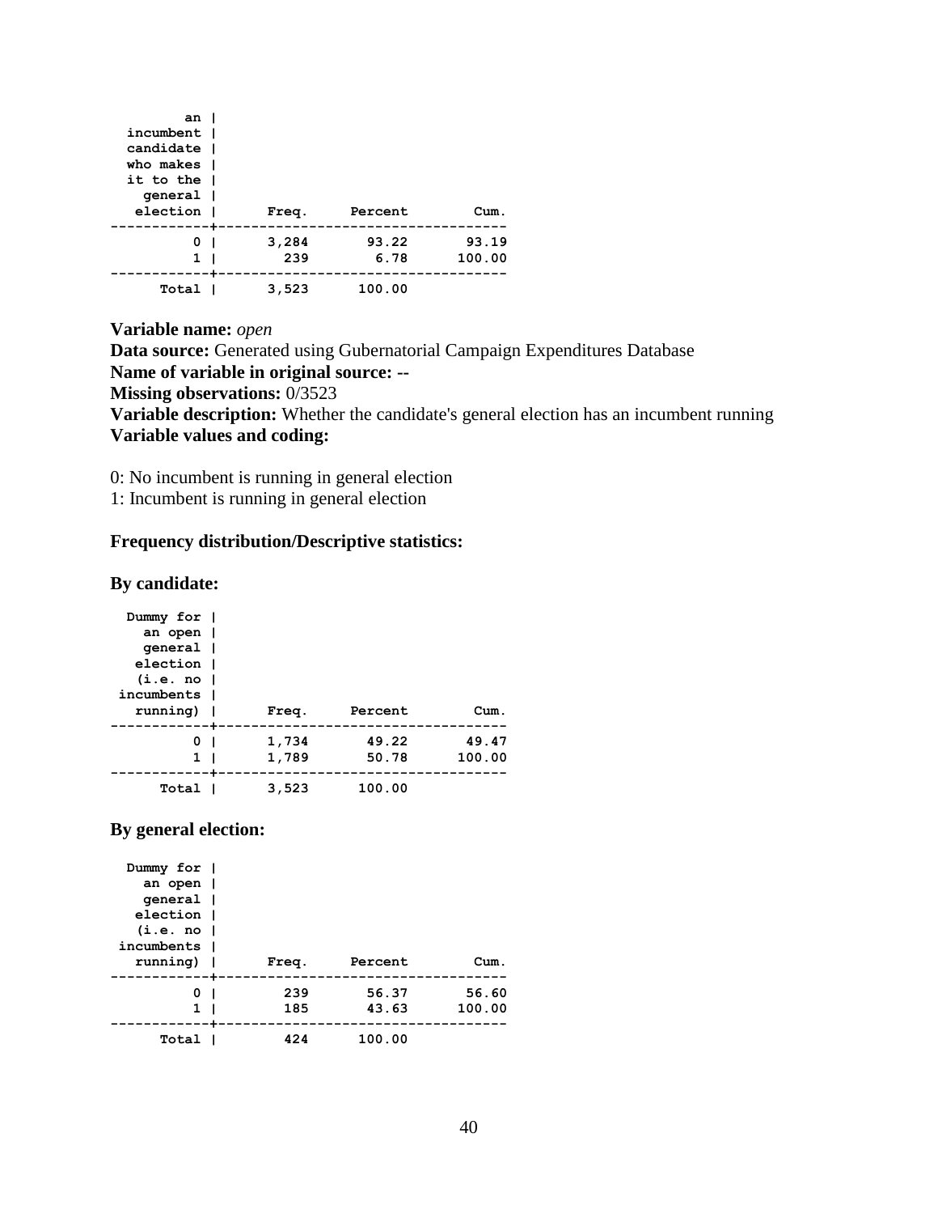| an incumbent candidate who makes it to the general election | Freq. | Percent | Cum. |
|---|---|---|---|
| 0 | 3,284 | 93.22 | 93.19 |
| 1 | 239 | 6.78 | 100.00 |
| Total | 3,523 | 100.00 | |

**Variable name:** *open*
**Data source:** Generated using Gubernatorial Campaign Expenditures Database
**Name of variable in original source:** --
**Missing observations:** 0/3523
**Variable description:** Whether the candidate's general election has an incumbent running
**Variable values and coding:**

0: No incumbent is running in general election
1: Incumbent is running in general election

**Frequency distribution/Descriptive statistics:**

**By candidate:**

| Dummy for an open general election (i.e. no incumbents running) | Freq. | Percent | Cum. |
|---|---|---|---|
| 0 | 1,734 | 49.22 | 49.47 |
| 1 | 1,789 | 50.78 | 100.00 |
| Total | 3,523 | 100.00 | |

**By general election:**

| Dummy for an open general election (i.e. no incumbents running) | Freq. | Percent | Cum. |
|---|---|---|---|
| 0 | 239 | 56.37 | 56.60 |
| 1 | 185 | 43.63 | 100.00 |
| Total | 424 | 100.00 | |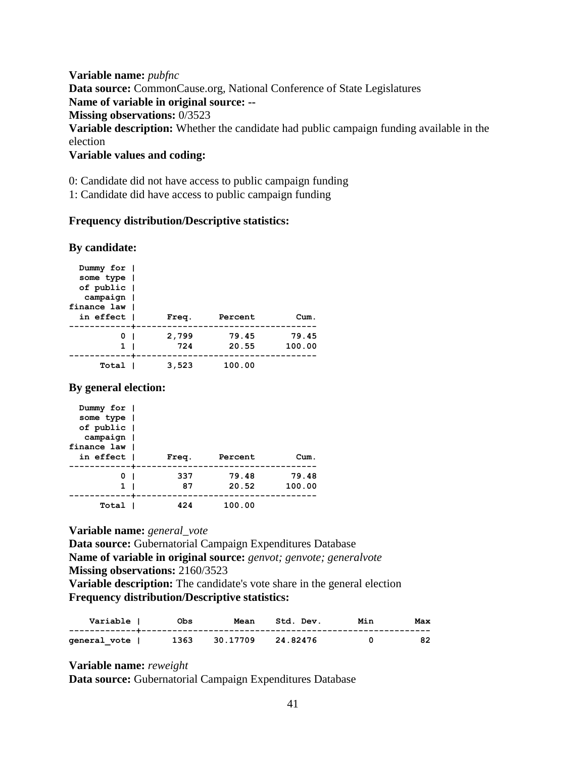**Variable name:** *pubfnc*
**Data source:** CommonCause.org, National Conference of State Legislatures
**Name of variable in original source:** --
**Missing observations:** 0/3523
**Variable description:** Whether the candidate had public campaign funding available in the election
**Variable values and coding:**

0: Candidate did not have access to public campaign funding
1: Candidate did have access to public campaign funding

**Frequency distribution/Descriptive statistics:**

**By candidate:**

| Dummy for some type of public campaign finance law in effect | Freq. | Percent | Cum. |
|---|---|---|---|
| 0 | 2,799 | 79.45 | 79.45 |
| 1 | 724 | 20.55 | 100.00 |
| Total | 3,523 | 100.00 | |

**By general election:**

| Dummy for some type of public campaign finance law in effect | Freq. | Percent | Cum. |
|---|---|---|---|
| 0 | 337 | 79.48 | 79.48 |
| 1 | 87 | 20.52 | 100.00 |
| Total | 424 | 100.00 | |

**Variable name:** *general_vote*
**Data source:** Gubernatorial Campaign Expenditures Database
**Name of variable in original source:** *genvot; genvote; generalvote*
**Missing observations:** 2160/3523
**Variable description:** The candidate's vote share in the general election
**Frequency distribution/Descriptive statistics:**

| Variable | Obs | Mean | Std. Dev. | Min | Max |
|---|---|---|---|---|---|
| general_vote | 1363 | 30.17709 | 24.82476 | 0 | 82 |

**Variable name:** *reweight*
**Data source:** Gubernatorial Campaign Expenditures Database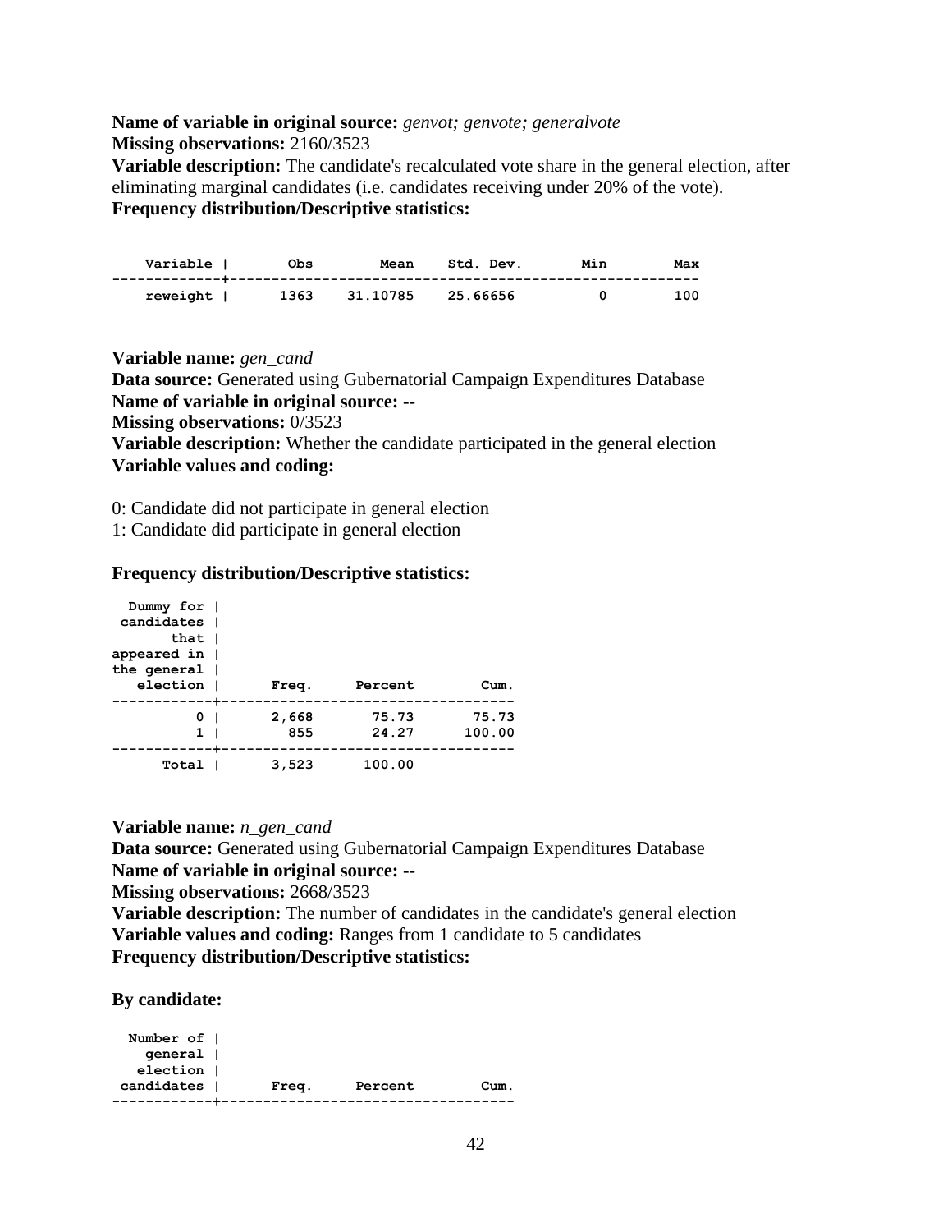**Name of variable in original source:** *genvot; genvote; generalvote*
**Missing observations:** 2160/3523
**Variable description:** The candidate's recalculated vote share in the general election, after eliminating marginal candidates (i.e. candidates receiving under 20% of the vote).
**Frequency distribution/Descriptive statistics:**

| Variable | Obs | Mean | Std. Dev. | Min | Max |
|---|---|---|---|---|---|
| reweight | 1363 | 31.10785 | 25.66656 | 0 | 100 |

**Variable name:** *gen_cand*
**Data source:** Generated using Gubernatorial Campaign Expenditures Database
**Name of variable in original source:** --
**Missing observations:** 0/3523
**Variable description:** Whether the candidate participated in the general election
**Variable values and coding:**

0: Candidate did not participate in general election
1: Candidate did participate in general election

**Frequency distribution/Descriptive statistics:**

| Dummy for candidates that appeared in the general election | Freq. | Percent | Cum. |
|---|---|---|---|
| 0 | 2,668 | 75.73 | 75.73 |
| 1 | 855 | 24.27 | 100.00 |
| Total | 3,523 | 100.00 | |

**Variable name:** *n_gen_cand*
**Data source:** Generated using Gubernatorial Campaign Expenditures Database
**Name of variable in original source:** --
**Missing observations:** 2668/3523
**Variable description:** The number of candidates in the candidate's general election
**Variable values and coding:** Ranges from 1 candidate to 5 candidates
**Frequency distribution/Descriptive statistics:**

**By candidate:**

| Number of general election candidates | Freq. | Percent | Cum. |
|---|---|---|---|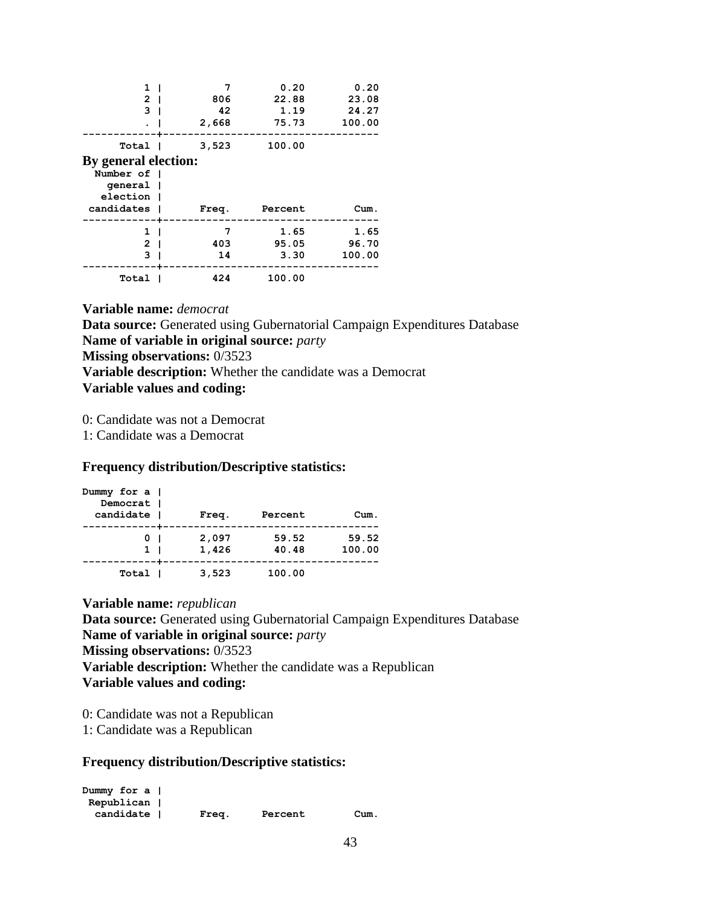| | Freq. | Percent | Cum. |
|---|---|---|---|
| 1 | 7 | 0.20 | 0.20 |
| 2 | 806 | 22.88 | 23.08 |
| 3 | 42 | 1.19 | 24.27 |
| . | 2,668 | 75.73 | 100.00 |
| Total | 3,523 | 100.00 | |

**By general election:**

| Number of general election candidates | Freq. | Percent | Cum. |
|---|---|---|---|
| 1 | 7 | 1.65 | 1.65 |
| 2 | 403 | 95.05 | 96.70 |
| 3 | 14 | 3.30 | 100.00 |
| Total | 424 | 100.00 | |

**Variable name:** *democrat*
**Data source:** Generated using Gubernatorial Campaign Expenditures Database
**Name of variable in original source:** *party*
**Missing observations:** 0/3523
**Variable description:** Whether the candidate was a Democrat
**Variable values and coding:**

0: Candidate was not a Democrat
1: Candidate was a Democrat

**Frequency distribution/Descriptive statistics:**

| Dummy for a Democrat candidate | Freq. | Percent | Cum. |
|---|---|---|---|
| 0 | 2,097 | 59.52 | 59.52 |
| 1 | 1,426 | 40.48 | 100.00 |
| Total | 3,523 | 100.00 | |

**Variable name:** *republican*
**Data source:** Generated using Gubernatorial Campaign Expenditures Database
**Name of variable in original source:** *party*
**Missing observations:** 0/3523
**Variable description:** Whether the candidate was a Republican
**Variable values and coding:**

0: Candidate was not a Republican
1: Candidate was a Republican

**Frequency distribution/Descriptive statistics:**

| Dummy for a Republican candidate | Freq. | Percent | Cum. |
|---|---|---|---|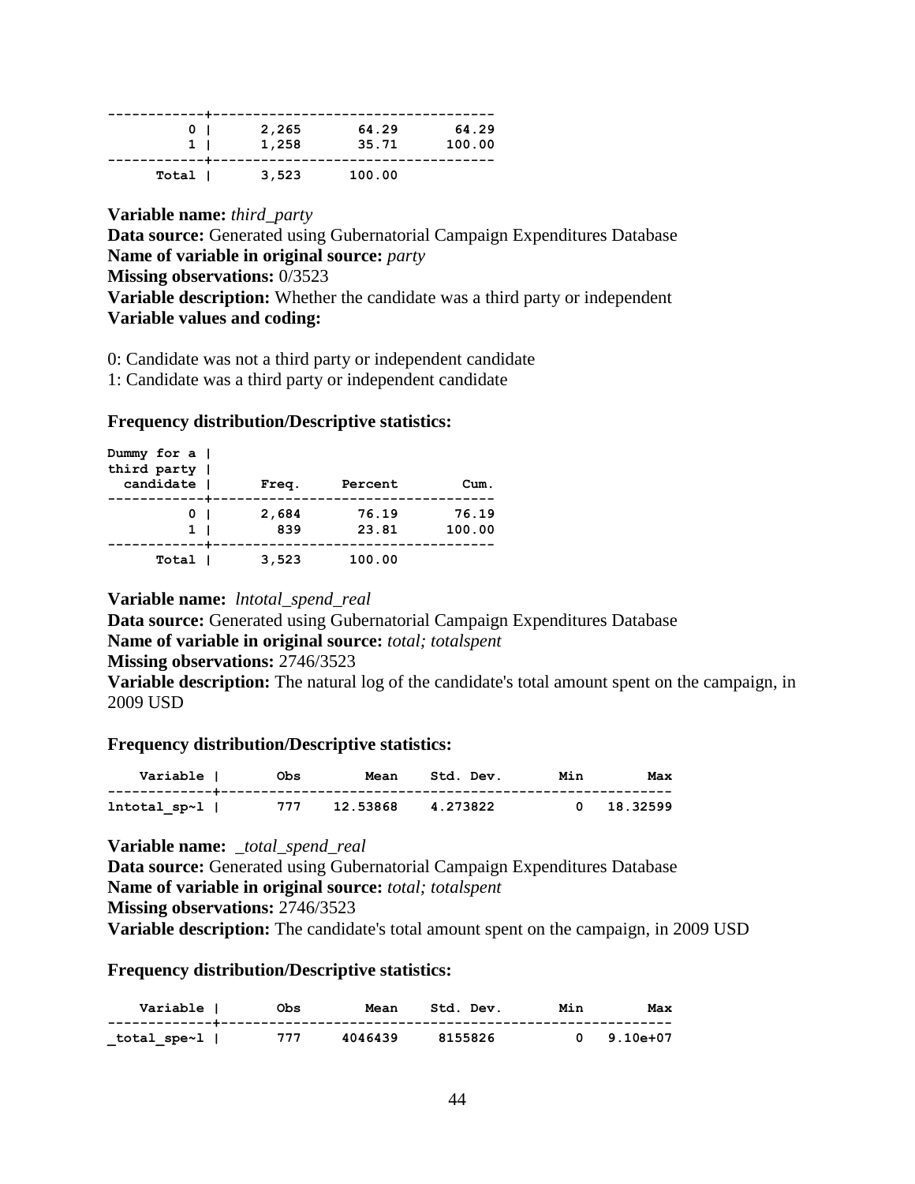| | Freq. | Percent | Cum. |
|---|---|---|---|
| 0 | 2,265 | 64.29 | 64.29 |
| 1 | 1,258 | 35.71 | 100.00 |
| Total | 3,523 | 100.00 | |

**Variable name:** *third_party*
**Data source:** Generated using Gubernatorial Campaign Expenditures Database
**Name of variable in original source:** *party*
**Missing observations:** 0/3523
**Variable description:** Whether the candidate was a third party or independent
**Variable values and coding:**

0: Candidate was not a third party or independent candidate
1: Candidate was a third party or independent candidate

**Frequency distribution/Descriptive statistics:**

| Dummy for a third party candidate | Freq. | Percent | Cum. |
|---|---|---|---|
| 0 | 2,684 | 76.19 | 76.19 |
| 1 | 839 | 23.81 | 100.00 |
| Total | 3,523 | 100.00 | |

**Variable name:** *lntotal_spend_real*
**Data source:** Generated using Gubernatorial Campaign Expenditures Database
**Name of variable in original source:** *total; totalspent*
**Missing observations:** 2746/3523
**Variable description:** The natural log of the candidate's total amount spent on the campaign, in 2009 USD

**Frequency distribution/Descriptive statistics:**

| Variable | Obs | Mean | Std. Dev. | Min | Max |
|---|---|---|---|---|---|
| lntotal_sp~l | 777 | 12.53868 | 4.273822 | 0 | 18.32599 |

**Variable name:** *_total_spend_real*
**Data source:** Generated using Gubernatorial Campaign Expenditures Database
**Name of variable in original source:** *total; totalspent*
**Missing observations:** 2746/3523
**Variable description:** The candidate's total amount spent on the campaign, in 2009 USD

**Frequency distribution/Descriptive statistics:**

| Variable | Obs | Mean | Std. Dev. | Min | Max |
|---|---|---|---|---|---|
| _total_spe~l | 777 | 4046439 | 8155826 | 0 | 9.10e+07 |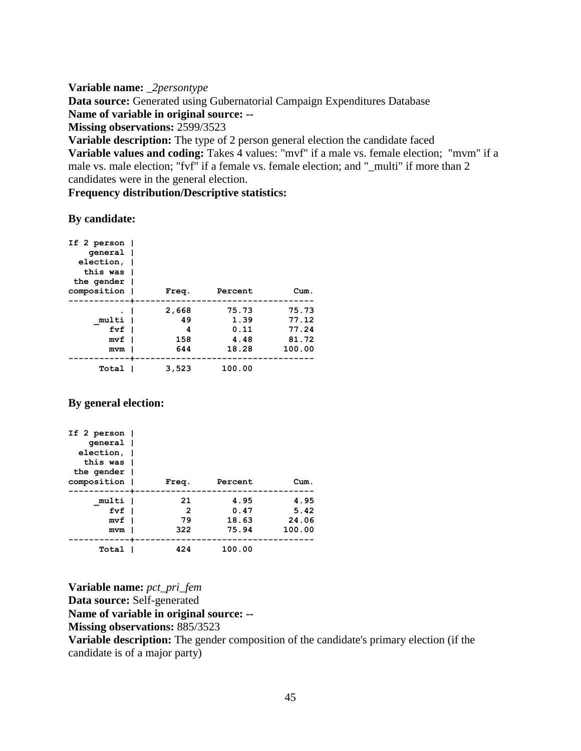**Variable name:** *_2persontype*
**Data source:** Generated using Gubernatorial Campaign Expenditures Database
**Name of variable in original source: --**
**Missing observations:** 2599/3523
**Variable description:** The type of 2 person general election the candidate faced
**Variable values and coding:** Takes 4 values: "mvf" if a male vs. female election; "mvm" if a male vs. male election; "fvf" if a female vs. female election; and "_multi" if more than 2 candidates were in the general election.
**Frequency distribution/Descriptive statistics:**

**By candidate:**

| If 2 person general election, this was the gender composition | Freq. | Percent | Cum. |
|---|---|---|---|
| . | 2,668 | 75.73 | 75.73 |
| _multi | 49 | 1.39 | 77.12 |
| fvf | 4 | 0.11 | 77.24 |
| mvf | 158 | 4.48 | 81.72 |
| mvm | 644 | 18.28 | 100.00 |
| Total | 3,523 | 100.00 | |

**By general election:**

| If 2 person general election, this was the gender composition | Freq. | Percent | Cum. |
|---|---|---|---|
| _multi | 21 | 4.95 | 4.95 |
| fvf | 2 | 0.47 | 5.42 |
| mvf | 79 | 18.63 | 24.06 |
| mvm | 322 | 75.94 | 100.00 |
| Total | 424 | 100.00 | |

**Variable name:** *pct_pri_fem*
**Data source:** Self-generated
**Name of variable in original source: --**
**Missing observations:** 885/3523
**Variable description:** The gender composition of the candidate's primary election (if the candidate is of a major party)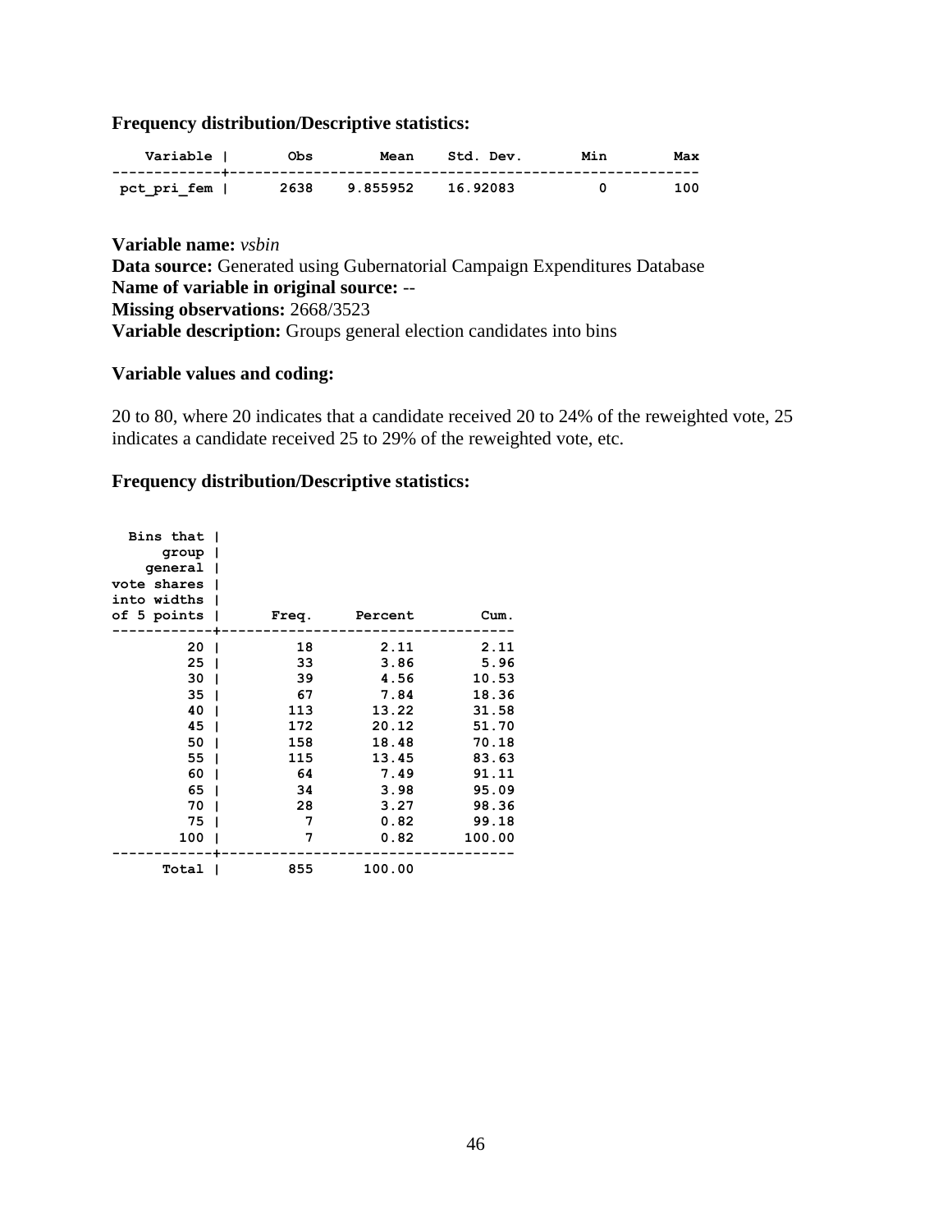**Frequency distribution/Descriptive statistics:**

| Variable | Obs | Mean | Std. Dev. | Min | Max |
|---|---|---|---|---|---|
| pct_pri_fem | 2638 | 9.855952 | 16.92083 | 0 | 100 |

**Variable name:** *vsbin*
**Data source:** Generated using Gubernatorial Campaign Expenditures Database
**Name of variable in original source:** --
**Missing observations:** 2668/3523
**Variable description:** Groups general election candidates into bins

**Variable values and coding:**

20 to 80, where 20 indicates that a candidate received 20 to 24% of the reweighted vote, 25 indicates a candidate received 25 to 29% of the reweighted vote, etc.

**Frequency distribution/Descriptive statistics:**

| Bins that group general vote shares into widths of 5 points | Freq. | Percent | Cum. |
|---|---|---|---|
| 20 | 18 | 2.11 | 2.11 |
| 25 | 33 | 3.86 | 5.96 |
| 30 | 39 | 4.56 | 10.53 |
| 35 | 67 | 7.84 | 18.36 |
| 40 | 113 | 13.22 | 31.58 |
| 45 | 172 | 20.12 | 51.70 |
| 50 | 158 | 18.48 | 70.18 |
| 55 | 115 | 13.45 | 83.63 |
| 60 | 64 | 7.49 | 91.11 |
| 65 | 34 | 3.98 | 95.09 |
| 70 | 28 | 3.27 | 98.36 |
| 75 | 7 | 0.82 | 99.18 |
| 100 | 7 | 0.82 | 100.00 |
| Total | 855 | 100.00 | |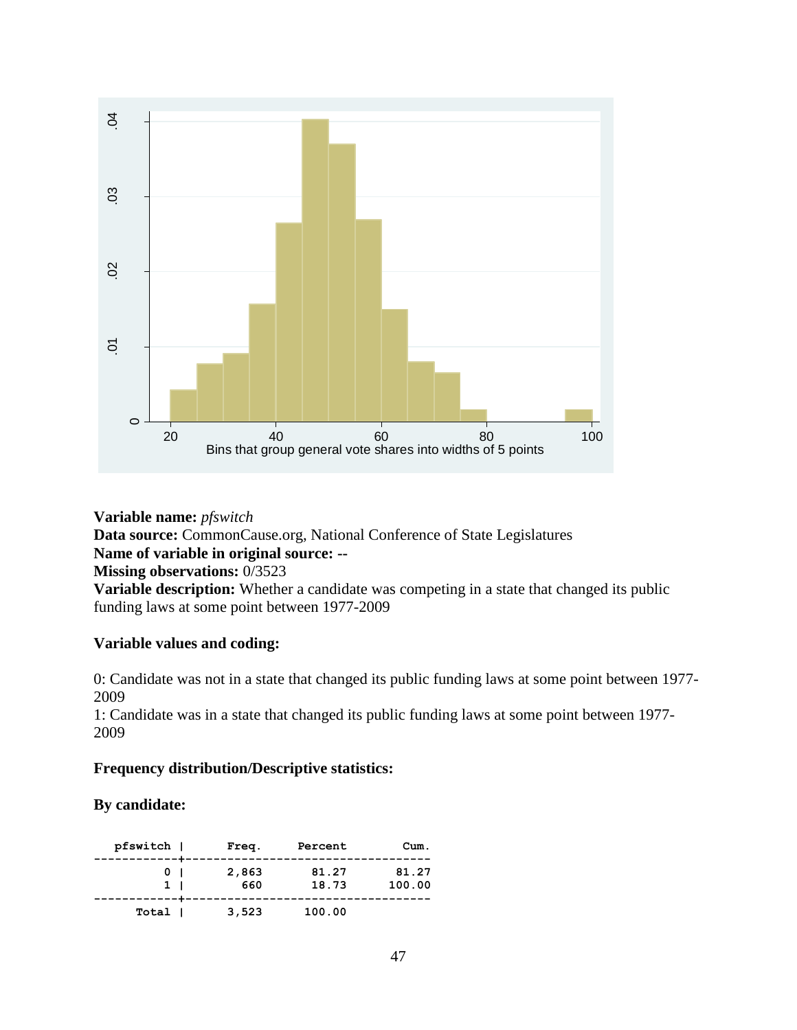**Variable name:** *pfswitch*
**Data source:** CommonCause.org, National Conference of State Legislatures
**Name of variable in original source:** --
**Missing observations:** 0/3523
**Variable description:** Whether a candidate was competing in a state that changed its public funding laws at some point between 1977-2009

**Variable values and coding:**

0: Candidate was not in a state that changed its public funding laws at some point between 1977-2009
1: Candidate was in a state that changed its public funding laws at some point between 1977-2009

**Frequency distribution/Descriptive statistics:**

**By candidate:**

| pfswitch | Freq. | Percent | Cum. |
|---|---|---|---|
| 0 | 2,863 | 81.27 | 81.27 |
| 1 | 660 | 18.73 | 100.00 |
| Total | 3,523 | 100.00 | |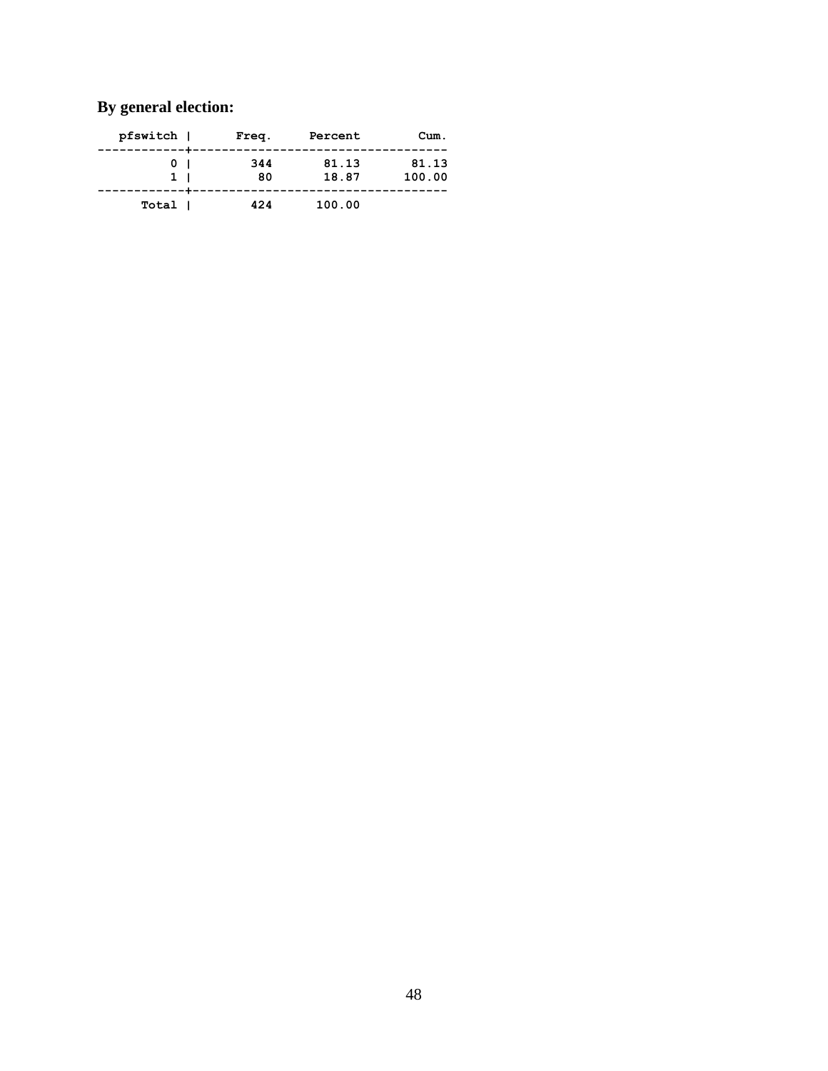**By general election:**

| pfswitch | Freq. | Percent | Cum. |
|---|---|---|---|
| 0 | 344 | 81.13 | 81.13 |
| 1 | 80 | 18.87 | 100.00 |
| Total | 424 | 100.00 | |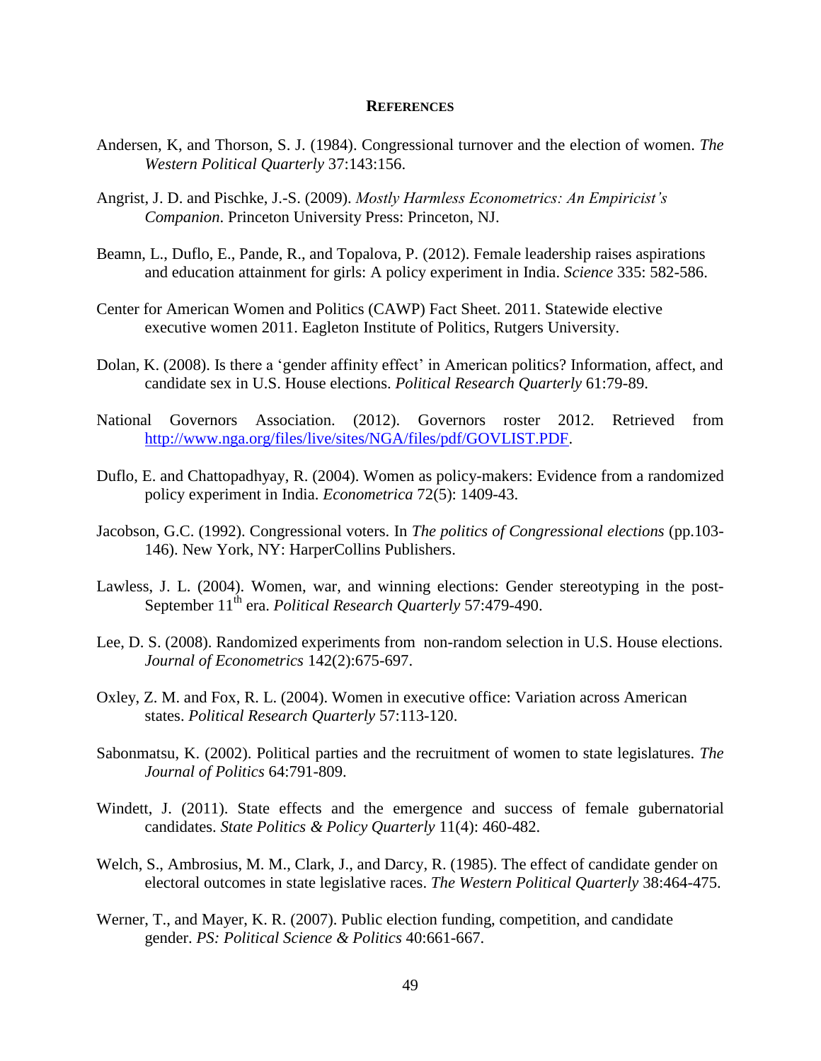## REFERENCES

Andersen, K, and Thorson, S. J. (1984). Congressional turnover and the election of women. *The Western Political Quarterly* 37:143:156.

Angrist, J. D. and Pischke, J.-S. (2009). *Mostly Harmless Econometrics: An Empiricist's Companion.* Princeton University Press: Princeton, NJ.

Beamn, L., Duflo, E., Pande, R., and Topalova, P. (2012). Female leadership raises aspirations and education attainment for girls: A policy experiment in India. *Science* 335: 582-586.

Center for American Women and Politics (CAWP) Fact Sheet. 2011. Statewide elective executive women 2011. Eagleton Institute of Politics, Rutgers University.

Dolan, K. (2008). Is there a 'gender affinity effect' in American politics? Information, affect, and candidate sex in U.S. House elections. *Political Research Quarterly* 61:79-89.

National Governors Association. (2012). Governors roster 2012. Retrieved from http://www.nga.org/files/live/sites/NGA/files/pdf/GOVLIST.PDF.

Duflo, E. and Chattopadhyay, R. (2004). Women as policy-makers: Evidence from a randomized policy experiment in India. *Econometrica* 72(5): 1409-43.

Jacobson, G.C. (1992). Congressional voters. In *The politics of Congressional elections* (pp.103-146). New York, NY: HarperCollins Publishers.

Lawless, J. L. (2004). Women, war, and winning elections: Gender stereotyping in the post-September 11th era. *Political Research Quarterly* 57:479-490.

Lee, D. S. (2008). Randomized experiments from non-random selection in U.S. House elections. *Journal of Econometrics* 142(2):675-697.

Oxley, Z. M. and Fox, R. L. (2004). Women in executive office: Variation across American states. *Political Research Quarterly* 57:113-120.

Sabonmatsu, K. (2002). Political parties and the recruitment of women to state legislatures. *The Journal of Politics* 64:791-809.

Windett, J. (2011). State effects and the emergence and success of female gubernatorial candidates. *State Politics & Policy Quarterly* 11(4): 460-482.

Welch, S., Ambrosius, M. M., Clark, J., and Darcy, R. (1985). The effect of candidate gender on electoral outcomes in state legislative races. *The Western Political Quarterly* 38:464-475.

Werner, T., and Mayer, K. R. (2007). Public election funding, competition, and candidate gender. *PS: Political Science & Politics* 40:661-667.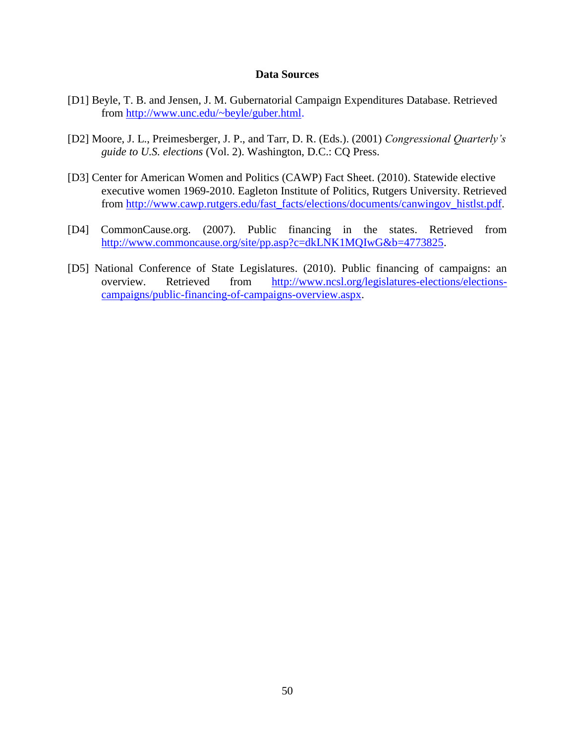**Data Sources**

[D1] Beyle, T. B. and Jensen, J. M. Gubernatorial Campaign Expenditures Database. Retrieved from http://www.unc.edu/~beyle/guber.html.

[D2] Moore, J. L., Preimesberger, J. P., and Tarr, D. R. (Eds.). (2001) *Congressional Quarterly's guide to U.S. elections* (Vol. 2). Washington, D.C.: CQ Press.

[D3] Center for American Women and Politics (CAWP) Fact Sheet. (2010). Statewide elective executive women 1969-2010. Eagleton Institute of Politics, Rutgers University. Retrieved from http://www.cawp.rutgers.edu/fast_facts/elections/documents/canwingov_histlst.pdf.

[D4] CommonCause.org. (2007). Public financing in the states. Retrieved from http://www.commoncause.org/site/pp.asp?c=dkLNK1MQIwG&b=4773825.

[D5] National Conference of State Legislatures. (2010). Public financing of campaigns: an overview. Retrieved from http://www.ncsl.org/legislatures-elections/elections-campaigns/public-financing-of-campaigns-overview.aspx.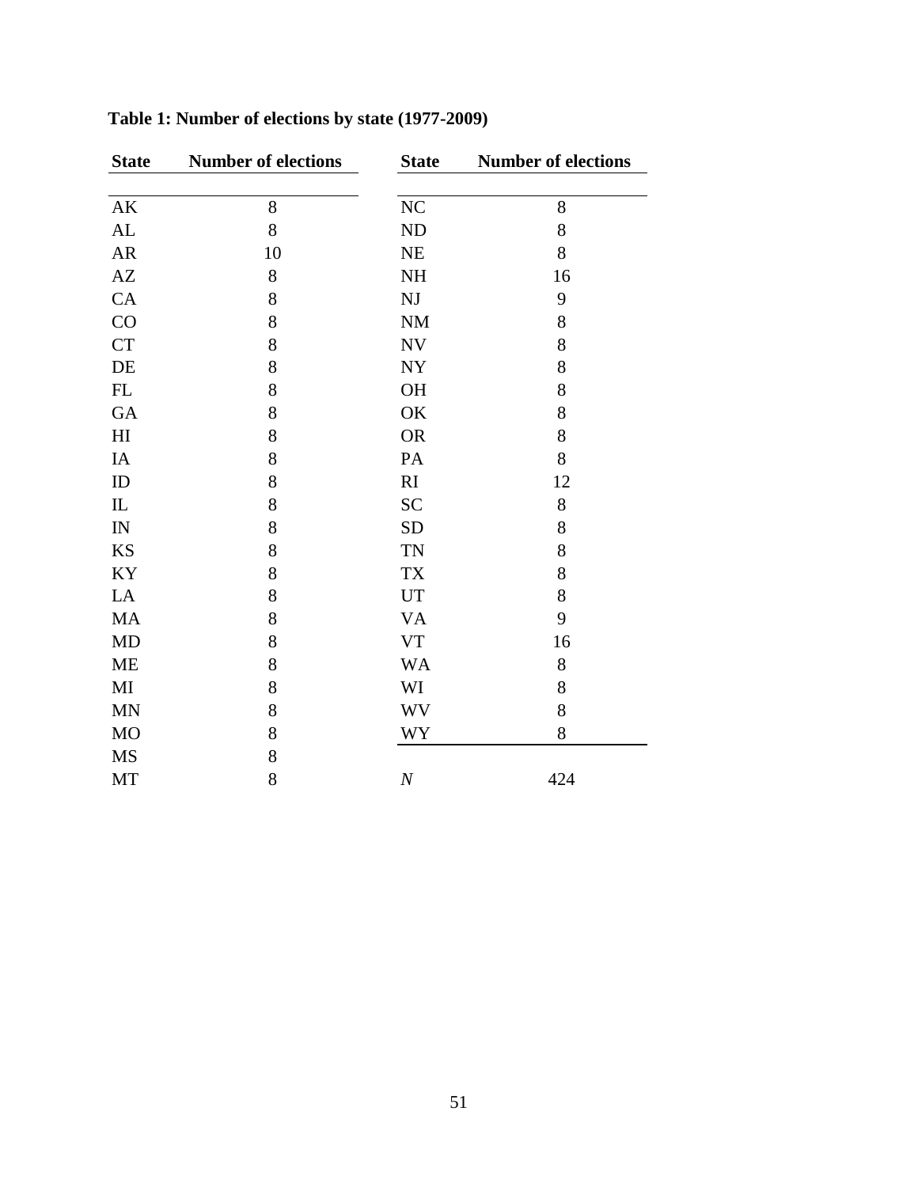**Table 1: Number of elections by state (1977-2009)**

| State | Number of elections | State | Number of elections |
|---|---|---|---|
| AK | 8 | NC | 8 |
| AL | 8 | ND | 8 |
| AR | 10 | NE | 8 |
| AZ | 8 | NH | 16 |
| CA | 8 | NJ | 9 |
| CO | 8 | NM | 8 |
| CT | 8 | NV | 8 |
| DE | 8 | NY | 8 |
| FL | 8 | OH | 8 |
| GA | 8 | OK | 8 |
| HI | 8 | OR | 8 |
| IA | 8 | PA | 8 |
| ID | 8 | RI | 12 |
| IL | 8 | SC | 8 |
| IN | 8 | SD | 8 |
| KS | 8 | TN | 8 |
| KY | 8 | TX | 8 |
| LA | 8 | UT | 8 |
| MA | 8 | VA | 9 |
| MD | 8 | VT | 16 |
| ME | 8 | WA | 8 |
| MI | 8 | WI | 8 |
| MN | 8 | WV | 8 |
| MO | 8 | WY | 8 |
| MS | 8 | | |
| MT | 8 | *N* | 424 |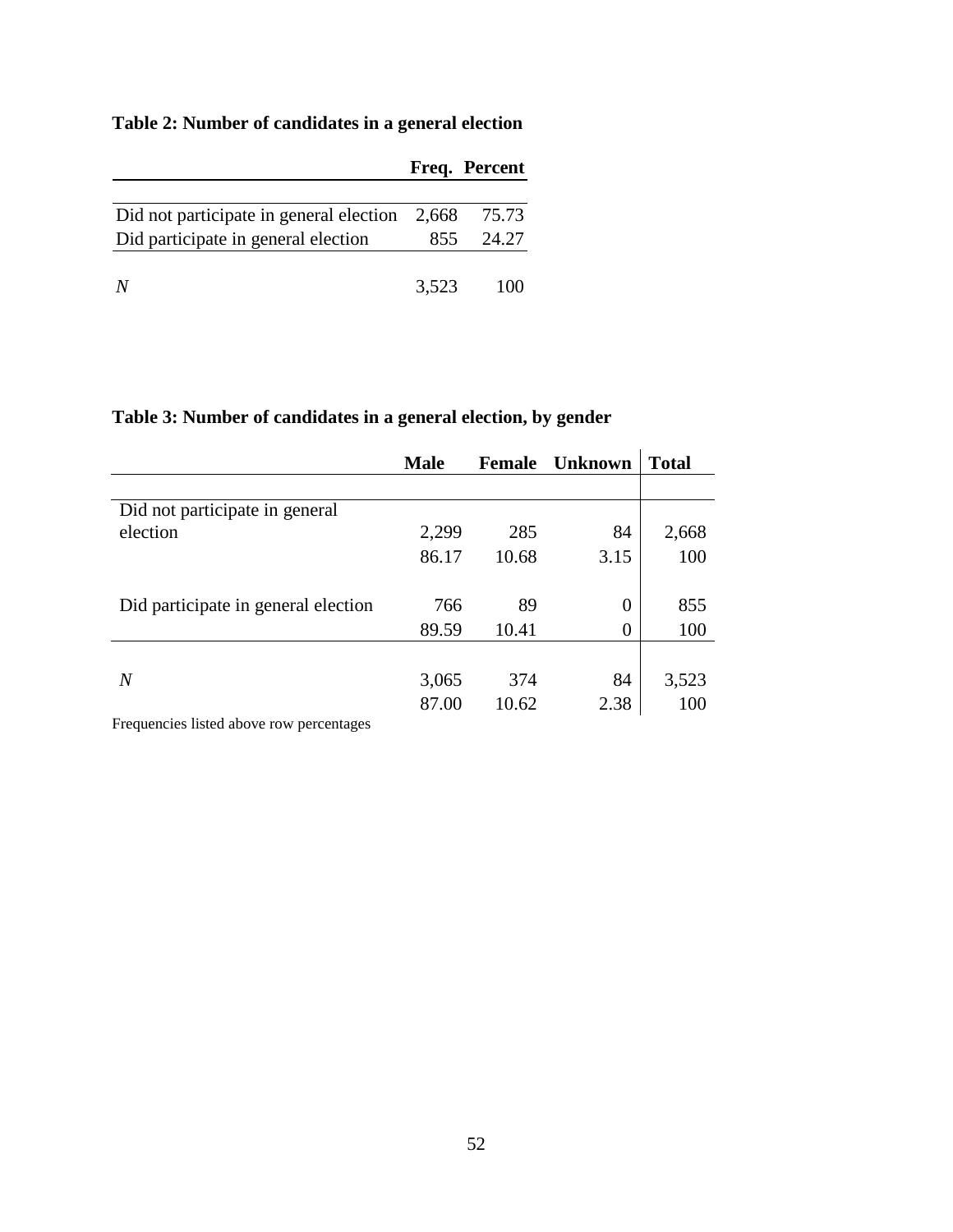**Table 2: Number of candidates in a general election**

| | Freq. | Percent |
|---|---|---|
| Did not participate in general election | 2,668 | 75.73 |
| Did participate in general election | 855 | 24.27 |
| *N* | 3,523 | 100 |

**Table 3: Number of candidates in a general election, by gender**

| | Male | Female | Unknown | Total |
|---|---|---|---|---|
| Did not participate in general election | 2,299 | 285 | 84 | 2,668 |
| | 86.17 | 10.68 | 3.15 | 100 |
| Did participate in general election | 766 | 89 | 0 | 855 |
| | 89.59 | 10.41 | 0 | 100 |
| *N* | 3,065 | 374 | 84 | 3,523 |
| | 87.00 | 10.62 | 2.38 | 100 |

Frequencies listed above row percentages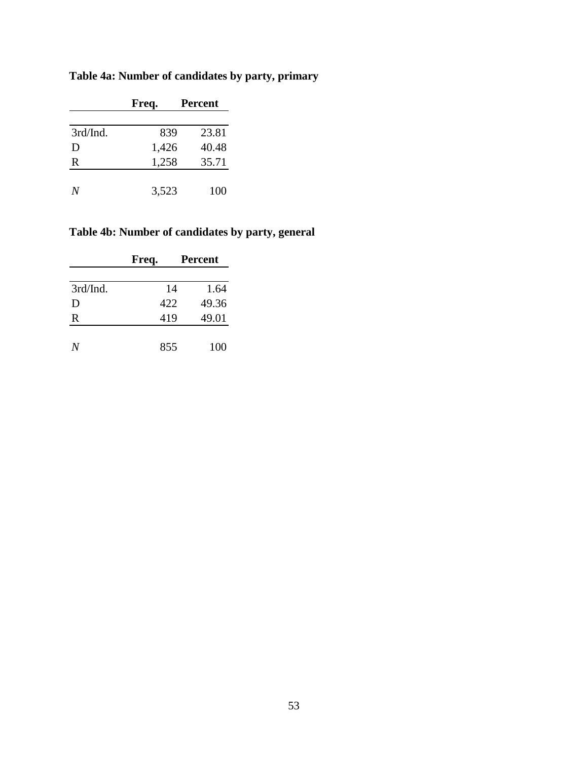**Table 4a: Number of candidates by party, primary**

| | Freq. | Percent |
|---|---|---|
| 3rd/Ind. | 839 | 23.81 |
| D | 1,426 | 40.48 |
| R | 1,258 | 35.71 |
| *N* | 3,523 | 100 |

**Table 4b: Number of candidates by party, general**

| | Freq. | Percent |
|---|---|---|
| 3rd/Ind. | 14 | 1.64 |
| D | 422 | 49.36 |
| R | 419 | 49.01 |
| *N* | 855 | 100 |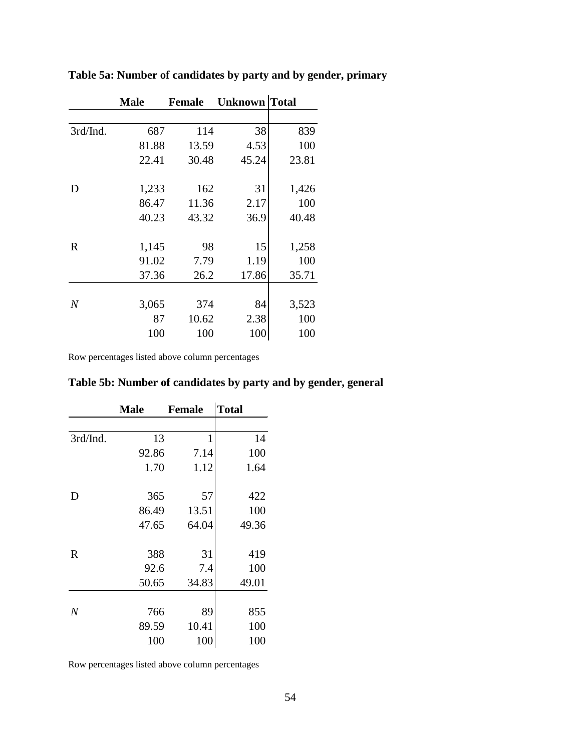**Table 5a: Number of candidates by party and by gender, primary**

| | Male | Female | Unknown | Total |
|---|---|---|---|---|
| 3rd/Ind. | 687 | 114 | 38 | 839 |
| | 81.88 | 13.59 | 4.53 | 100 |
| | 22.41 | 30.48 | 45.24 | 23.81 |
| D | 1,233 | 162 | 31 | 1,426 |
| | 86.47 | 11.36 | 2.17 | 100 |
| | 40.23 | 43.32 | 36.9 | 40.48 |
| R | 1,145 | 98 | 15 | 1,258 |
| | 91.02 | 7.79 | 1.19 | 100 |
| | 37.36 | 26.2 | 17.86 | 35.71 |
| *N* | 3,065 | 374 | 84 | 3,523 |
| | 87 | 10.62 | 2.38 | 100 |
| | 100 | 100 | 100 | 100 |

Row percentages listed above column percentages

**Table 5b: Number of candidates by party and by gender, general**

| | Male | Female | Total |
|---|---|---|---|
| 3rd/Ind. | 13 | 1 | 14 |
| | 92.86 | 7.14 | 100 |
| | 1.70 | 1.12 | 1.64 |
| D | 365 | 57 | 422 |
| | 86.49 | 13.51 | 100 |
| | 47.65 | 64.04 | 49.36 |
| R | 388 | 31 | 419 |
| | 92.6 | 7.4 | 100 |
| | 50.65 | 34.83 | 49.01 |
| *N* | 766 | 89 | 855 |
| | 89.59 | 10.41 | 100 |
| | 100 | 100 | 100 |

Row percentages listed above column percentages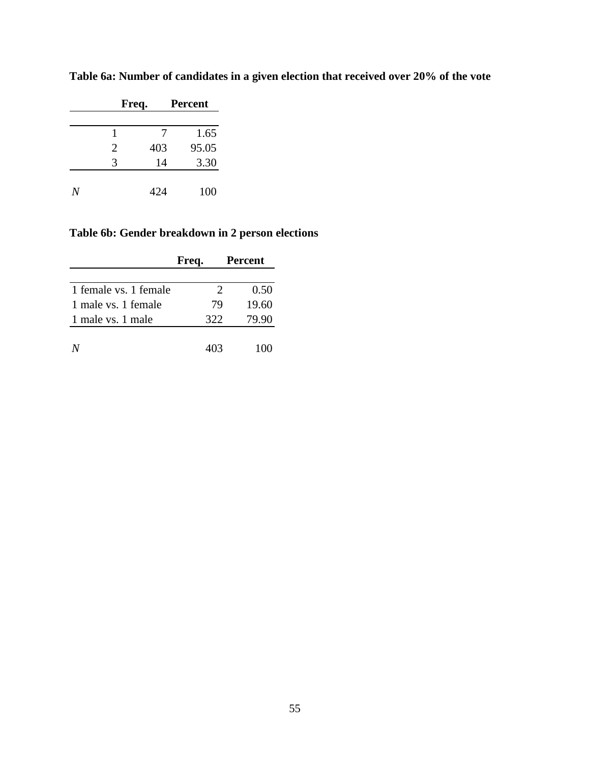**Table 6a: Number of candidates in a given election that received over 20% of the vote**

| | Freq. | Percent |
|---|---|---|
| 1 | 7 | 1.65 |
| 2 | 403 | 95.05 |
| 3 | 14 | 3.30 |
| *N* | 424 | 100 |

**Table 6b: Gender breakdown in 2 person elections**

| | Freq. | Percent |
|---|---|---|
| 1 female vs. 1 female | 2 | 0.50 |
| 1 male vs. 1 female | 79 | 19.60 |
| 1 male vs. 1 male | 322 | 79.90 |
| *N* | 403 | 100 |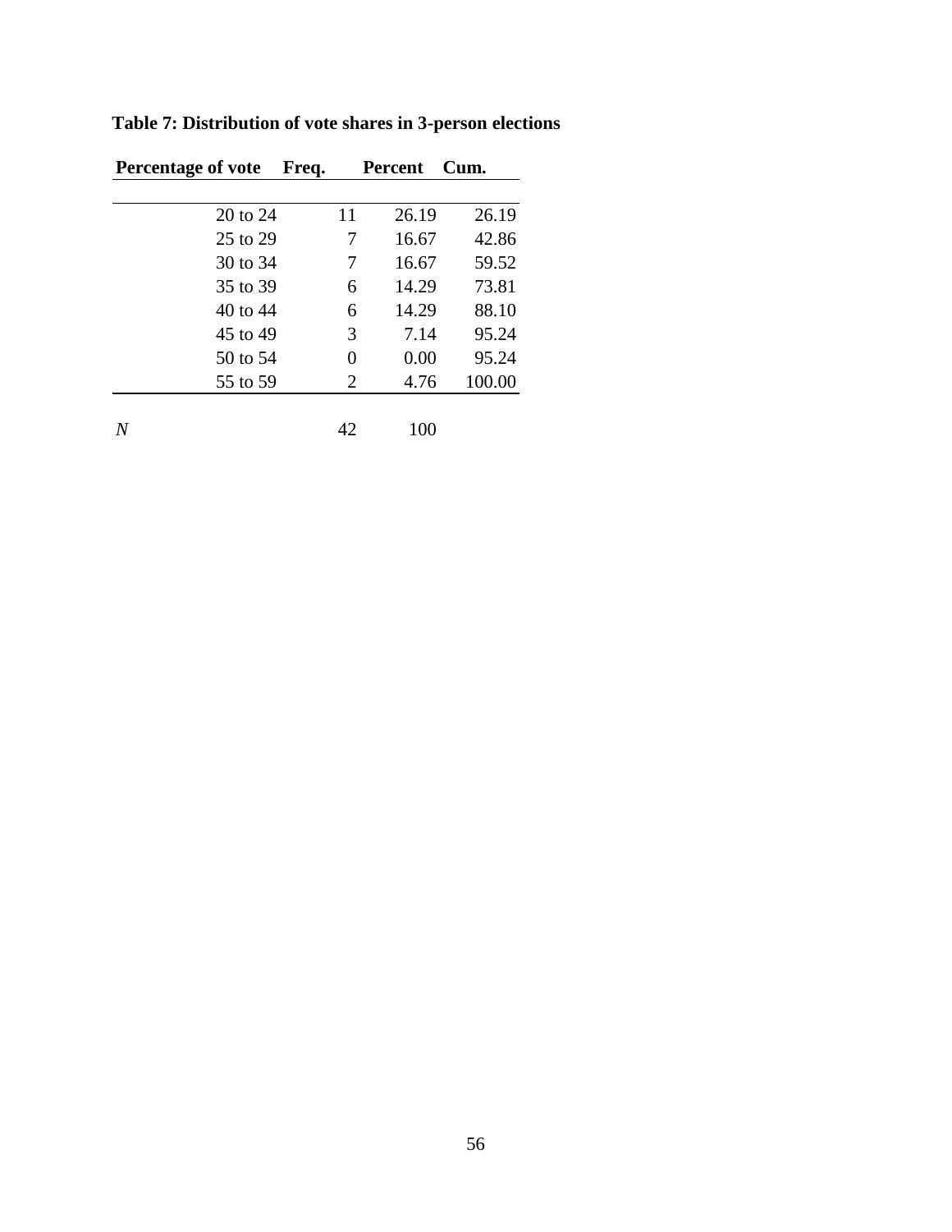**Table 7: Distribution of vote shares in 3-person elections**

| Percentage of vote | Freq. | Percent | Cum. |
|---|---|---|---|
| 20 to 24 | 11 | 26.19 | 26.19 |
| 25 to 29 | 7 | 16.67 | 42.86 |
| 30 to 34 | 7 | 16.67 | 59.52 |
| 35 to 39 | 6 | 14.29 | 73.81 |
| 40 to 44 | 6 | 14.29 | 88.10 |
| 45 to 49 | 3 | 7.14 | 95.24 |
| 50 to 54 | 0 | 0.00 | 95.24 |
| 55 to 59 | 2 | 4.76 | 100.00 |
| *N* | 42 | 100 | |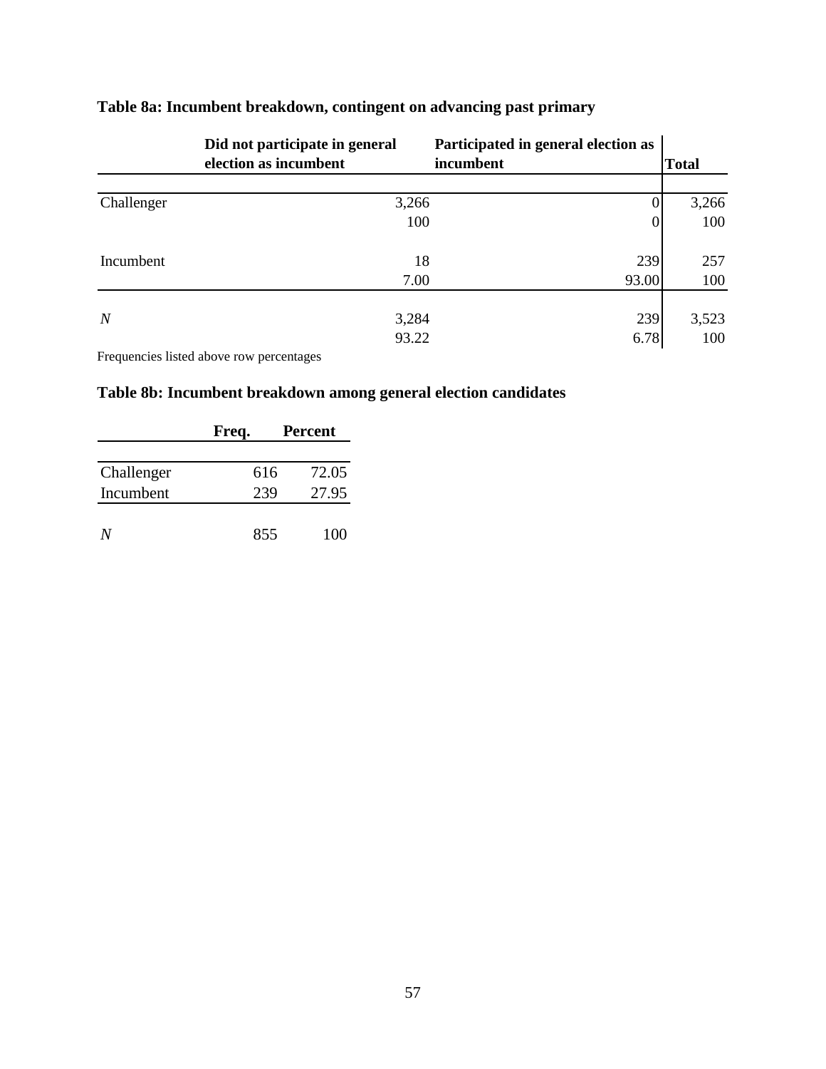**Table 8a: Incumbent breakdown, contingent on advancing past primary**

| | Did not participate in general election as incumbent | Participated in general election as incumbent | Total |
|---|---|---|---|
| Challenger | 3,266 | 0 | 3,266 |
| | 100 | 0 | 100 |
| Incumbent | 18 | 239 | 257 |
| | 7.00 | 93.00 | 100 |
| *N* | 3,284 | 239 | 3,523 |
| | 93.22 | 6.78 | 100 |

Frequencies listed above row percentages

**Table 8b: Incumbent breakdown among general election candidates**

| | Freq. | Percent |
|---|---|---|
| Challenger | 616 | 72.05 |
| Incumbent | 239 | 27.95 |
| *N* | 855 | 100 |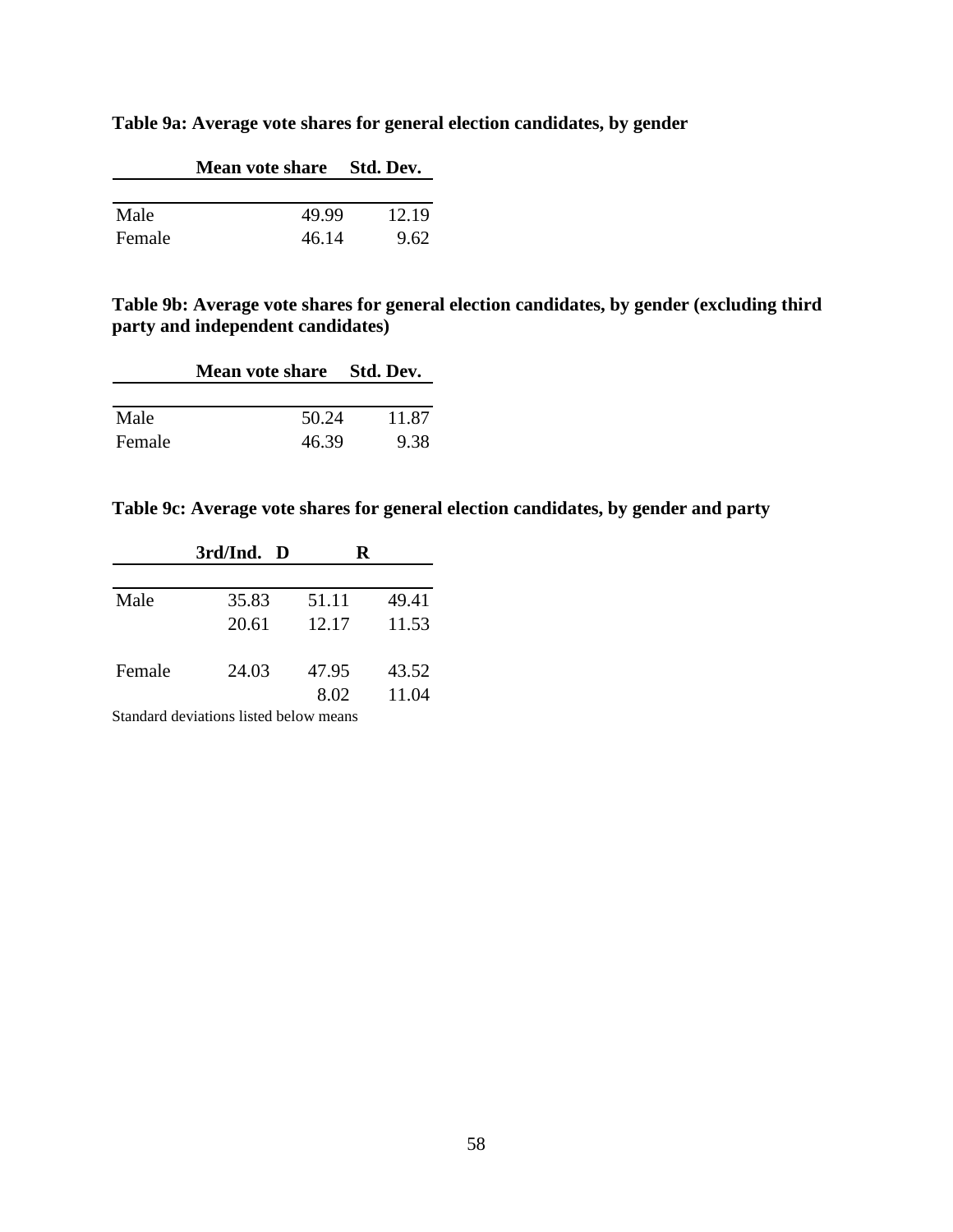**Table 9a: Average vote shares for general election candidates, by gender**

| | Mean vote share | Std. Dev. |
|---|---|---|
| Male | 49.99 | 12.19 |
| Female | 46.14 | 9.62 |

**Table 9b: Average vote shares for general election candidates, by gender (excluding third party and independent candidates)**

| | Mean vote share | Std. Dev. |
|---|---|---|
| Male | 50.24 | 11.87 |
| Female | 46.39 | 9.38 |

**Table 9c: Average vote shares for general election candidates, by gender and party**

| | 3rd/Ind. | D | R |
|---|---|---|---|
| Male | 35.83 | 51.11 | 49.41 |
| | 20.61 | 12.17 | 11.53 |
| Female | 24.03 | 47.95 | 43.52 |
| | | 8.02 | 11.04 |

Standard deviations listed below means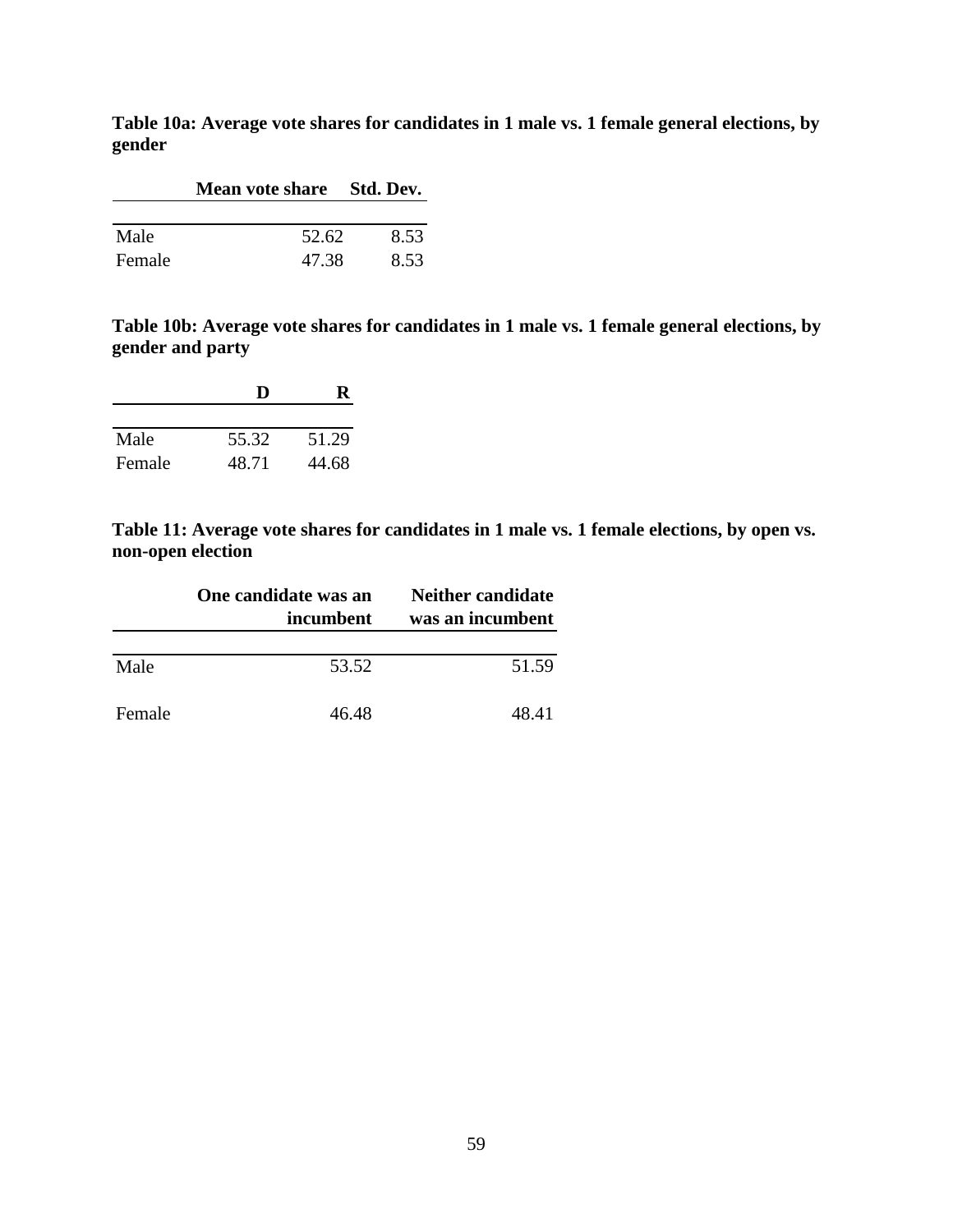**Table 10a: Average vote shares for candidates in 1 male vs. 1 female general elections, by gender**

| | Mean vote share | Std. Dev. |
|---|---|---|
| Male | 52.62 | 8.53 |
| Female | 47.38 | 8.53 |

**Table 10b: Average vote shares for candidates in 1 male vs. 1 female general elections, by gender and party**

| | D | R |
|---|---|---|
| Male | 55.32 | 51.29 |
| Female | 48.71 | 44.68 |

**Table 11: Average vote shares for candidates in 1 male vs. 1 female elections, by open vs. non-open election**

| | One candidate was an incumbent | Neither candidate was an incumbent |
|---|---|---|
| Male | 53.52 | 51.59 |
| Female | 46.48 | 48.41 |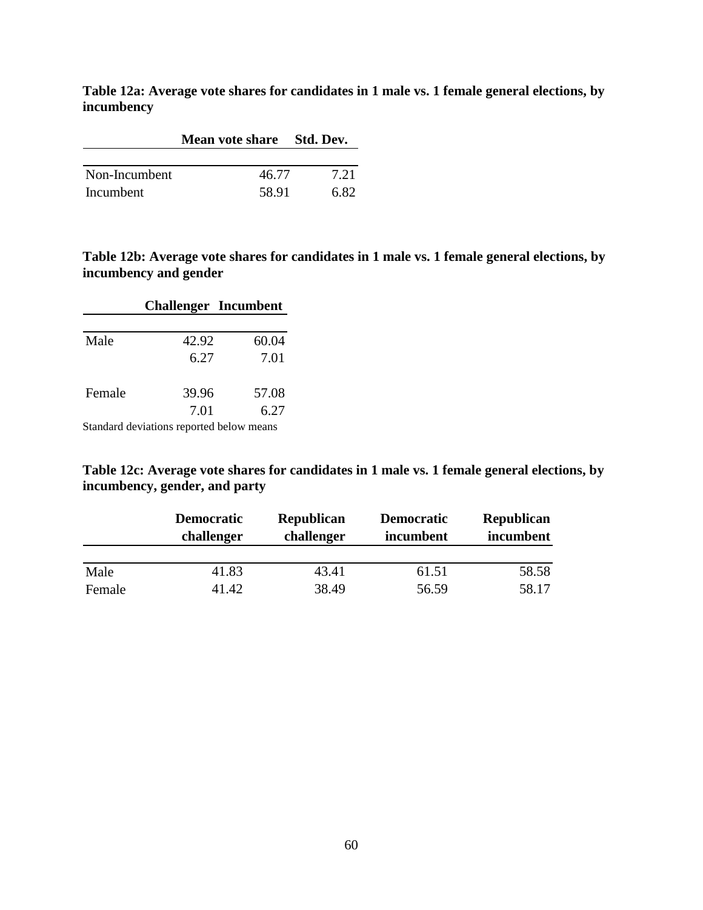**Table 12a: Average vote shares for candidates in 1 male vs. 1 female general elections, by incumbency**

| | Mean vote share | Std. Dev. |
|---|---|---|
| Non-Incumbent | 46.77 | 7.21 |
| Incumbent | 58.91 | 6.82 |

**Table 12b: Average vote shares for candidates in 1 male vs. 1 female general elections, by incumbency and gender**

| | Challenger | Incumbent |
|---|---|---|
| Male | 42.92 | 60.04 |
| | 6.27 | 7.01 |
| Female | 39.96 | 57.08 |
| | 7.01 | 6.27 |

Standard deviations reported below means

**Table 12c: Average vote shares for candidates in 1 male vs. 1 female general elections, by incumbency, gender, and party**

| | Democratic challenger | Republican challenger | Democratic incumbent | Republican incumbent |
|---|---|---|---|---|
| Male | 41.83 | 43.41 | 61.51 | 58.58 |
| Female | 41.42 | 38.49 | 56.59 | 58.17 |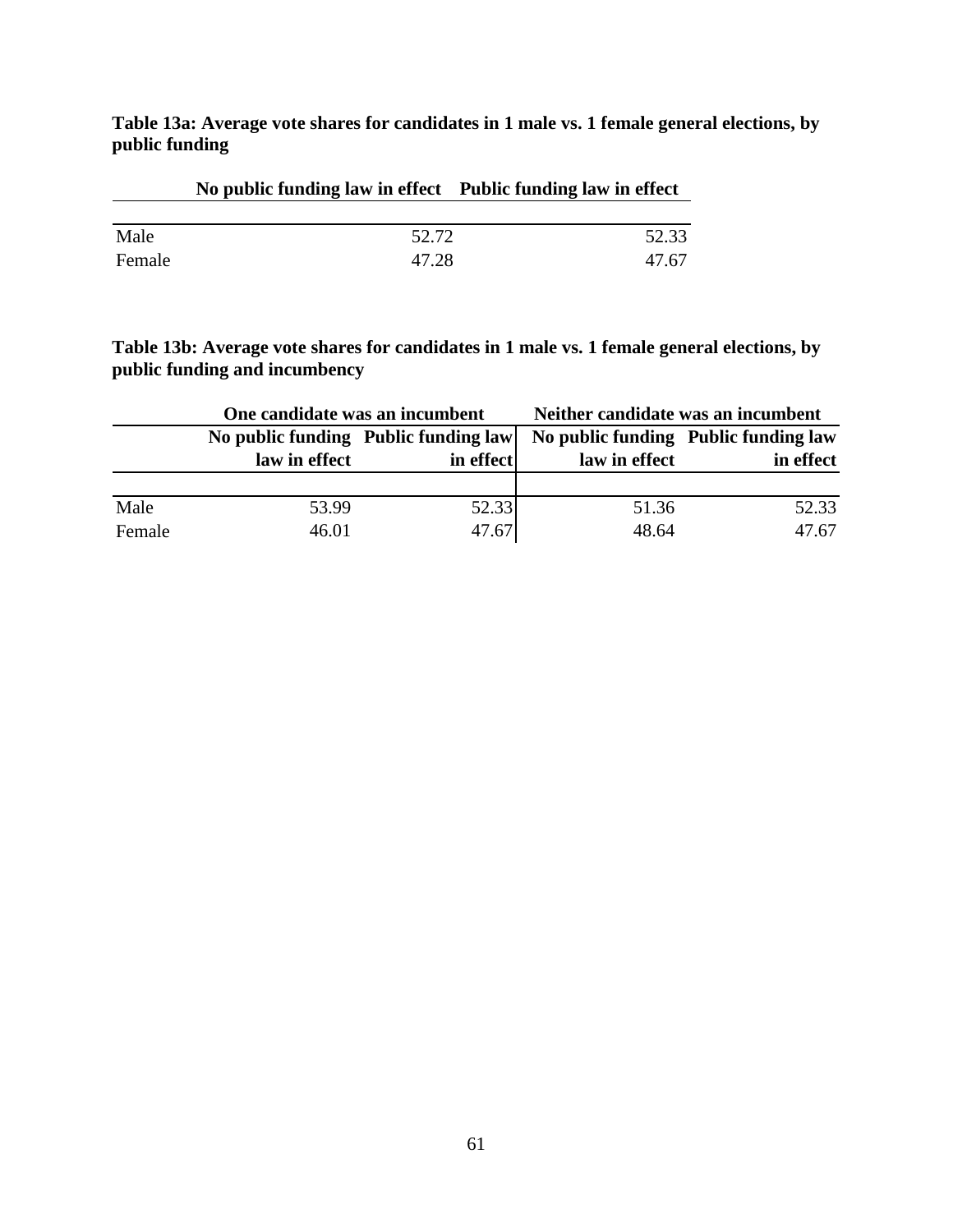**Table 13a: Average vote shares for candidates in 1 male vs. 1 female general elections, by public funding**

| | No public funding law in effect | Public funding law in effect |
|---|---|---|
| Male | 52.72 | 52.33 |
| Female | 47.28 | 47.67 |

**Table 13b: Average vote shares for candidates in 1 male vs. 1 female general elections, by public funding and incumbency**

| | One candidate was an incumbent | | Neither candidate was an incumbent | |
|---|---|---|---|---|
| | No public funding law in effect | Public funding law in effect | No public funding law in effect | Public funding law in effect |
| Male | 53.99 | 52.33 | 51.36 | 52.33 |
| Female | 46.01 | 47.67 | 48.64 | 47.67 |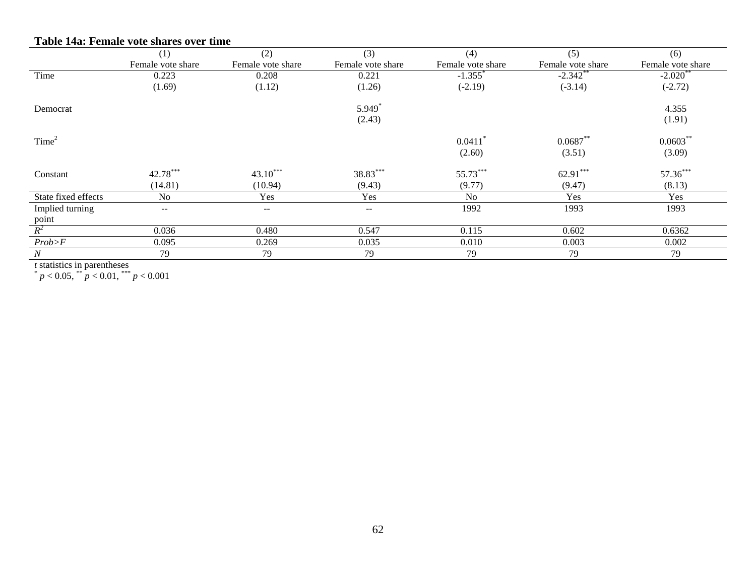**Table 14a: Female vote shares over time**

| | (1) | (2) | (3) | (4) | (5) | (6) |
|---|---|---|---|---|---|---|
| | Female vote share | Female vote share | Female vote share | Female vote share | Female vote share | Female vote share |
| Time | 0.223 | 0.208 | 0.221 | -1.355$^{*}$ | -2.342$^{**}$ | -2.020$^{**}$ |
| | (1.69) | (1.12) | (1.26) | (-2.19) | (-3.14) | (-2.72) |
| Democrat | | | 5.949$^{*}$ | | | 4.355 |
| | | | (2.43) | | | (1.91) |
| Time$^2$ | | | | 0.0411$^{*}$ | 0.0687$^{**}$ | 0.0603$^{**}$ |
| | | | | (2.60) | (3.51) | (3.09) |
| Constant | 42.78$^{***}$ | 43.10$^{***}$ | 38.83$^{***}$ | 55.73$^{***}$ | 62.91$^{***}$ | 57.36$^{***}$ |
| | (14.81) | (10.94) | (9.43) | (9.77) | (9.47) | (8.13) |
| State fixed effects | No | Yes | Yes | No | Yes | Yes |
| Implied turning point | -- | -- | -- | 1992 | 1993 | 1993 |
| $R^2$ | 0.036 | 0.480 | 0.547 | 0.115 | 0.602 | 0.6362 |
| *Prob>F* | 0.095 | 0.269 | 0.035 | 0.010 | 0.003 | 0.002 |
| *N* | 79 | 79 | 79 | 79 | 79 | 79 |

*t* statistics in parentheses
$^{*}$ $p < 0.05$, $^{**}$ $p < 0.01$, $^{***}$ $p < 0.001$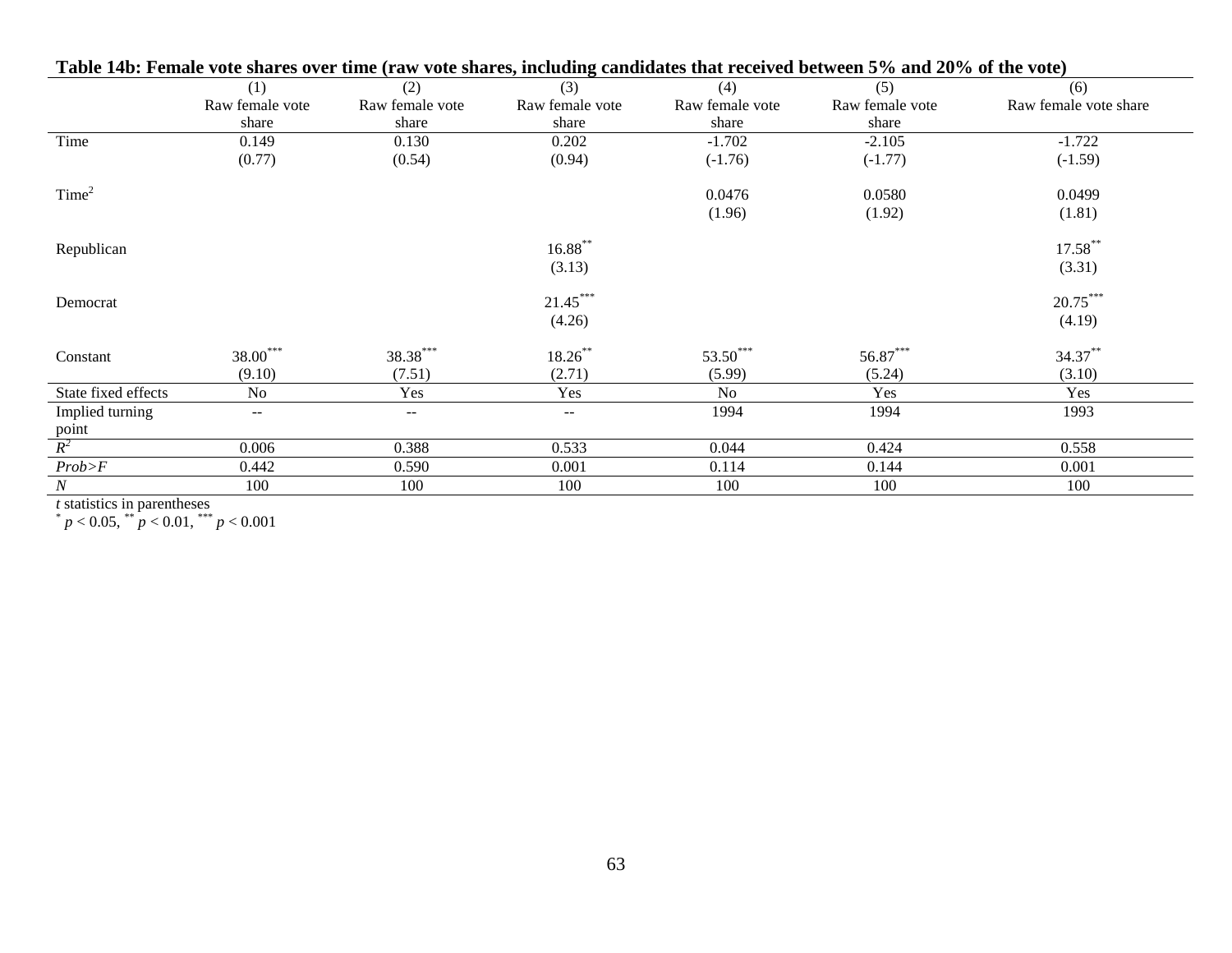**Table 14b: Female vote shares over time (raw vote shares, including candidates that received between 5% and 20% of the vote)**

| | (1) | (2) | (3) | (4) | (5) | (6) |
|---|---|---|---|---|---|---|
| | Raw female vote share | Raw female vote share | Raw female vote share | Raw female vote share | Raw female vote share | Raw female vote share |
| Time | 0.149 | 0.130 | 0.202 | -1.702 | -2.105 | -1.722 |
| | (0.77) | (0.54) | (0.94) | (-1.76) | (-1.77) | (-1.59) |
| Time$^2$ | | | | 0.0476 | 0.0580 | 0.0499 |
| | | | | (1.96) | (1.92) | (1.81) |
| Republican | | | 16.88$^{**}$ | | | 17.58$^{**}$ |
| | | | (3.13) | | | (3.31) |
| Democrat | | | 21.45$^{***}$ | | | 20.75$^{***}$ |
| | | | (4.26) | | | (4.19) |
| Constant | 38.00$^{***}$ | 38.38$^{***}$ | 18.26$^{**}$ | 53.50$^{***}$ | 56.87$^{***}$ | 34.37$^{**}$ |
| | (9.10) | (7.51) | (2.71) | (5.99) | (5.24) | (3.10) |
| State fixed effects | No | Yes | Yes | No | Yes | Yes |
| Implied turning point | -- | -- | -- | 1994 | 1994 | 1993 |
| $R^2$ | 0.006 | 0.388 | 0.533 | 0.044 | 0.424 | 0.558 |
| *Prob>F* | 0.442 | 0.590 | 0.001 | 0.114 | 0.144 | 0.001 |
| *N* | 100 | 100 | 100 | 100 | 100 | 100 |

*t* statistics in parentheses
$^{*}$ $p < 0.05$, $^{**}$ $p < 0.01$, $^{***}$ $p < 0.001$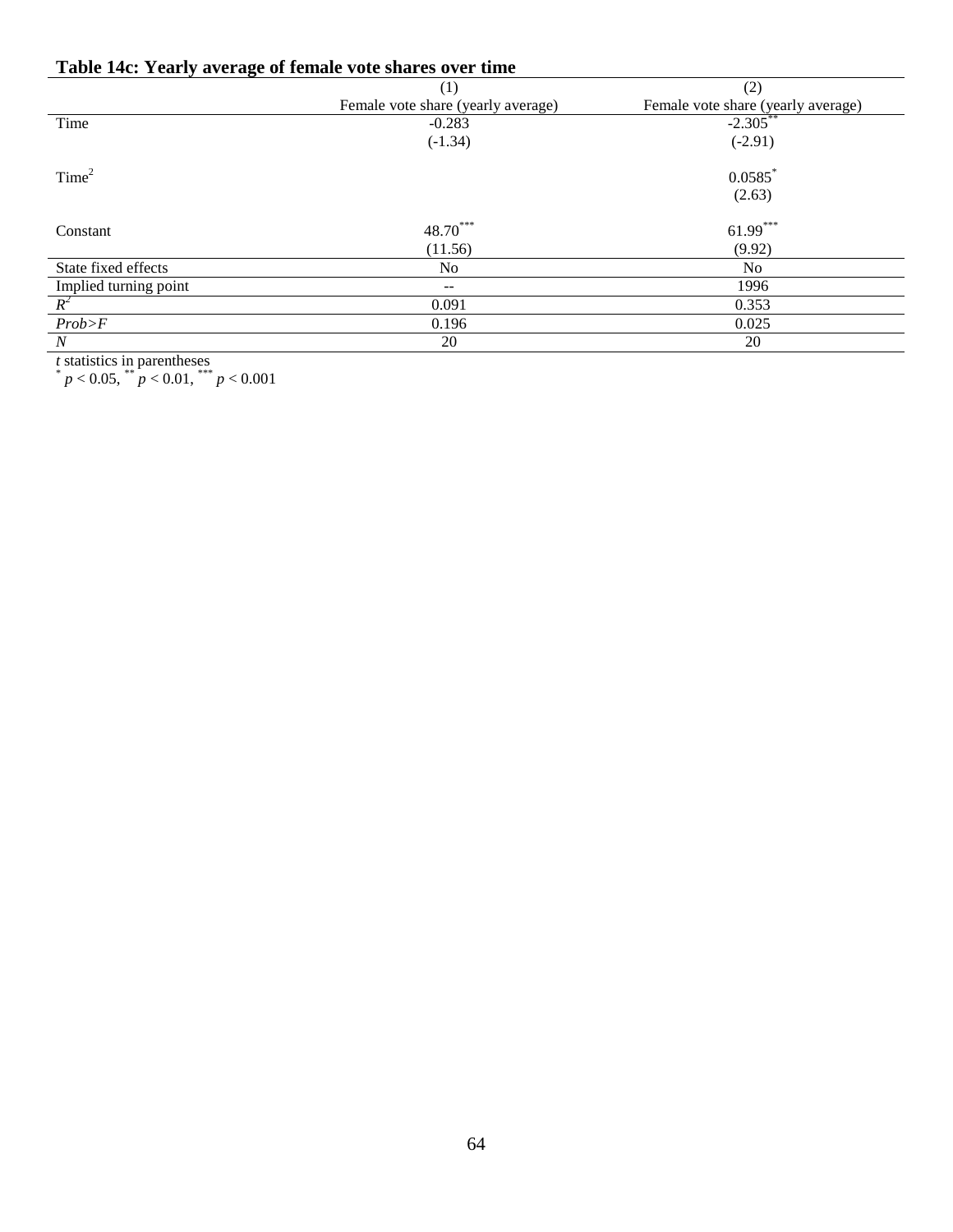**Table 14c: Yearly average of female vote shares over time**

| | (1) | (2) |
|---|---|---|
| | Female vote share (yearly average) | Female vote share (yearly average) |
| Time | -0.283 | -2.305** |
| | (-1.34) | (-2.91) |
| Time$^2$ | | 0.0585* |
| | | (2.63) |
| Constant | 48.70*** | 61.99*** |
| | (11.56) | (9.92) |
| State fixed effects | No | No |
| Implied turning point | -- | 1996 |
| $R^2$ | 0.091 | 0.353 |
| *Prob>F* | 0.196 | 0.025 |
| *N* | 20 | 20 |

*t* statistics in parentheses
\* $p < 0.05$, \*\* $p < 0.01$, \*\*\* $p < 0.001$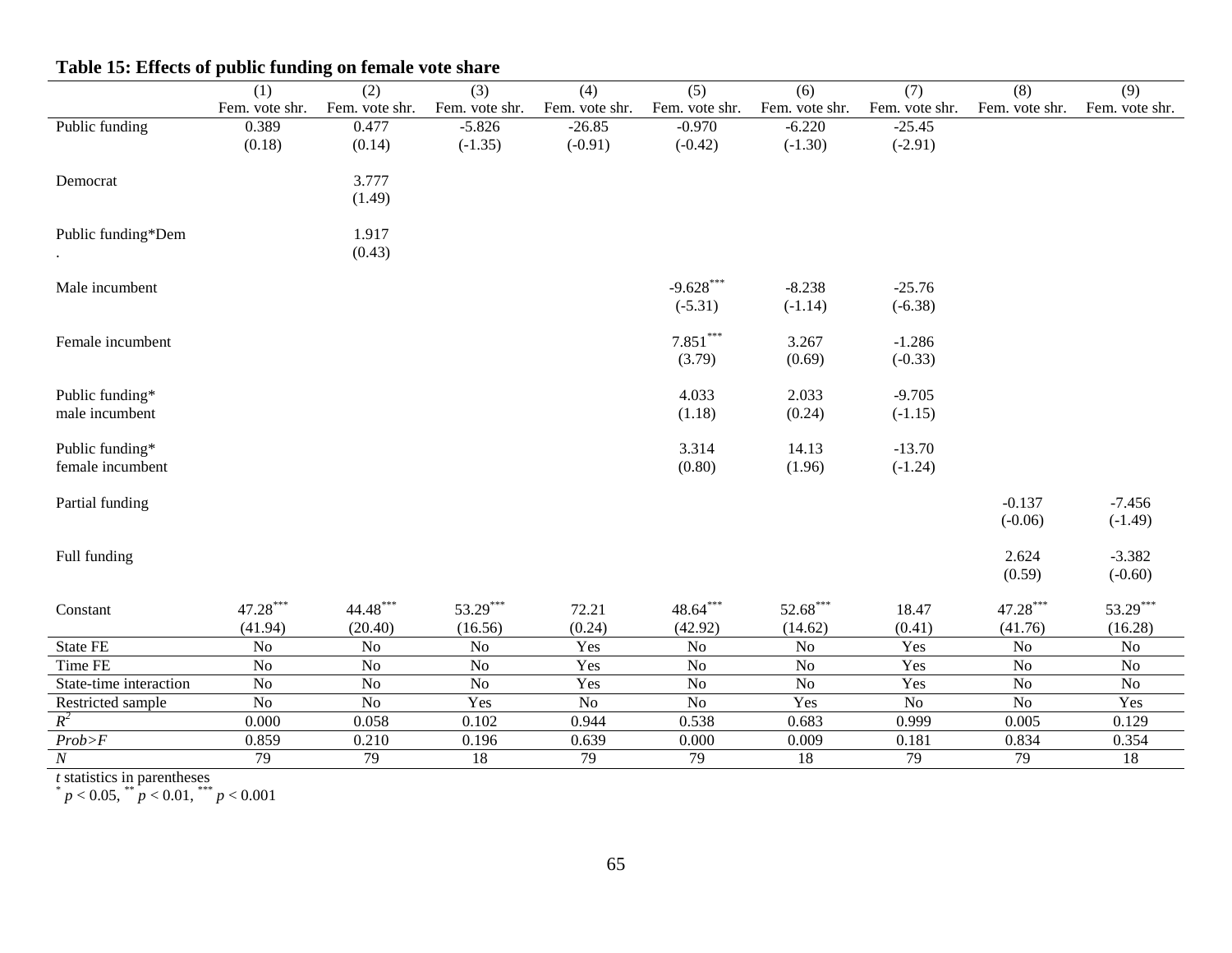**Table 15: Effects of public funding on female vote share**

| | (1) | (2) | (3) | (4) | (5) | (6) | (7) | (8) | (9) |
|---|---|---|---|---|---|---|---|---|---|
| | Fem. vote shr. | Fem. vote shr. | Fem. vote shr. | Fem. vote shr. | Fem. vote shr. | Fem. vote shr. | Fem. vote shr. | Fem. vote shr. | Fem. vote shr. |
| Public funding | 0.389 | 0.477 | -5.826 | -26.85 | -0.970 | -6.220 | -25.45 | | |
| | (0.18) | (0.14) | (-1.35) | (-0.91) | (-0.42) | (-1.30) | (-2.91) | | |
| Democrat | | 3.777 | | | | | | | |
| | | (1.49) | | | | | | | |
| Public funding*Dem. | | 1.917 | | | | | | | |
| | | (0.43) | | | | | | | |
| Male incumbent | | | | | $-9.628^{***}$ | -8.238 | -25.76 | | |
| | | | | | (-5.31) | (-1.14) | (-6.38) | | |
| Female incumbent | | | | | $7.851^{***}$ | 3.267 | -1.286 | | |
| | | | | | (3.79) | (0.69) | (-0.33) | | |
| Public funding* male incumbent | | | | | 4.033 | 2.033 | -9.705 | | |
| | | | | | (1.18) | (0.24) | (-1.15) | | |
| Public funding* female incumbent | | | | | 3.314 | 14.13 | -13.70 | | |
| | | | | | (0.80) | (1.96) | (-1.24) | | |
| Partial funding | | | | | | | | -0.137 | -7.456 |
| | | | | | | | | (-0.06) | (-1.49) |
| Full funding | | | | | | | | 2.624 | -3.382 |
| | | | | | | | | (0.59) | (-0.60) |
| Constant | $47.28^{***}$ | $44.48^{***}$ | $53.29^{***}$ | 72.21 | $48.64^{***}$ | $52.68^{***}$ | 18.47 | $47.28^{***}$ | $53.29^{***}$ |
| | (41.94) | (20.40) | (16.56) | (0.24) | (42.92) | (14.62) | (0.41) | (41.76) | (16.28) |
| State FE | No | No | No | Yes | No | No | Yes | No | No |
| Time FE | No | No | No | Yes | No | No | Yes | No | No |
| State-time interaction | No | No | No | Yes | No | No | Yes | No | No |
| Restricted sample | No | No | Yes | No | No | Yes | No | No | Yes |
| $R^2$ | 0.000 | 0.058 | 0.102 | 0.944 | 0.538 | 0.683 | 0.999 | 0.005 | 0.129 |
| *Prob>F* | 0.859 | 0.210 | 0.196 | 0.639 | 0.000 | 0.009 | 0.181 | 0.834 | 0.354 |
| *N* | 79 | 79 | 18 | 79 | 79 | 18 | 79 | 79 | 18 |

*t* statistics in parentheses
$^{*}$ $p < 0.05$, $^{**}$ $p < 0.01$, $^{***}$ $p < 0.001$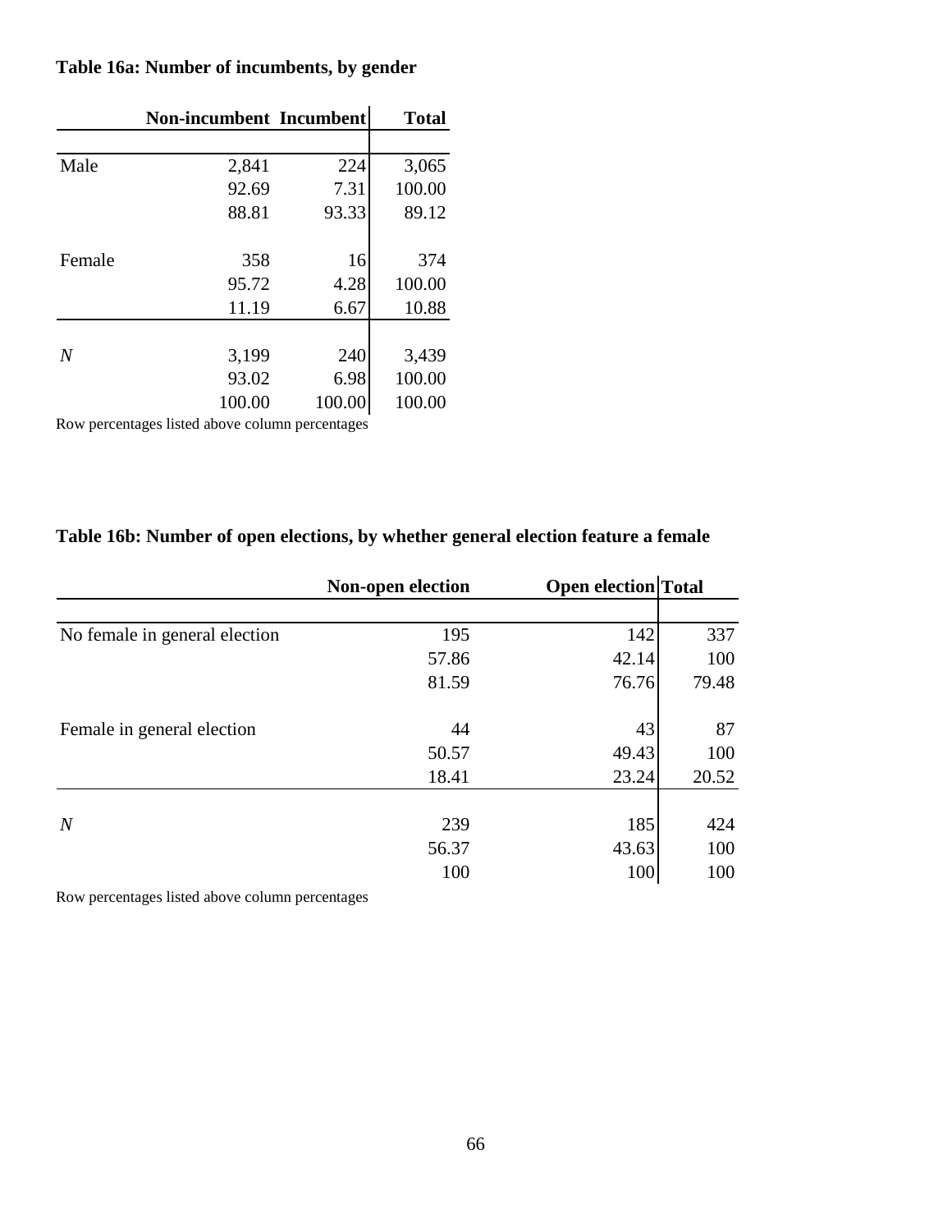**Table 16a: Number of incumbents, by gender**

| | Non-incumbent | Incumbent | Total |
|---|---|---|---|
| Male | 2,841 | 224 | 3,065 |
| | 92.69 | 7.31 | 100.00 |
| | 88.81 | 93.33 | 89.12 |
| Female | 358 | 16 | 374 |
| | 95.72 | 4.28 | 100.00 |
| | 11.19 | 6.67 | 10.88 |
| *N* | 3,199 | 240 | 3,439 |
| | 93.02 | 6.98 | 100.00 |
| | 100.00 | 100.00 | 100.00 |

Row percentages listed above column percentages

**Table 16b: Number of open elections, by whether general election feature a female**

| | Non-open election | Open election | Total |
|---|---|---|---|
| No female in general election | 195 | 142 | 337 |
| | 57.86 | 42.14 | 100 |
| | 81.59 | 76.76 | 79.48 |
| Female in general election | 44 | 43 | 87 |
| | 50.57 | 49.43 | 100 |
| | 18.41 | 23.24 | 20.52 |
| *N* | 239 | 185 | 424 |
| | 56.37 | 43.63 | 100 |
| | 100 | 100 | 100 |

Row percentages listed above column percentages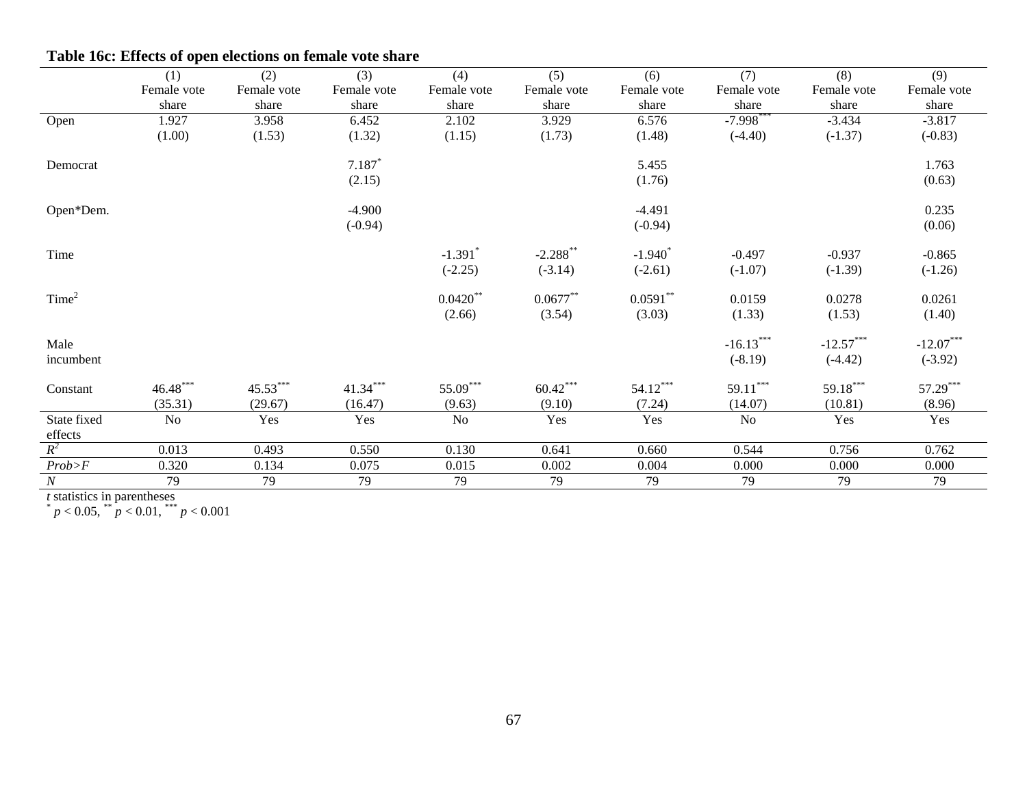**Table 16c: Effects of open elections on female vote share**

| | (1) Female vote share | (2) Female vote share | (3) Female vote share | (4) Female vote share | (5) Female vote share | (6) Female vote share | (7) Female vote share | (8) Female vote share | (9) Female vote share |
|---|---|---|---|---|---|---|---|---|---|
| Open | 1.927 | 3.958 | 6.452 | 2.102 | 3.929 | 6.576 | -7.998*** | -3.434 | -3.817 |
| | (1.00) | (1.53) | (1.32) | (1.15) | (1.73) | (1.48) | (-4.40) | (-1.37) | (-0.83) |
| Democrat | | | 7.187* | | | 5.455 | | | 1.763 |
| | | | (2.15) | | | (1.76) | | | (0.63) |
| Open*Dem. | | | -4.900 | | | -4.491 | | | 0.235 |
| | | | (-0.94) | | | (-0.94) | | | (0.06) |
| Time | | | | -1.391* | -2.288** | -1.940* | -0.497 | -0.937 | -0.865 |
| | | | | (-2.25) | (-3.14) | (-2.61) | (-1.07) | (-1.39) | (-1.26) |
| Time$^2$ | | | | 0.0420** | 0.0677** | 0.0591** | 0.0159 | 0.0278 | 0.0261 |
| | | | | (2.66) | (3.54) | (3.03) | (1.33) | (1.53) | (1.40) |
| Male incumbent | | | | | | | -16.13*** | -12.57*** | -12.07*** |
| | | | | | | | (-8.19) | (-4.42) | (-3.92) |
| Constant | 46.48*** | 45.53*** | 41.34*** | 55.09*** | 60.42*** | 54.12*** | 59.11*** | 59.18*** | 57.29*** |
| | (35.31) | (29.67) | (16.47) | (9.63) | (9.10) | (7.24) | (14.07) | (10.81) | (8.96) |
| State fixed effects | No | Yes | Yes | No | Yes | Yes | No | Yes | Yes |
| $R^2$ | 0.013 | 0.493 | 0.550 | 0.130 | 0.641 | 0.660 | 0.544 | 0.756 | 0.762 |
| *Prob>F* | 0.320 | 0.134 | 0.075 | 0.015 | 0.002 | 0.004 | 0.000 | 0.000 | 0.000 |
| *N* | 79 | 79 | 79 | 79 | 79 | 79 | 79 | 79 | 79 |

*t* statistics in parentheses
* $p < 0.05$, ** $p < 0.01$, *** $p < 0.001$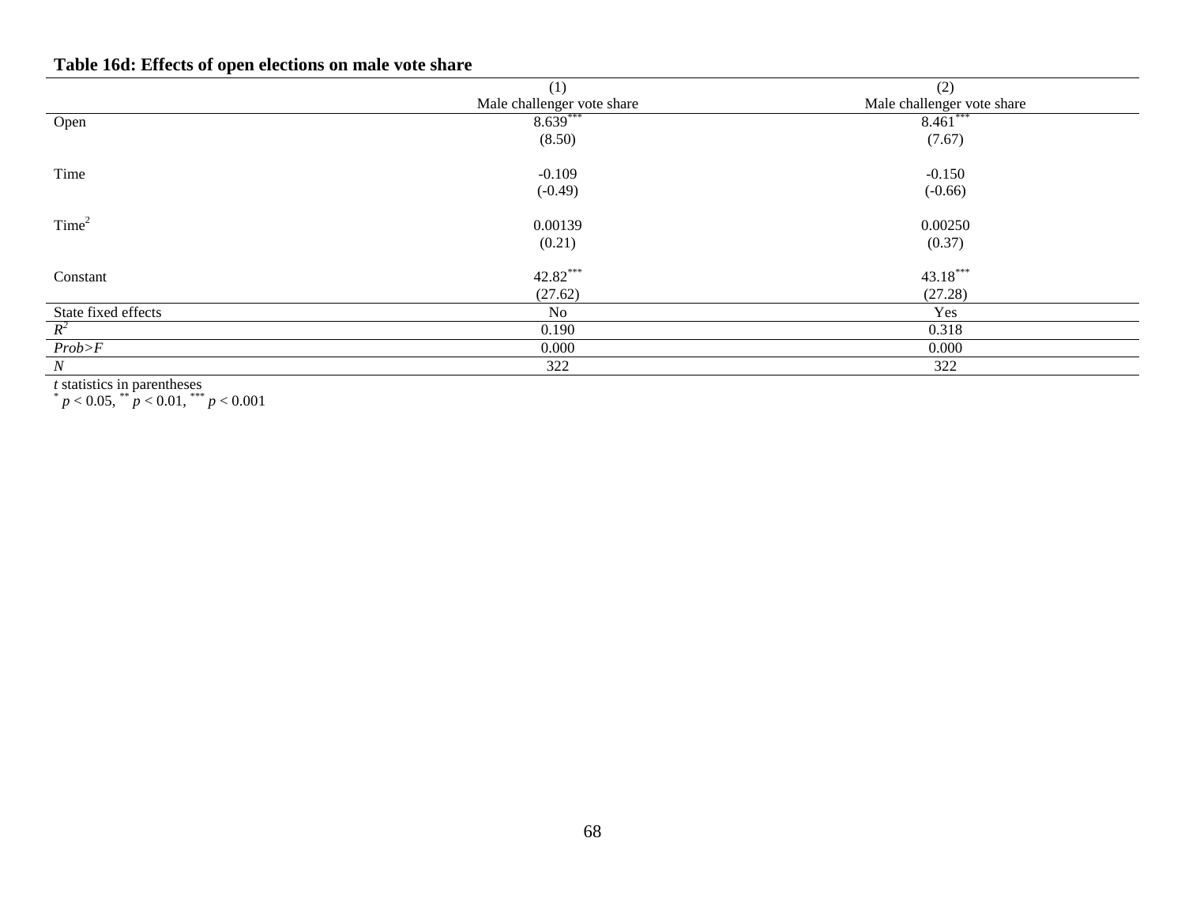**Table 16d: Effects of open elections on male vote share**

| | (1) | (2) |
|---|---|---|
| | Male challenger vote share | Male challenger vote share |
| Open | 8.639*** | 8.461*** |
| | (8.50) | (7.67) |
| Time | -0.109 | -0.150 |
| | (-0.49) | (-0.66) |
| $Time^2$ | 0.00139 | 0.00250 |
| | (0.21) | (0.37) |
| Constant | 42.82*** | 43.18*** |
| | (27.62) | (27.28) |
| State fixed effects | No | Yes |
| $R^2$ | 0.190 | 0.318 |
| *Prob>F* | 0.000 | 0.000 |
| *N* | 322 | 322 |

*t* statistics in parentheses
\* $p < 0.05$, ** $p < 0.01$, *** $p < 0.001$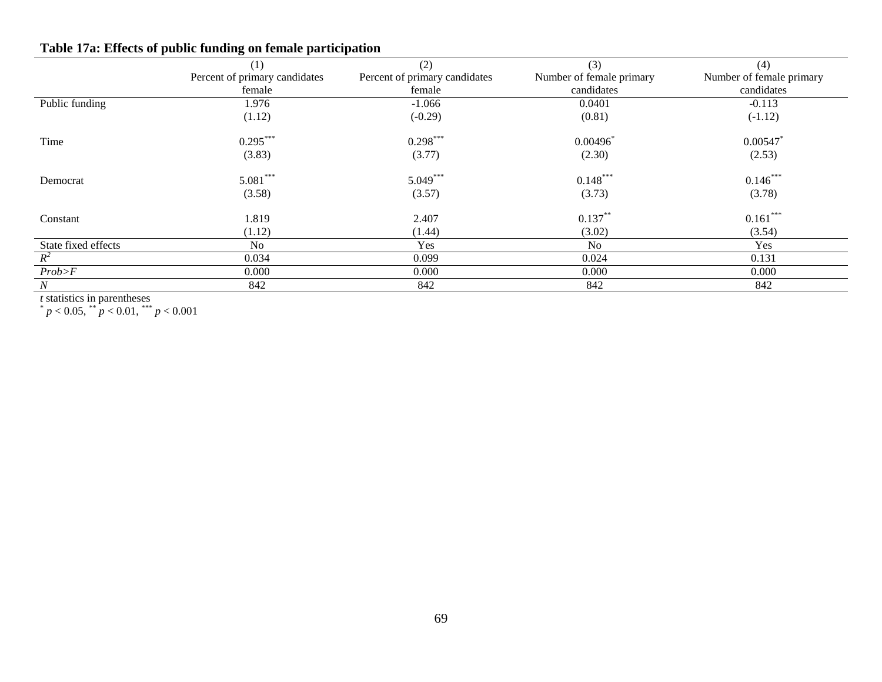**Table 17a: Effects of public funding on female participation**

| | (1)<br>Percent of primary candidates female | (2)<br>Percent of primary candidates female | (3)<br>Number of female primary candidates | (4)<br>Number of female primary candidates |
|---|---|---|---|---|
| Public funding | 1.976 | -1.066 | 0.0401 | -0.113 |
| | (1.12) | (-0.29) | (0.81) | (-1.12) |
| Time | 0.295*** | 0.298*** | 0.00496* | 0.00547* |
| | (3.83) | (3.77) | (2.30) | (2.53) |
| Democrat | 5.081*** | 5.049*** | 0.148*** | 0.146*** |
| | (3.58) | (3.57) | (3.73) | (3.78) |
| Constant | 1.819 | 2.407 | 0.137** | 0.161*** |
| | (1.12) | (1.44) | (3.02) | (3.54) |
| State fixed effects | No | Yes | No | Yes |
| $R^2$ | 0.034 | 0.099 | 0.024 | 0.131 |
| *Prob>F* | 0.000 | 0.000 | 0.000 | 0.000 |
| *N* | 842 | 842 | 842 | 842 |

*t* statistics in parentheses
* $p < 0.05$, ** $p < 0.01$, *** $p < 0.001$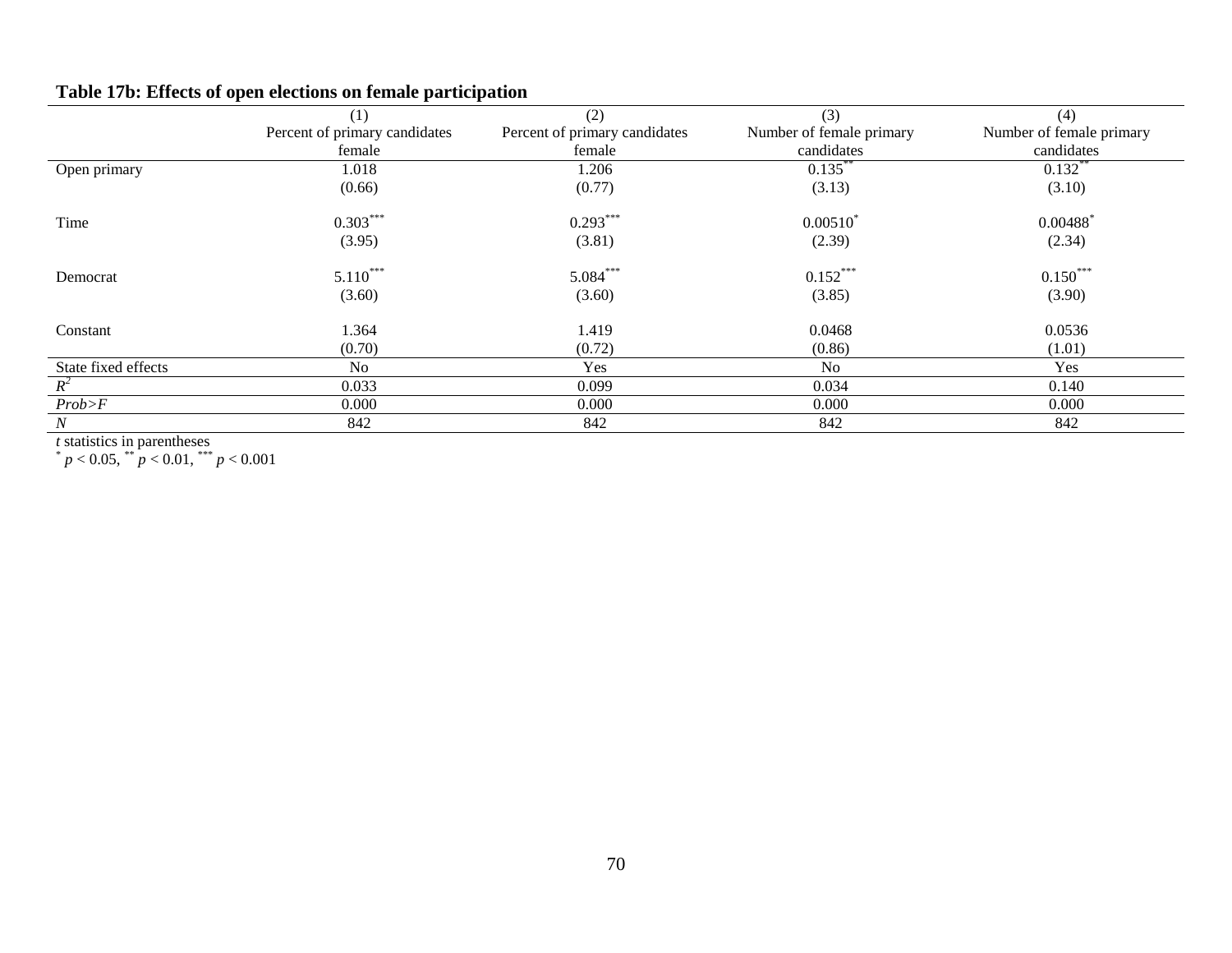**Table 17b: Effects of open elections on female participation**

| | (1) | (2) | (3) | (4) |
|---|---|---|---|---|
| | Percent of primary candidates female | Percent of primary candidates female | Number of female primary candidates | Number of female primary candidates |
| Open primary | 1.018 | 1.206 | $0.135^{**}$ | $0.132^{**}$ |
| | (0.66) | (0.77) | (3.13) | (3.10) |
| Time | $0.303^{***}$ | $0.293^{***}$ | $0.00510^{*}$ | $0.00488^{*}$ |
| | (3.95) | (3.81) | (2.39) | (2.34) |
| Democrat | $5.110^{***}$ | $5.084^{***}$ | $0.152^{***}$ | $0.150^{***}$ |
| | (3.60) | (3.60) | (3.85) | (3.90) |
| Constant | 1.364 | 1.419 | 0.0468 | 0.0536 |
| | (0.70) | (0.72) | (0.86) | (1.01) |
| State fixed effects | No | Yes | No | Yes |
| $R^2$ | 0.033 | 0.099 | 0.034 | 0.140 |
| *Prob>F* | 0.000 | 0.000 | 0.000 | 0.000 |
| *N* | 842 | 842 | 842 | 842 |

*t* statistics in parentheses
$^{*}$ $p < 0.05$, $^{**}$ $p < 0.01$, $^{***}$ $p < 0.001$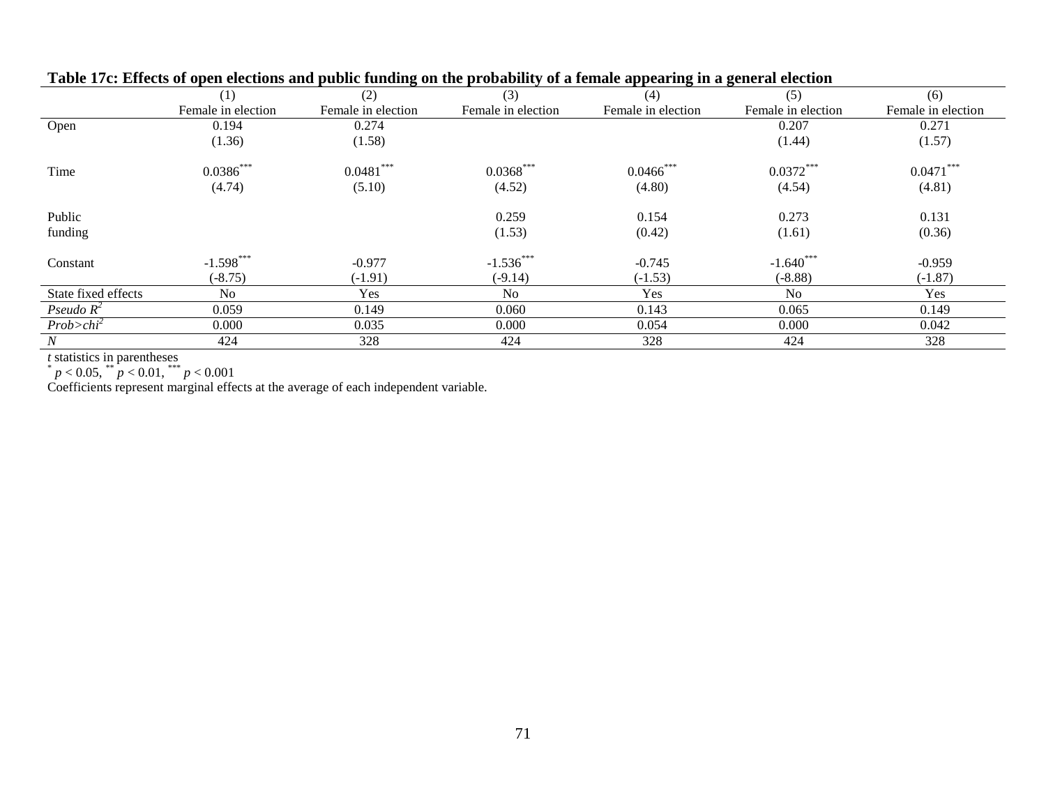**Table 17c: Effects of open elections and public funding on the probability of a female appearing in a general election**

| | (1) | (2) | (3) | (4) | (5) | (6) |
|---|---|---|---|---|---|---|
| | Female in election | Female in election | Female in election | Female in election | Female in election | Female in election |
| Open | 0.194 | 0.274 | | | 0.207 | 0.271 |
| | (1.36) | (1.58) | | | (1.44) | (1.57) |
| Time | $0.0386^{***}$ | $0.0481^{***}$ | $0.0368^{***}$ | $0.0466^{***}$ | $0.0372^{***}$ | $0.0471^{***}$ |
| | (4.74) | (5.10) | (4.52) | (4.80) | (4.54) | (4.81) |
| Public funding | | | 0.259 | 0.154 | 0.273 | 0.131 |
| | | | (1.53) | (0.42) | (1.61) | (0.36) |
| Constant | $-1.598^{***}$ | -0.977 | $-1.536^{***}$ | -0.745 | $-1.640^{***}$ | -0.959 |
| | (-8.75) | (-1.91) | (-9.14) | (-1.53) | (-8.88) | (-1.87) |
| State fixed effects | No | Yes | No | Yes | No | Yes |
| *Pseudo* $R^2$ | 0.059 | 0.149 | 0.060 | 0.143 | 0.065 | 0.149 |
| *Prob>chi*$^2$ | 0.000 | 0.035 | 0.000 | 0.054 | 0.000 | 0.042 |
| *N* | 424 | 328 | 424 | 328 | 424 | 328 |

*t* statistics in parentheses

$^{*}$ $p < 0.05$, $^{**}$ $p < 0.01$, $^{***}$ $p < 0.001$

Coefficients represent marginal effects at the average of each independent variable.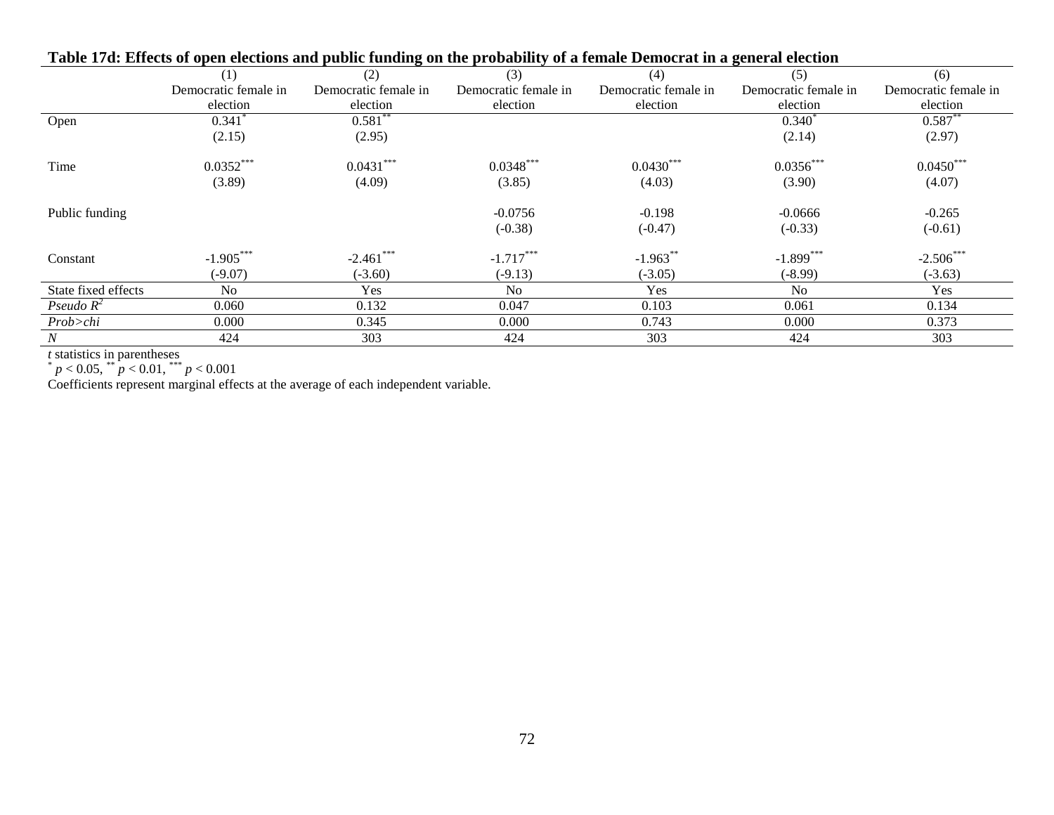**Table 17d: Effects of open elections and public funding on the probability of a female Democrat in a general election**

| | (1) | (2) | (3) | (4) | (5) | (6) |
|---|---|---|---|---|---|---|
| | Democratic female in election | Democratic female in election | Democratic female in election | Democratic female in election | Democratic female in election | Democratic female in election |
| Open | $0.341^{*}$ | $0.581^{**}$ | | | $0.340^{*}$ | $0.587^{**}$ |
| | (2.15) | (2.95) | | | (2.14) | (2.97) |
| Time | $0.0352^{***}$ | $0.0431^{***}$ | $0.0348^{***}$ | $0.0430^{***}$ | $0.0356^{***}$ | $0.0450^{***}$ |
| | (3.89) | (4.09) | (3.85) | (4.03) | (3.90) | (4.07) |
| Public funding | | | -0.0756 | -0.198 | -0.0666 | -0.265 |
| | | | (-0.38) | (-0.47) | (-0.33) | (-0.61) |
| Constant | $-1.905^{***}$ | $-2.461^{***}$ | $-1.717^{***}$ | $-1.963^{**}$ | $-1.899^{***}$ | $-2.506^{***}$ |
| | (-9.07) | (-3.60) | (-9.13) | (-3.05) | (-8.99) | (-3.63) |
| State fixed effects | No | Yes | No | Yes | No | Yes |
| *Pseudo* $R^2$ | 0.060 | 0.132 | 0.047 | 0.103 | 0.061 | 0.134 |
| *Prob>chi* | 0.000 | 0.345 | 0.000 | 0.743 | 0.000 | 0.373 |
| *N* | 424 | 303 | 424 | 303 | 424 | 303 |

*t* statistics in parentheses

$^{*}$ $p < 0.05$, $^{**}$ $p < 0.01$, $^{***}$ $p < 0.001$

Coefficients represent marginal effects at the average of each independent variable.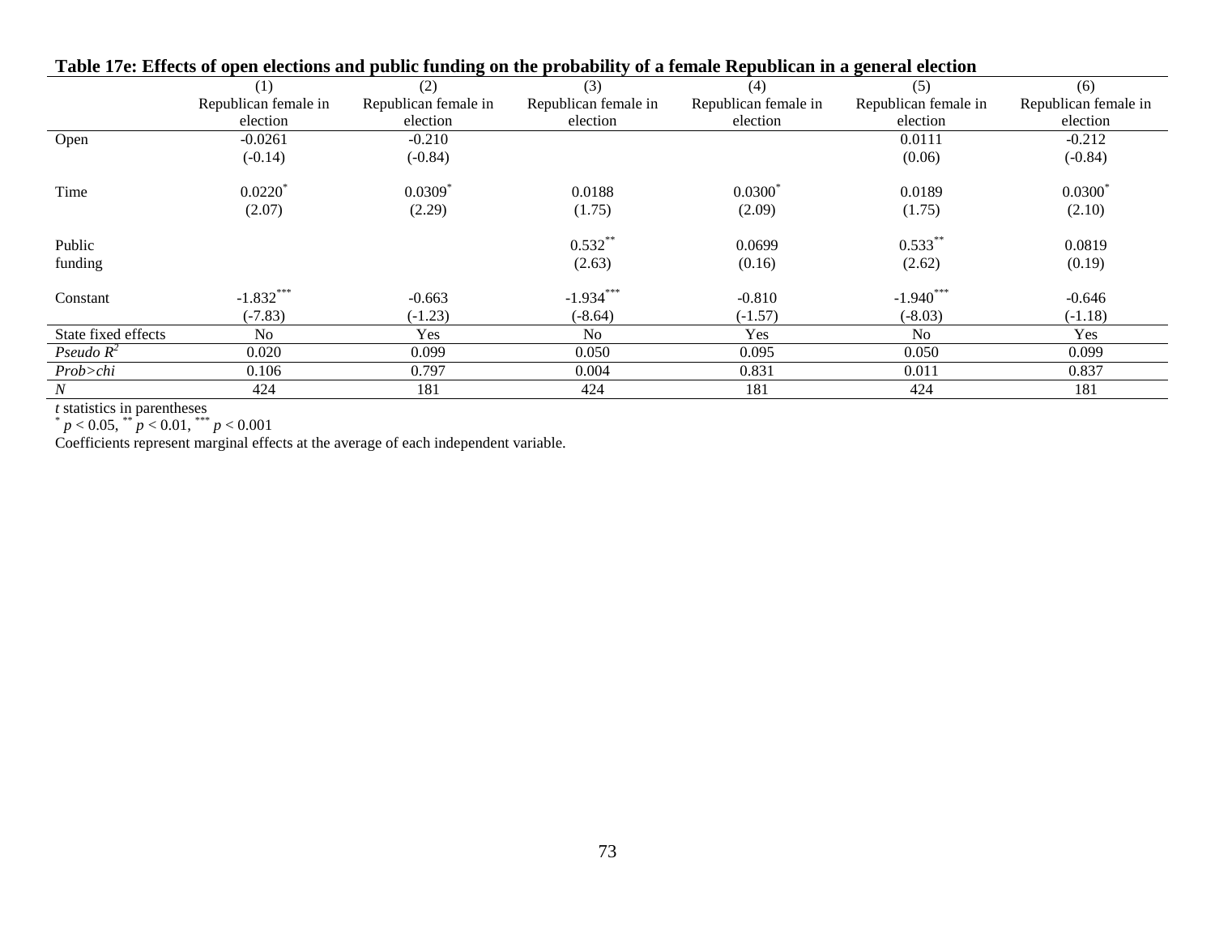**Table 17e: Effects of open elections and public funding on the probability of a female Republican in a general election**

| | (1) | (2) | (3) | (4) | (5) | (6) |
|---|---|---|---|---|---|---|
| | Republican female in election | Republican female in election | Republican female in election | Republican female in election | Republican female in election | Republican female in election |
| Open | -0.0261 | -0.210 | | | 0.0111 | -0.212 |
| | (-0.14) | (-0.84) | | | (0.06) | (-0.84) |
| Time | $0.0220^{*}$ | $0.0309^{*}$ | 0.0188 | $0.0300^{*}$ | 0.0189 | $0.0300^{*}$ |
| | (2.07) | (2.29) | (1.75) | (2.09) | (1.75) | (2.10) |
| Public funding | | | $0.532^{**}$ | 0.0699 | $0.533^{**}$ | 0.0819 |
| | | | (2.63) | (0.16) | (2.62) | (0.19) |
| Constant | $-1.832^{***}$ | -0.663 | $-1.934^{***}$ | -0.810 | $-1.940^{***}$ | -0.646 |
| | (-7.83) | (-1.23) | (-8.64) | (-1.57) | (-8.03) | (-1.18) |
| State fixed effects | No | Yes | No | Yes | No | Yes |
| *Pseudo* $R^2$ | 0.020 | 0.099 | 0.050 | 0.095 | 0.050 | 0.099 |
| *Prob>chi* | 0.106 | 0.797 | 0.004 | 0.831 | 0.011 | 0.837 |
| *N* | 424 | 181 | 424 | 181 | 424 | 181 |

*t* statistics in parentheses

$^{*}$ $p < 0.05$, $^{**}$ $p < 0.01$, $^{***}$ $p < 0.001$

Coefficients represent marginal effects at the average of each independent variable.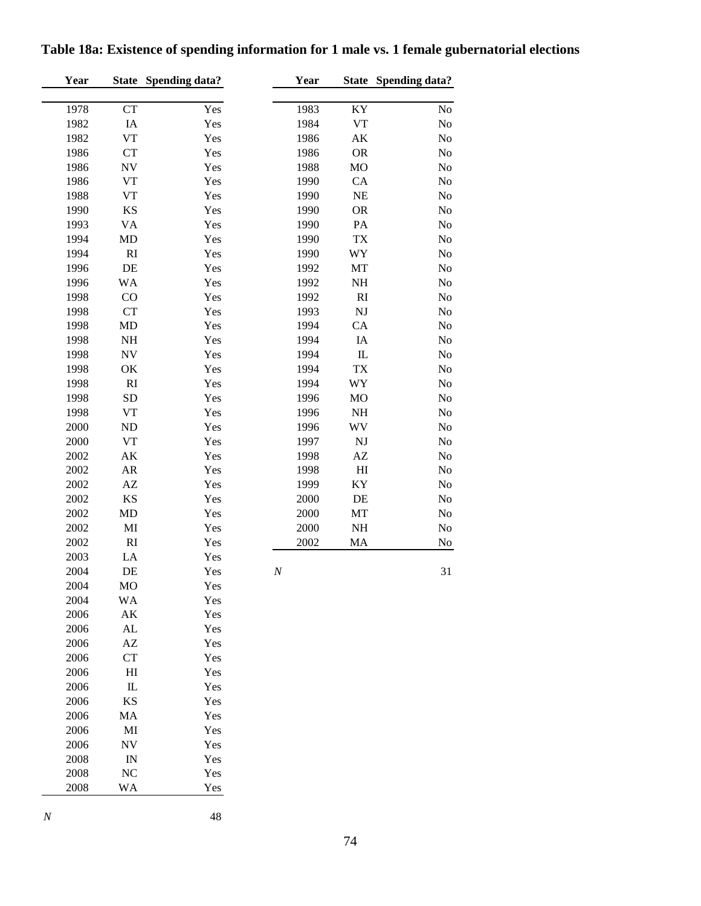**Table 18a: Existence of spending information for 1 male vs. 1 female gubernatorial elections**

| Year | State | Spending data? |
|---|---|---|
| 1978 | CT | Yes |
| 1982 | IA | Yes |
| 1982 | VT | Yes |
| 1986 | CT | Yes |
| 1986 | NV | Yes |
| 1986 | VT | Yes |
| 1988 | VT | Yes |
| 1990 | KS | Yes |
| 1993 | VA | Yes |
| 1994 | MD | Yes |
| 1994 | RI | Yes |
| 1996 | DE | Yes |
| 1996 | WA | Yes |
| 1998 | CO | Yes |
| 1998 | CT | Yes |
| 1998 | MD | Yes |
| 1998 | NH | Yes |
| 1998 | NV | Yes |
| 1998 | OK | Yes |
| 1998 | RI | Yes |
| 1998 | SD | Yes |
| 1998 | VT | Yes |
| 2000 | ND | Yes |
| 2000 | VT | Yes |
| 2002 | AK | Yes |
| 2002 | AR | Yes |
| 2002 | AZ | Yes |
| 2002 | KS | Yes |
| 2002 | MD | Yes |
| 2002 | MI | Yes |
| 2002 | RI | Yes |
| 2003 | LA | Yes |
| 2004 | DE | Yes |
| 2004 | MO | Yes |
| 2004 | WA | Yes |
| 2006 | AK | Yes |
| 2006 | AL | Yes |
| 2006 | AZ | Yes |
| 2006 | CT | Yes |
| 2006 | HI | Yes |
| 2006 | IL | Yes |
| 2006 | KS | Yes |
| 2006 | MA | Yes |
| 2006 | MI | Yes |
| 2006 | NV | Yes |
| 2008 | IN | Yes |
| 2008 | NC | Yes |
| 2008 | WA | Yes |
| *N* | | 48 |

| Year | State | Spending data? |
|---|---|---|
| 1983 | KY | No |
| 1984 | VT | No |
| 1986 | AK | No |
| 1986 | OR | No |
| 1988 | MO | No |
| 1990 | CA | No |
| 1990 | NE | No |
| 1990 | OR | No |
| 1990 | PA | No |
| 1990 | TX | No |
| 1990 | WY | No |
| 1992 | MT | No |
| 1992 | NH | No |
| 1992 | RI | No |
| 1993 | NJ | No |
| 1994 | CA | No |
| 1994 | IA | No |
| 1994 | IL | No |
| 1994 | TX | No |
| 1994 | WY | No |
| 1996 | MO | No |
| 1996 | NH | No |
| 1996 | WV | No |
| 1997 | NJ | No |
| 1998 | AZ | No |
| 1998 | HI | No |
| 1999 | KY | No |
| 2000 | DE | No |
| 2000 | MT | No |
| 2000 | NH | No |
| 2002 | MA | No |
| *N* | | 31 |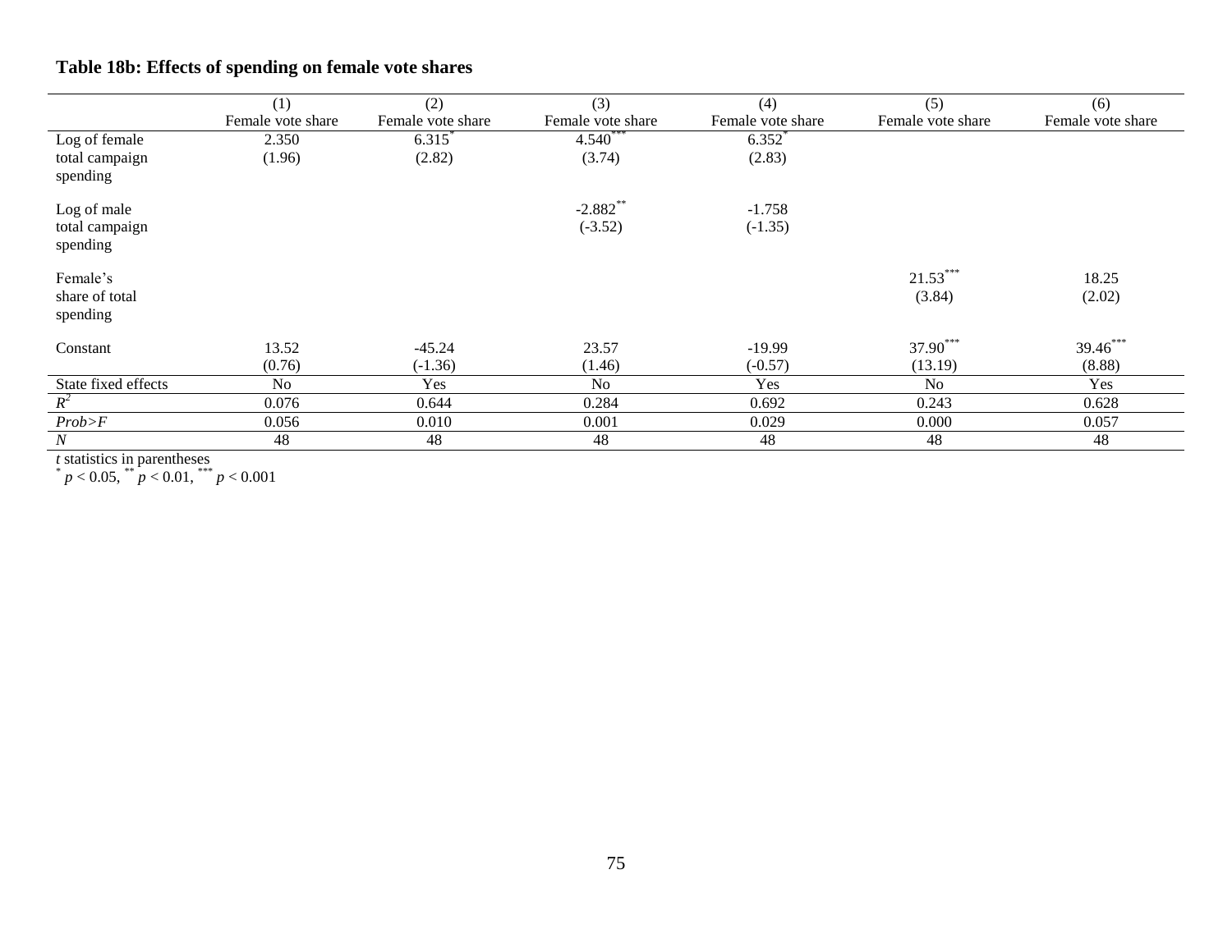### Table 18b: Effects of spending on female vote shares

| | (1) Female vote share | (2) Female vote share | (3) Female vote share | (4) Female vote share | (5) Female vote share | (6) Female vote share |
|---|---|---|---|---|---|---|
| Log of female total campaign spending | 2.350 | 6.315$^{*}$ | 4.540$^{***}$ | 6.352$^{*}$ | | |
| | (1.96) | (2.82) | (3.74) | (2.83) | | |
| Log of male total campaign spending | | | -2.882$^{**}$ | -1.758 | | |
| | | | (-3.52) | (-1.35) | | |
| Female's share of total spending | | | | | 21.53$^{***}$ | 18.25 |
| | | | | | (3.84) | (2.02) |
| Constant | 13.52 | -45.24 | 23.57 | -19.99 | 37.90$^{***}$ | 39.46$^{***}$ |
| | (0.76) | (-1.36) | (1.46) | (-0.57) | (13.19) | (8.88) |
| State fixed effects | No | Yes | No | Yes | No | Yes |
| $R^2$ | 0.076 | 0.644 | 0.284 | 0.692 | 0.243 | 0.628 |
| *Prob>F* | 0.056 | 0.010 | 0.001 | 0.029 | 0.000 | 0.057 |
| *N* | 48 | 48 | 48 | 48 | 48 | 48 |

*t* statistics in parentheses
$^{*}$ $p < 0.05$, $^{**}$ $p < 0.01$, $^{***}$ $p < 0.001$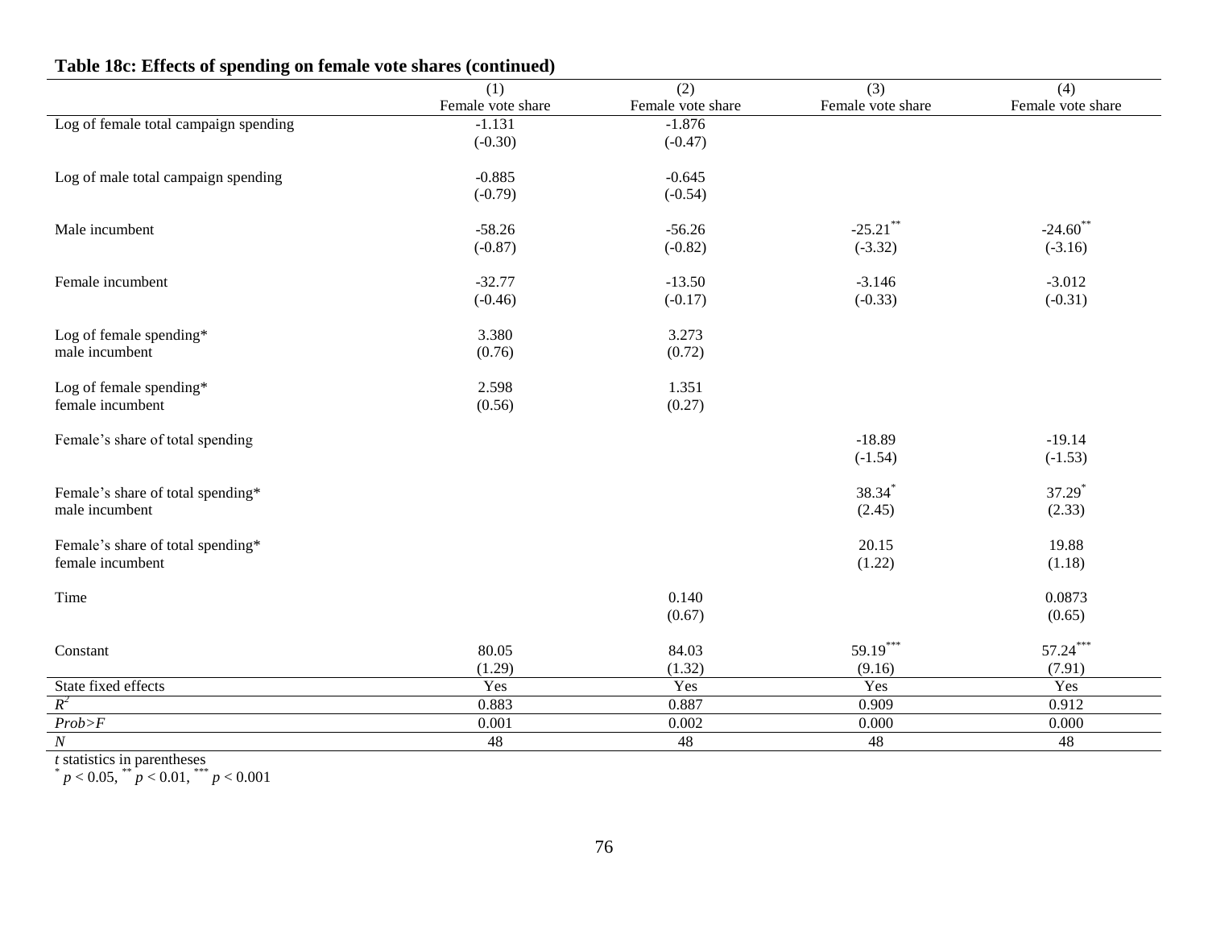**Table 18c: Effects of spending on female vote shares (continued)**

| | (1) | (2) | (3) | (4) |
|---|---|---|---|---|
| | Female vote share | Female vote share | Female vote share | Female vote share |
| Log of female total campaign spending | -1.131 | -1.876 | | |
| | (-0.30) | (-0.47) | | |
| Log of male total campaign spending | -0.885 | -0.645 | | |
| | (-0.79) | (-0.54) | | |
| Male incumbent | -58.26 | -56.26 | -25.21** | -24.60** |
| | (-0.87) | (-0.82) | (-3.32) | (-3.16) |
| Female incumbent | -32.77 | -13.50 | -3.146 | -3.012 |
| | (-0.46) | (-0.17) | (-0.33) | (-0.31) |
| Log of female spending* male incumbent | 3.380 | 3.273 | | |
| | (0.76) | (0.72) | | |
| Log of female spending* female incumbent | 2.598 | 1.351 | | |
| | (0.56) | (0.27) | | |
| Female's share of total spending | | | -18.89 | -19.14 |
| | | | (-1.54) | (-1.53) |
| Female's share of total spending* male incumbent | | | 38.34* | 37.29* |
| | | | (2.45) | (2.33) |
| Female's share of total spending* female incumbent | | | 20.15 | 19.88 |
| | | | (1.22) | (1.18) |
| Time | | 0.140 | | 0.0873 |
| | | (0.67) | | (0.65) |
| Constant | 80.05 | 84.03 | 59.19*** | 57.24*** |
| | (1.29) | (1.32) | (9.16) | (7.91) |
| State fixed effects | Yes | Yes | Yes | Yes |
| $R^2$ | 0.883 | 0.887 | 0.909 | 0.912 |
| *Prob>F* | 0.001 | 0.002 | 0.000 | 0.000 |
| *N* | 48 | 48 | 48 | 48 |

*t* statistics in parentheses
\* $p < 0.05$, ** $p < 0.01$, *** $p < 0.001$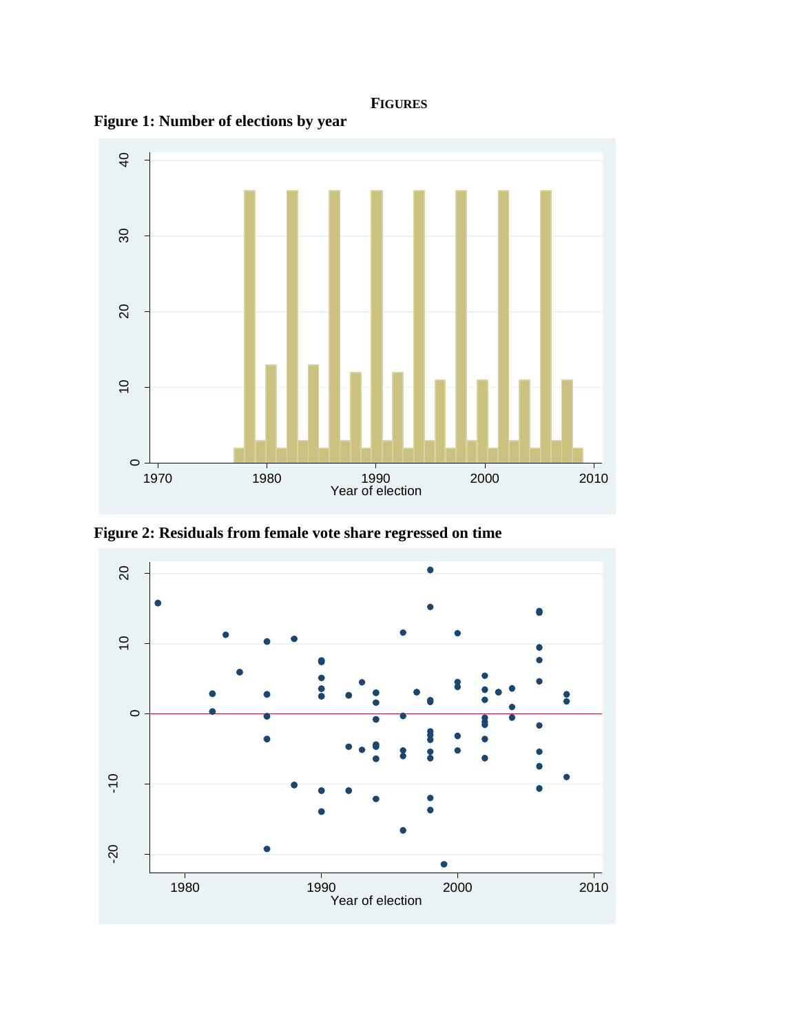**FIGURES**

**Figure 1: Number of elections by year**

**Figure 2: Residuals from female vote share regressed on time**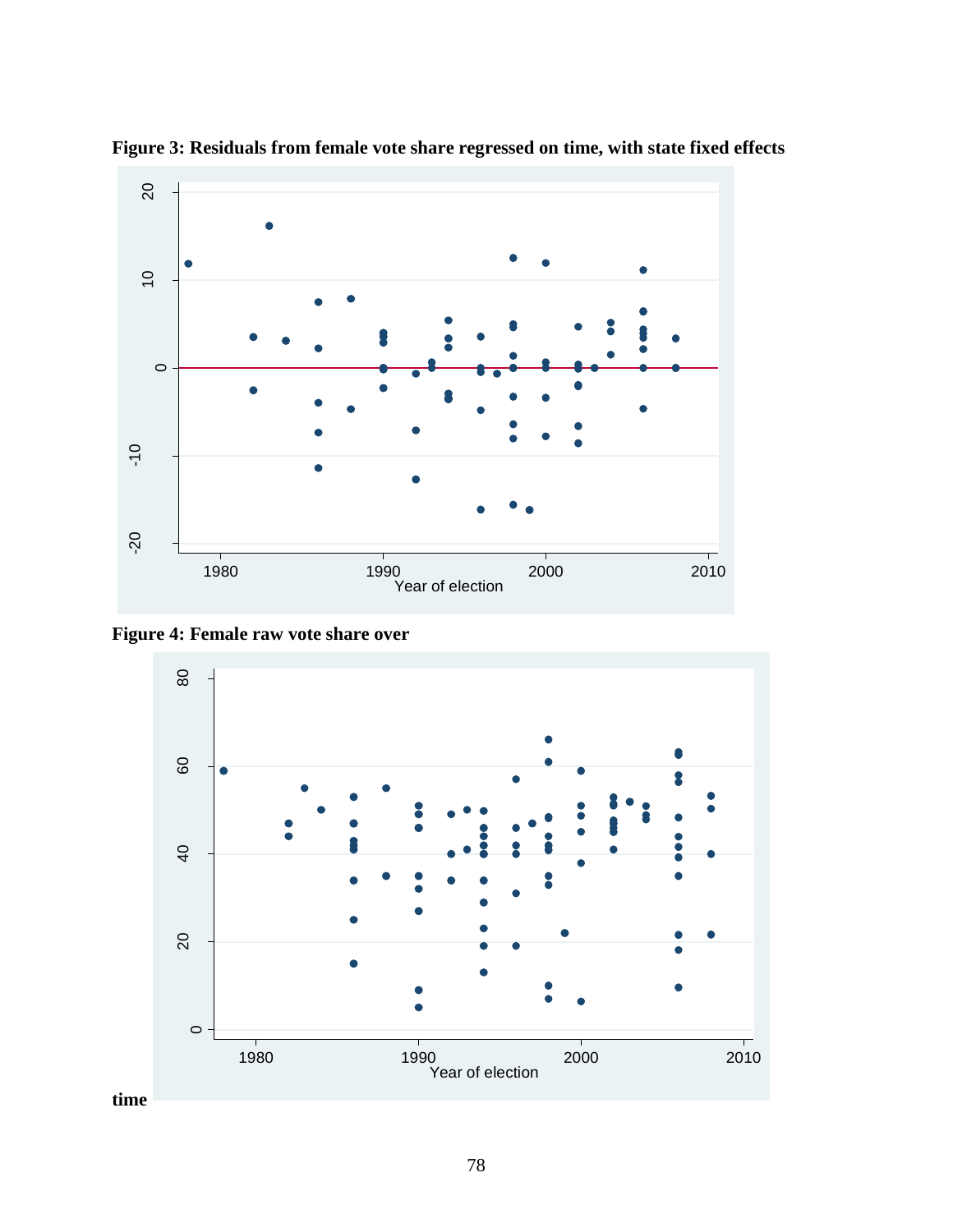**Figure 3: Residuals from female vote share regressed on time, with state fixed effects**

**Figure 4: Female raw vote share over time**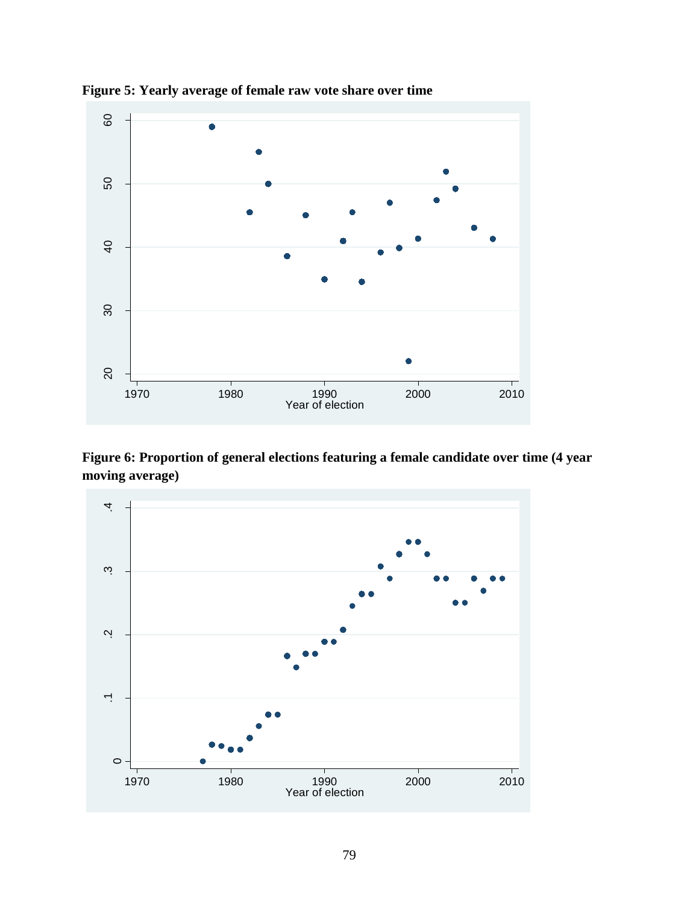**Figure 5: Yearly average of female raw vote share over time**

60
50
40
30
20

1970 1980 1990 2000 2010

Year of election

**Figure 6: Proportion of general elections featuring a female candidate over time (4 year moving average)**

.4
.3
.2
.1
0

1970 1980 1990 2000 2010

Year of election